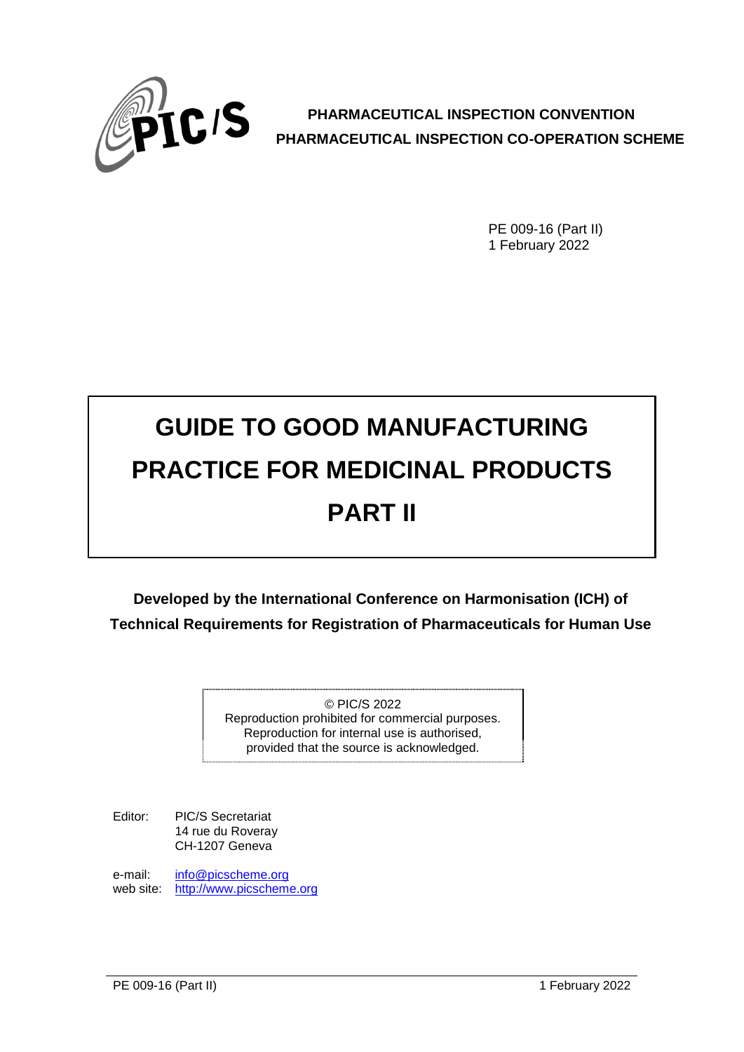**PHARMACEUTICAL INSPECTION CONVENTION**
**PHARMACEUTICAL INSPECTION CO-OPERATION SCHEME**

PE 009-16 (Part II)
1 February 2022

# GUIDE TO GOOD MANUFACTURING PRACTICE FOR MEDICINAL PRODUCTS PART II

**Developed by the International Conference on Harmonisation (ICH) of Technical Requirements for Registration of Pharmaceuticals for Human Use**

© PIC/S 2022
Reproduction prohibited for commercial purposes.
Reproduction for internal use is authorised,
provided that the source is acknowledged.

Editor: PIC/S Secretariat
14 rue du Roveray
CH-1207 Geneva

e-mail: info@picscheme.org
web site: http://www.picscheme.org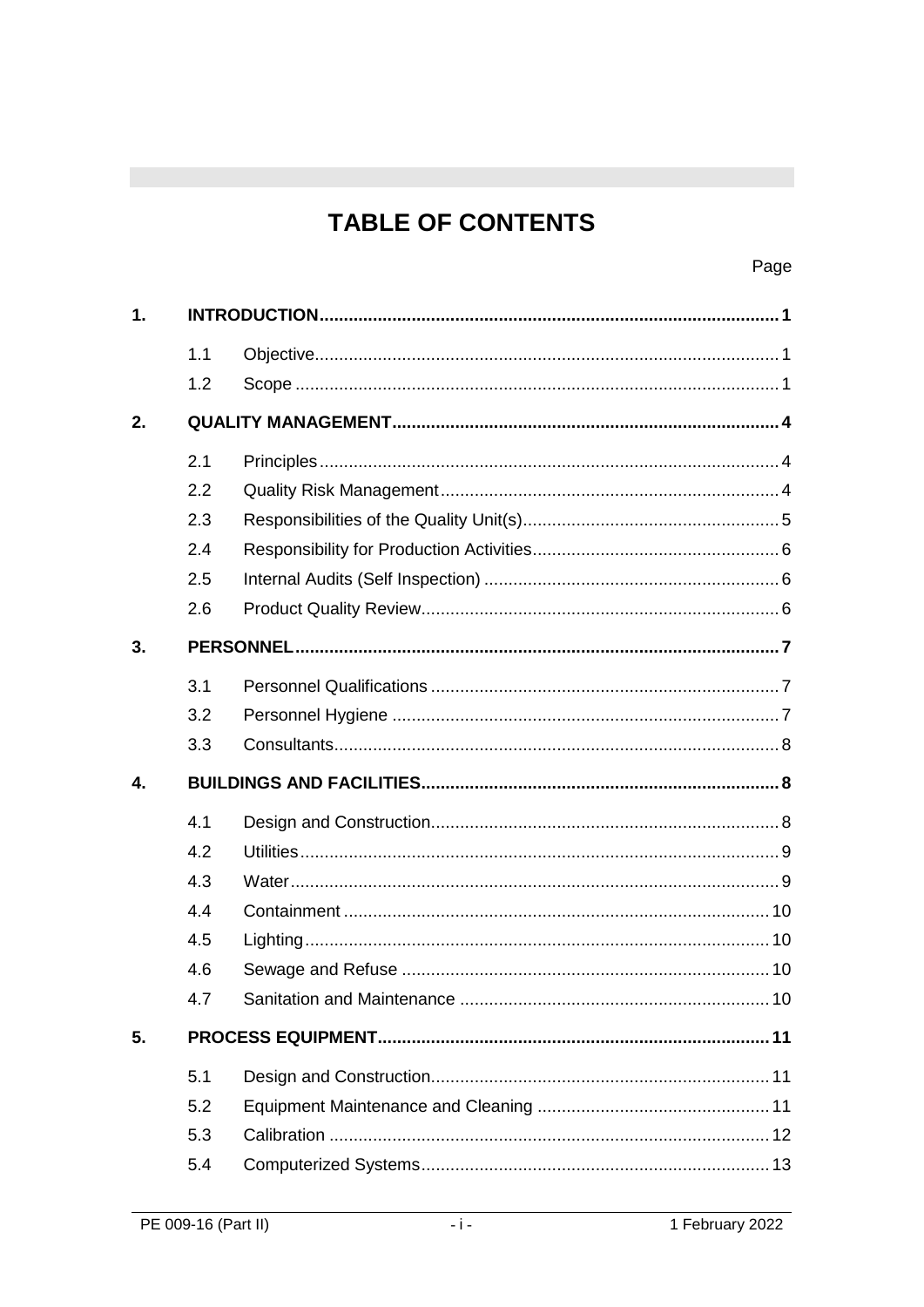# TABLE OF CONTENTS

| | | | Page |
|---|---|---|---|
| **1.** | **INTRODUCTION** | | **1** |
| | 1.1 | Objective | 1 |
| | 1.2 | Scope | 1 |
| **2.** | **QUALITY MANAGEMENT** | | **4** |
| | 2.1 | Principles | 4 |
| | 2.2 | Quality Risk Management | 4 |
| | 2.3 | Responsibilities of the Quality Unit(s) | 5 |
| | 2.4 | Responsibility for Production Activities | 6 |
| | 2.5 | Internal Audits (Self Inspection) | 6 |
| | 2.6 | Product Quality Review | 6 |
| **3.** | **PERSONNEL** | | **7** |
| | 3.1 | Personnel Qualifications | 7 |
| | 3.2 | Personnel Hygiene | 7 |
| | 3.3 | Consultants | 8 |
| **4.** | **BUILDINGS AND FACILITIES** | | **8** |
| | 4.1 | Design and Construction | 8 |
| | 4.2 | Utilities | 9 |
| | 4.3 | Water | 9 |
| | 4.4 | Containment | 10 |
| | 4.5 | Lighting | 10 |
| | 4.6 | Sewage and Refuse | 10 |
| | 4.7 | Sanitation and Maintenance | 10 |
| **5.** | **PROCESS EQUIPMENT** | | **11** |
| | 5.1 | Design and Construction | 11 |
| | 5.2 | Equipment Maintenance and Cleaning | 11 |
| | 5.3 | Calibration | 12 |
| | 5.4 | Computerized Systems | 13 |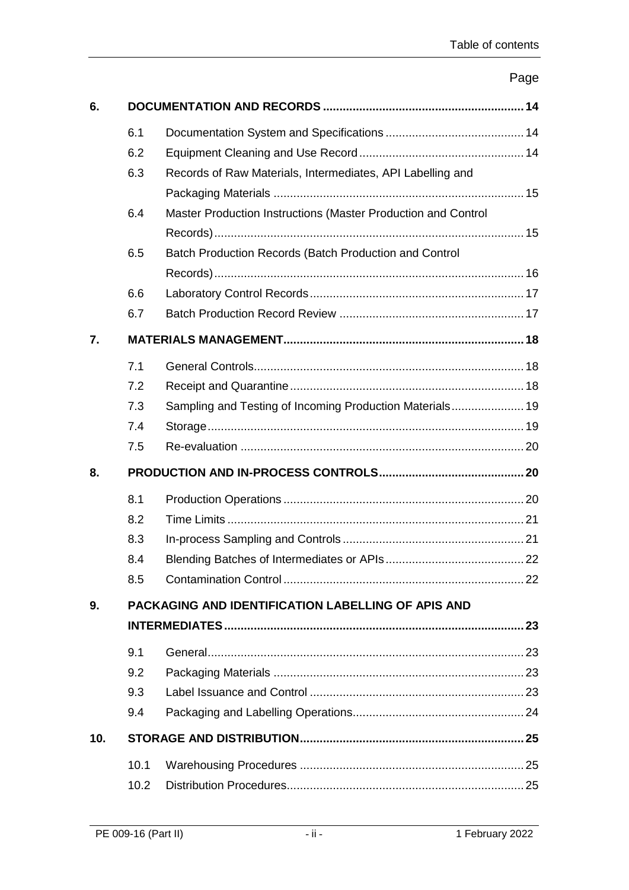| | | | Page |
|---|---|---|---|
| **6.** | **DOCUMENTATION AND RECORDS** | | **14** |
| | 6.1 | Documentation System and Specifications | 14 |
| | 6.2 | Equipment Cleaning and Use Record | 14 |
| | 6.3 | Records of Raw Materials, Intermediates, API Labelling and Packaging Materials | 15 |
| | 6.4 | Master Production Instructions (Master Production and Control Records) | 15 |
| | 6.5 | Batch Production Records (Batch Production and Control Records) | 16 |
| | 6.6 | Laboratory Control Records | 17 |
| | 6.7 | Batch Production Record Review | 17 |
| **7.** | **MATERIALS MANAGEMENT** | | **18** |
| | 7.1 | General Controls | 18 |
| | 7.2 | Receipt and Quarantine | 18 |
| | 7.3 | Sampling and Testing of Incoming Production Materials | 19 |
| | 7.4 | Storage | 19 |
| | 7.5 | Re-evaluation | 20 |
| **8.** | **PRODUCTION AND IN-PROCESS CONTROLS** | | **20** |
| | 8.1 | Production Operations | 20 |
| | 8.2 | Time Limits | 21 |
| | 8.3 | In-process Sampling and Controls | 21 |
| | 8.4 | Blending Batches of Intermediates or APIs | 22 |
| | 8.5 | Contamination Control | 22 |
| **9.** | **PACKAGING AND IDENTIFICATION LABELLING OF APIS AND INTERMEDIATES** | | **23** |
| | 9.1 | General | 23 |
| | 9.2 | Packaging Materials | 23 |
| | 9.3 | Label Issuance and Control | 23 |
| | 9.4 | Packaging and Labelling Operations | 24 |
| **10.** | **STORAGE AND DISTRIBUTION** | | **25** |
| | 10.1 | Warehousing Procedures | 25 |
| | 10.2 | Distribution Procedures | 25 |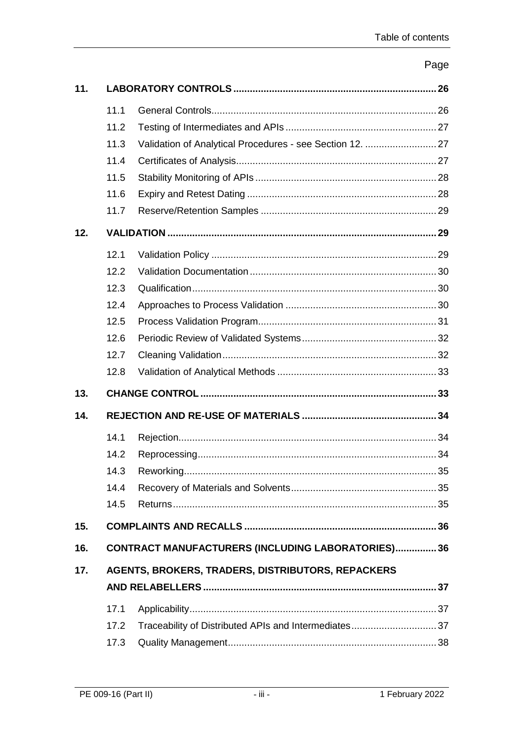| | | | Page |
|---|---|---|---|
| **11.** | **LABORATORY CONTROLS** | | **26** |
| | 11.1 | General Controls | 26 |
| | 11.2 | Testing of Intermediates and APIs | 27 |
| | 11.3 | Validation of Analytical Procedures - see Section 12. | 27 |
| | 11.4 | Certificates of Analysis | 27 |
| | 11.5 | Stability Monitoring of APIs | 28 |
| | 11.6 | Expiry and Retest Dating | 28 |
| | 11.7 | Reserve/Retention Samples | 29 |
| **12.** | **VALIDATION** | | **29** |
| | 12.1 | Validation Policy | 29 |
| | 12.2 | Validation Documentation | 30 |
| | 12.3 | Qualification | 30 |
| | 12.4 | Approaches to Process Validation | 30 |
| | 12.5 | Process Validation Program | 31 |
| | 12.6 | Periodic Review of Validated Systems | 32 |
| | 12.7 | Cleaning Validation | 32 |
| | 12.8 | Validation of Analytical Methods | 33 |
| **13.** | **CHANGE CONTROL** | | **33** |
| **14.** | **REJECTION AND RE-USE OF MATERIALS** | | **34** |
| | 14.1 | Rejection | 34 |
| | 14.2 | Reprocessing | 34 |
| | 14.3 | Reworking | 35 |
| | 14.4 | Recovery of Materials and Solvents | 35 |
| | 14.5 | Returns | 35 |
| **15.** | **COMPLAINTS AND RECALLS** | | **36** |
| **16.** | **CONTRACT MANUFACTURERS (INCLUDING LABORATORIES)** | | **36** |
| **17.** | **AGENTS, BROKERS, TRADERS, DISTRIBUTORS, REPACKERS AND RELABELLERS** | | **37** |
| | 17.1 | Applicability | 37 |
| | 17.2 | Traceability of Distributed APIs and Intermediates | 37 |
| | 17.3 | Quality Management | 38 |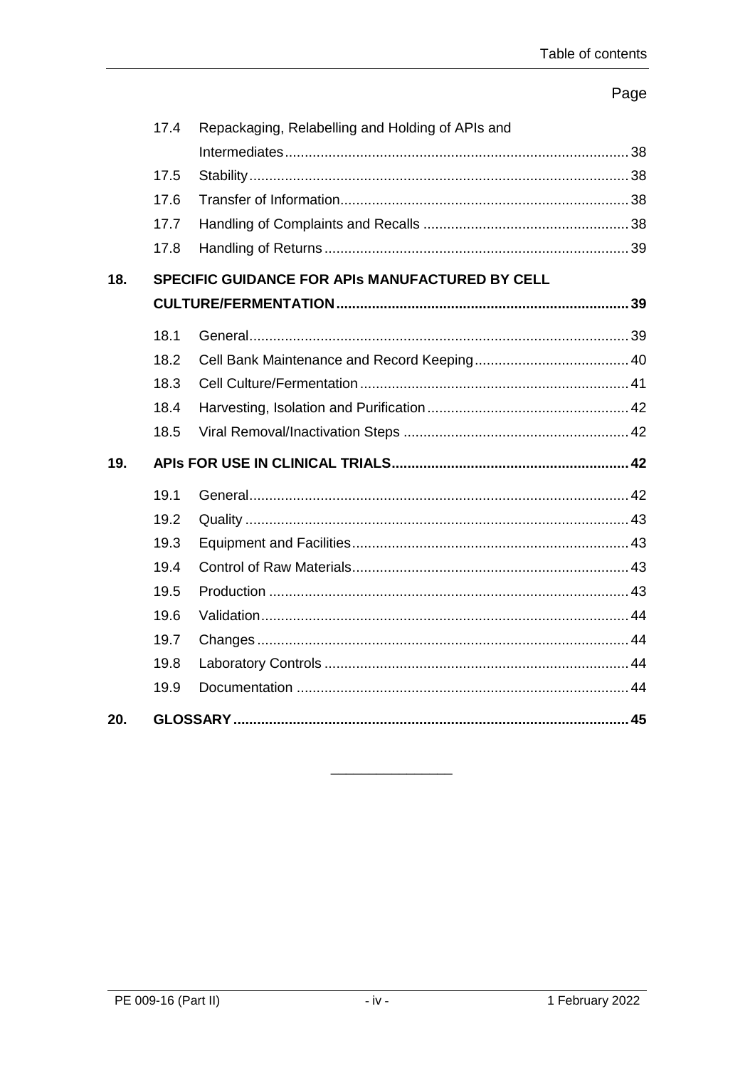| | | Page |
|---|---|---|
| 17.4 | Repackaging, Relabelling and Holding of APIs and Intermediates | 38 |
| 17.5 | Stability | 38 |
| 17.6 | Transfer of Information | 38 |
| 17.7 | Handling of Complaints and Recalls | 38 |
| 17.8 | Handling of Returns | 39 |
| **18.** | **SPECIFIC GUIDANCE FOR APIs MANUFACTURED BY CELL CULTURE/FERMENTATION** | **39** |
| 18.1 | General | 39 |
| 18.2 | Cell Bank Maintenance and Record Keeping | 40 |
| 18.3 | Cell Culture/Fermentation | 41 |
| 18.4 | Harvesting, Isolation and Purification | 42 |
| 18.5 | Viral Removal/Inactivation Steps | 42 |
| **19.** | **APIs FOR USE IN CLINICAL TRIALS** | **42** |
| 19.1 | General | 42 |
| 19.2 | Quality | 43 |
| 19.3 | Equipment and Facilities | 43 |
| 19.4 | Control of Raw Materials | 43 |
| 19.5 | Production | 43 |
| 19.6 | Validation | 44 |
| 19.7 | Changes | 44 |
| 19.8 | Laboratory Controls | 44 |
| 19.9 | Documentation | 44 |
| **20.** | **GLOSSARY** | **45** |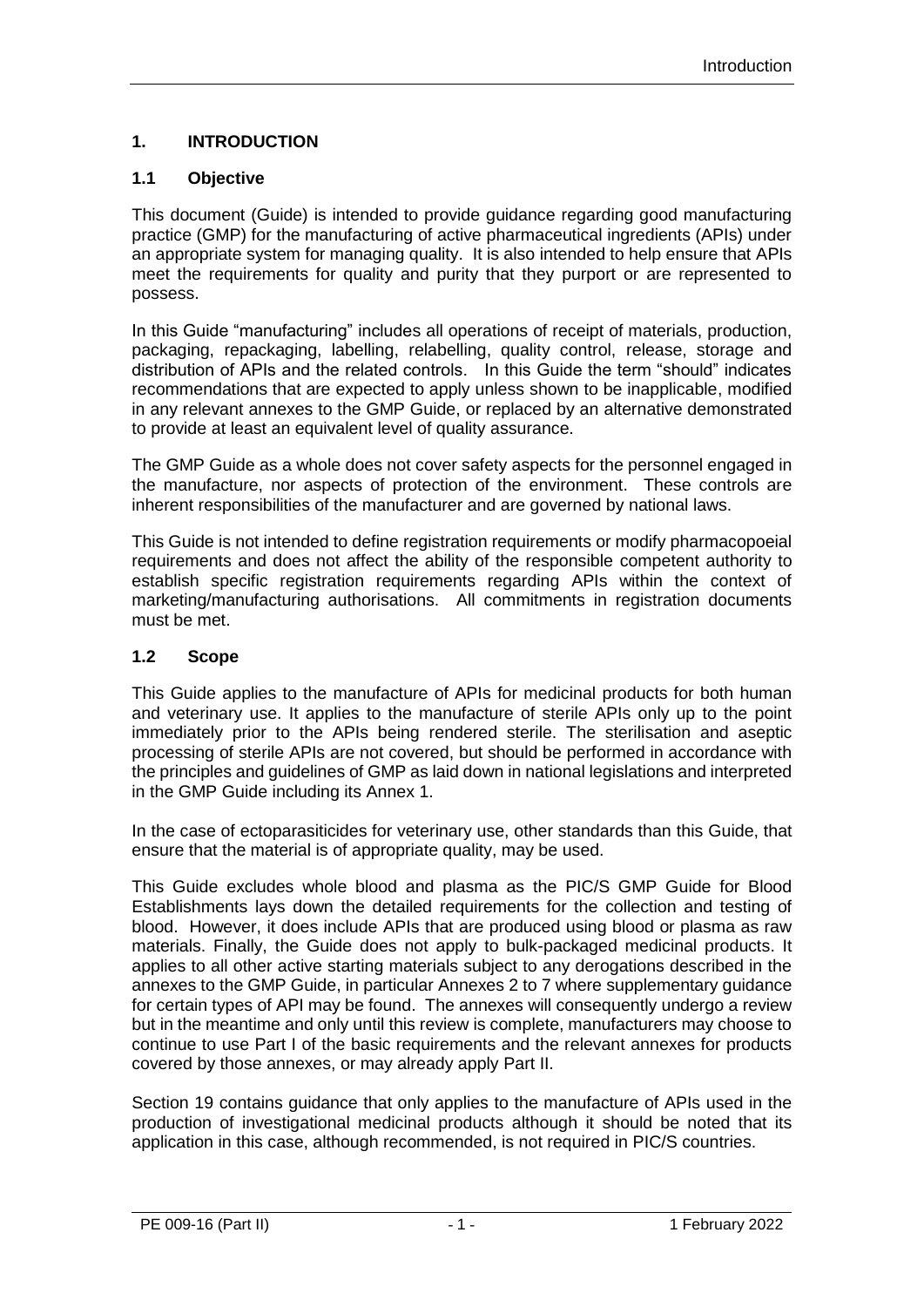# 1. INTRODUCTION

## 1.1 Objective

This document (Guide) is intended to provide guidance regarding good manufacturing practice (GMP) for the manufacturing of active pharmaceutical ingredients (APIs) under an appropriate system for managing quality. It is also intended to help ensure that APIs meet the requirements for quality and purity that they purport or are represented to possess.

In this Guide "manufacturing" includes all operations of receipt of materials, production, packaging, repackaging, labelling, relabelling, quality control, release, storage and distribution of APIs and the related controls. In this Guide the term "should" indicates recommendations that are expected to apply unless shown to be inapplicable, modified in any relevant annexes to the GMP Guide, or replaced by an alternative demonstrated to provide at least an equivalent level of quality assurance.

The GMP Guide as a whole does not cover safety aspects for the personnel engaged in the manufacture, nor aspects of protection of the environment. These controls are inherent responsibilities of the manufacturer and are governed by national laws.

This Guide is not intended to define registration requirements or modify pharmacopoeial requirements and does not affect the ability of the responsible competent authority to establish specific registration requirements regarding APIs within the context of marketing/manufacturing authorisations. All commitments in registration documents must be met.

## 1.2 Scope

This Guide applies to the manufacture of APIs for medicinal products for both human and veterinary use. It applies to the manufacture of sterile APIs only up to the point immediately prior to the APIs being rendered sterile. The sterilisation and aseptic processing of sterile APIs are not covered, but should be performed in accordance with the principles and guidelines of GMP as laid down in national legislations and interpreted in the GMP Guide including its Annex 1.

In the case of ectoparasiticides for veterinary use, other standards than this Guide, that ensure that the material is of appropriate quality, may be used.

This Guide excludes whole blood and plasma as the PIC/S GMP Guide for Blood Establishments lays down the detailed requirements for the collection and testing of blood. However, it does include APIs that are produced using blood or plasma as raw materials. Finally, the Guide does not apply to bulk-packaged medicinal products. It applies to all other active starting materials subject to any derogations described in the annexes to the GMP Guide, in particular Annexes 2 to 7 where supplementary guidance for certain types of API may be found. The annexes will consequently undergo a review but in the meantime and only until this review is complete, manufacturers may choose to continue to use Part I of the basic requirements and the relevant annexes for products covered by those annexes, or may already apply Part II.

Section 19 contains guidance that only applies to the manufacture of APIs used in the production of investigational medicinal products although it should be noted that its application in this case, although recommended, is not required in PIC/S countries.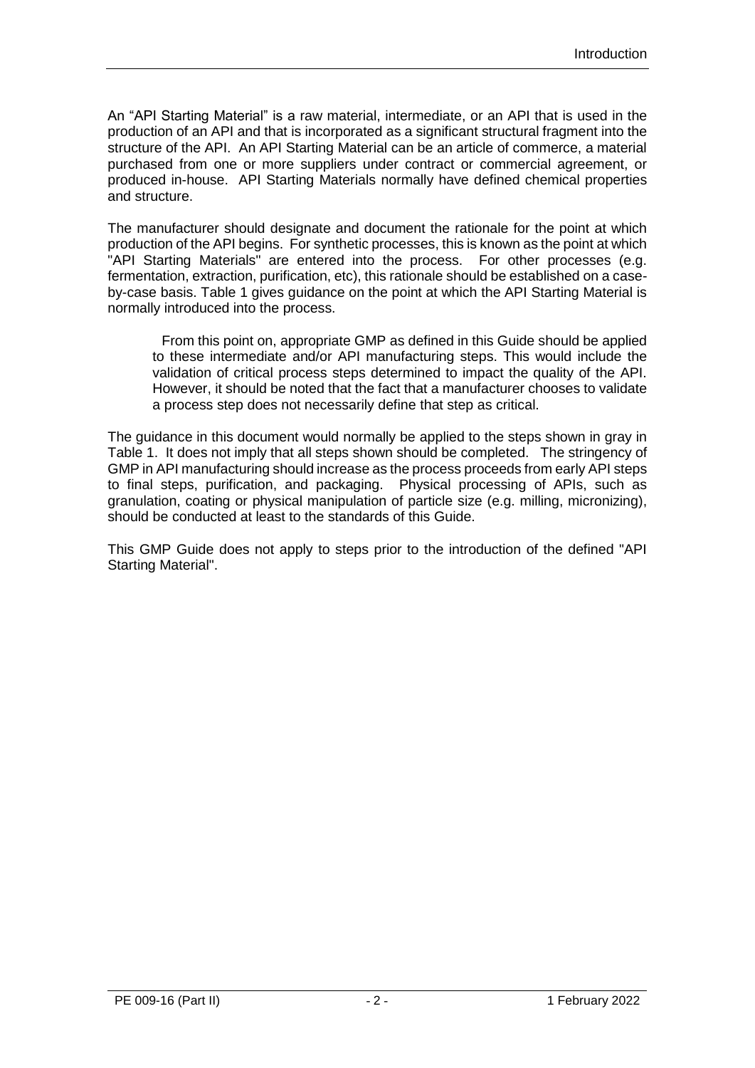An “API Starting Material” is a raw material, intermediate, or an API that is used in the production of an API and that is incorporated as a significant structural fragment into the structure of the API. An API Starting Material can be an article of commerce, a material purchased from one or more suppliers under contract or commercial agreement, or produced in-house. API Starting Materials normally have defined chemical properties and structure.

The manufacturer should designate and document the rationale for the point at which production of the API begins. For synthetic processes, this is known as the point at which "API Starting Materials" are entered into the process. For other processes (e.g. fermentation, extraction, purification, etc), this rationale should be established on a case-by-case basis. Table 1 gives guidance on the point at which the API Starting Material is normally introduced into the process.

> From this point on, appropriate GMP as defined in this Guide should be applied to these intermediate and/or API manufacturing steps. This would include the validation of critical process steps determined to impact the quality of the API. However, it should be noted that the fact that a manufacturer chooses to validate a process step does not necessarily define that step as critical.

The guidance in this document would normally be applied to the steps shown in gray in Table 1. It does not imply that all steps shown should be completed. The stringency of GMP in API manufacturing should increase as the process proceeds from early API steps to final steps, purification, and packaging. Physical processing of APIs, such as granulation, coating or physical manipulation of particle size (e.g. milling, micronizing), should be conducted at least to the standards of this Guide.

This GMP Guide does not apply to steps prior to the introduction of the defined "API Starting Material".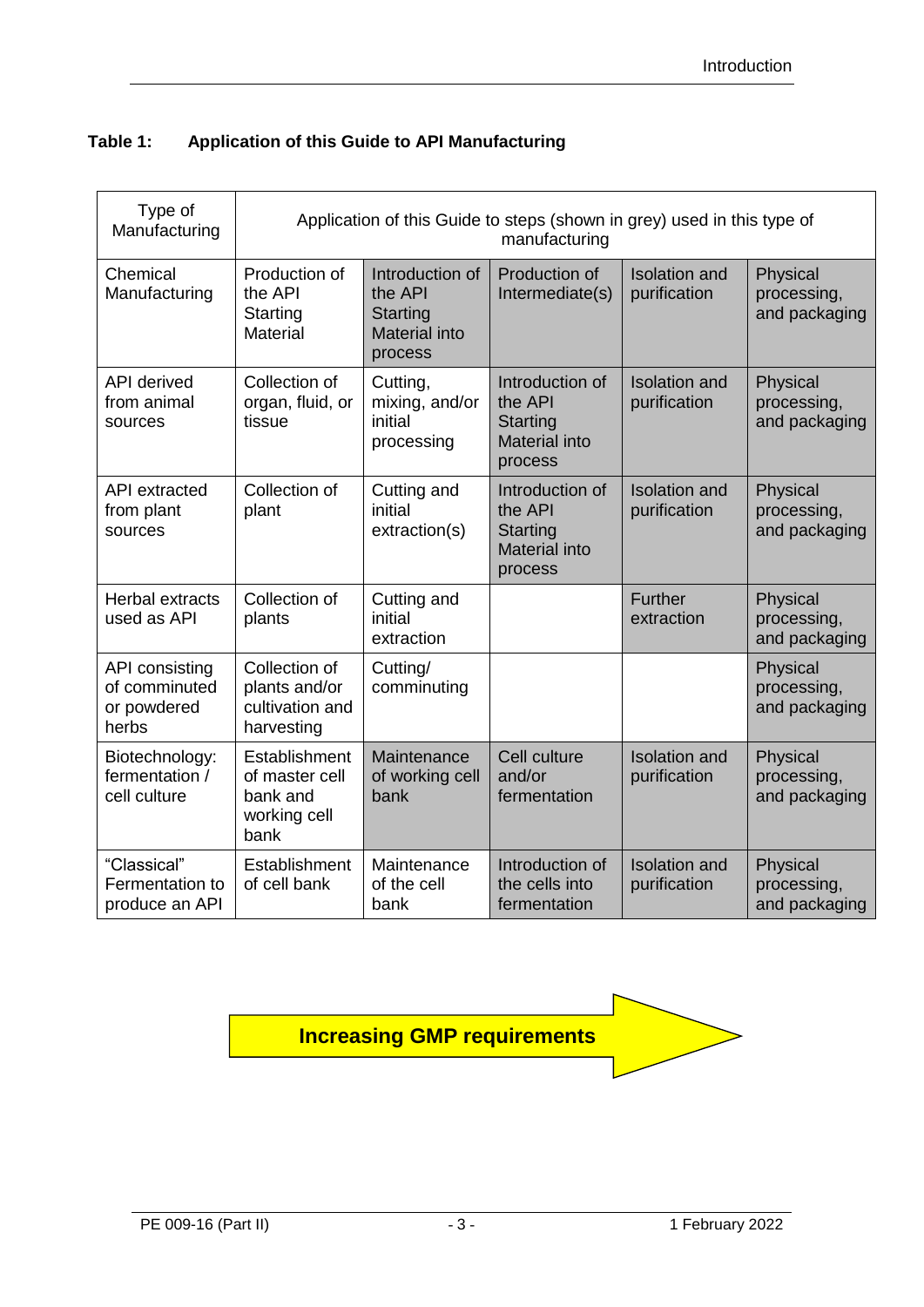**Table 1: Application of this Guide to API Manufacturing**

| Type of Manufacturing | Application of this Guide to steps (shown in grey) used in this type of manufacturing | | | | |
|---|---|---|---|---|---|
| Chemical Manufacturing | Production of the API Starting Material | Introduction of the API Starting Material into process | Production of Intermediate(s) | Isolation and purification | Physical processing, and packaging |
| API derived from animal sources | Collection of organ, fluid, or tissue | Cutting, mixing, and/or initial processing | Introduction of the API Starting Material into process | Isolation and purification | Physical processing, and packaging |
| API extracted from plant sources | Collection of plant | Cutting and initial extraction(s) | Introduction of the API Starting Material into process | Isolation and purification | Physical processing, and packaging |
| Herbal extracts used as API | Collection of plants | Cutting and initial extraction | | Further extraction | Physical processing, and packaging |
| API consisting of comminuted or powdered herbs | Collection of plants and/or cultivation and harvesting | Cutting/ comminuting | | | Physical processing, and packaging |
| Biotechnology: fermentation / cell culture | Establishment of master cell bank and working cell bank | Maintenance of working cell bank | Cell culture and/or fermentation | Isolation and purification | Physical processing, and packaging |
| "Classical" Fermentation to produce an API | Establishment of cell bank | Maintenance of the cell bank | Introduction of the cells into fermentation | Isolation and purification | Physical processing, and packaging |

**Increasing GMP requirements** →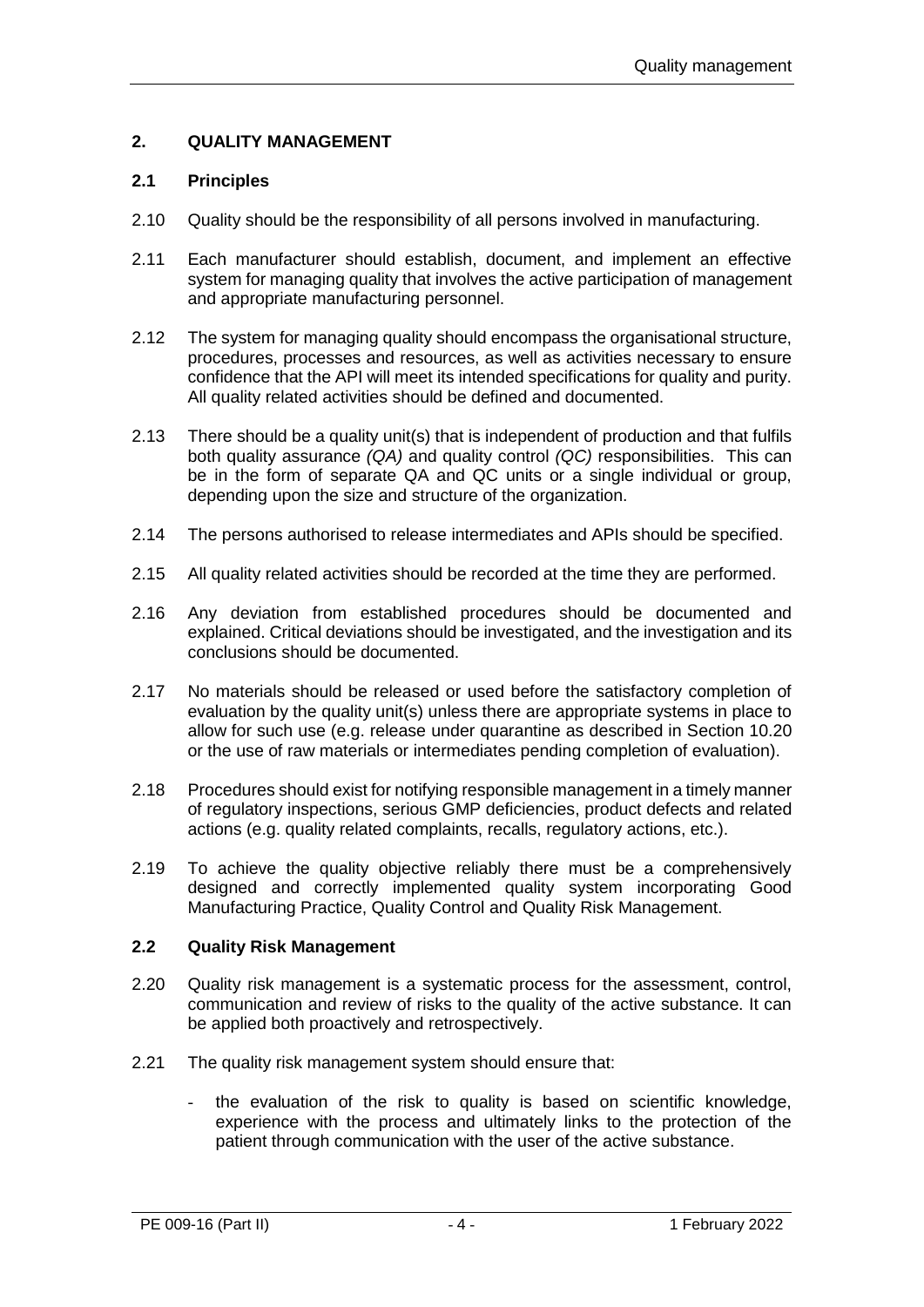## 2. QUALITY MANAGEMENT

### 2.1 Principles

2.10 Quality should be the responsibility of all persons involved in manufacturing.

2.11 Each manufacturer should establish, document, and implement an effective system for managing quality that involves the active participation of management and appropriate manufacturing personnel.

2.12 The system for managing quality should encompass the organisational structure, procedures, processes and resources, as well as activities necessary to ensure confidence that the API will meet its intended specifications for quality and purity. All quality related activities should be defined and documented.

2.13 There should be a quality unit(s) that is independent of production and that fulfils both quality assurance *(QA)* and quality control *(QC)* responsibilities. This can be in the form of separate QA and QC units or a single individual or group, depending upon the size and structure of the organization.

2.14 The persons authorised to release intermediates and APIs should be specified.

2.15 All quality related activities should be recorded at the time they are performed.

2.16 Any deviation from established procedures should be documented and explained. Critical deviations should be investigated, and the investigation and its conclusions should be documented.

2.17 No materials should be released or used before the satisfactory completion of evaluation by the quality unit(s) unless there are appropriate systems in place to allow for such use (e.g. release under quarantine as described in Section 10.20 or the use of raw materials or intermediates pending completion of evaluation).

2.18 Procedures should exist for notifying responsible management in a timely manner of regulatory inspections, serious GMP deficiencies, product defects and related actions (e.g. quality related complaints, recalls, regulatory actions, etc.).

2.19 To achieve the quality objective reliably there must be a comprehensively designed and correctly implemented quality system incorporating Good Manufacturing Practice, Quality Control and Quality Risk Management.

### 2.2 Quality Risk Management

2.20 Quality risk management is a systematic process for the assessment, control, communication and review of risks to the quality of the active substance. It can be applied both proactively and retrospectively.

2.21 The quality risk management system should ensure that:

- the evaluation of the risk to quality is based on scientific knowledge, experience with the process and ultimately links to the protection of the patient through communication with the user of the active substance.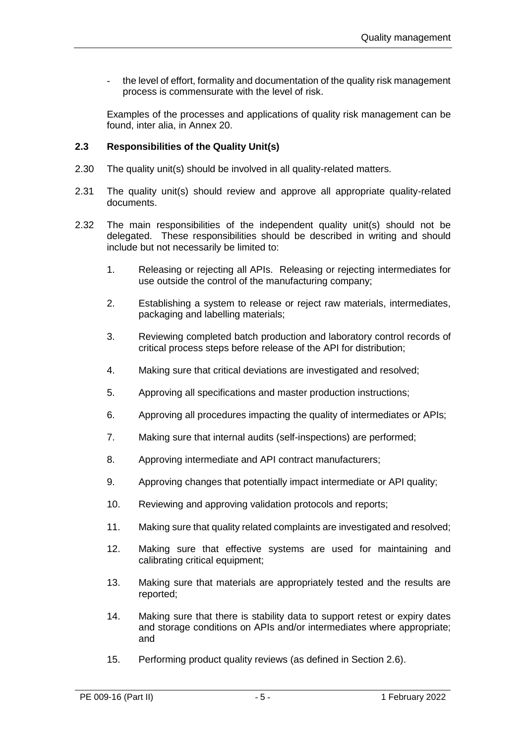- the level of effort, formality and documentation of the quality risk management process is commensurate with the level of risk.

Examples of the processes and applications of quality risk management can be found, inter alia, in Annex 20.

### 2.3 Responsibilities of the Quality Unit(s)

2.30 The quality unit(s) should be involved in all quality-related matters.

2.31 The quality unit(s) should review and approve all appropriate quality-related documents.

2.32 The main responsibilities of the independent quality unit(s) should not be delegated. These responsibilities should be described in writing and should include but not necessarily be limited to:

1. Releasing or rejecting all APIs. Releasing or rejecting intermediates for use outside the control of the manufacturing company;
2. Establishing a system to release or reject raw materials, intermediates, packaging and labelling materials;
3. Reviewing completed batch production and laboratory control records of critical process steps before release of the API for distribution;
4. Making sure that critical deviations are investigated and resolved;
5. Approving all specifications and master production instructions;
6. Approving all procedures impacting the quality of intermediates or APIs;
7. Making sure that internal audits (self-inspections) are performed;
8. Approving intermediate and API contract manufacturers;
9. Approving changes that potentially impact intermediate or API quality;
10. Reviewing and approving validation protocols and reports;
11. Making sure that quality related complaints are investigated and resolved;
12. Making sure that effective systems are used for maintaining and calibrating critical equipment;
13. Making sure that materials are appropriately tested and the results are reported;
14. Making sure that there is stability data to support retest or expiry dates and storage conditions on APIs and/or intermediates where appropriate; and
15. Performing product quality reviews (as defined in Section 2.6).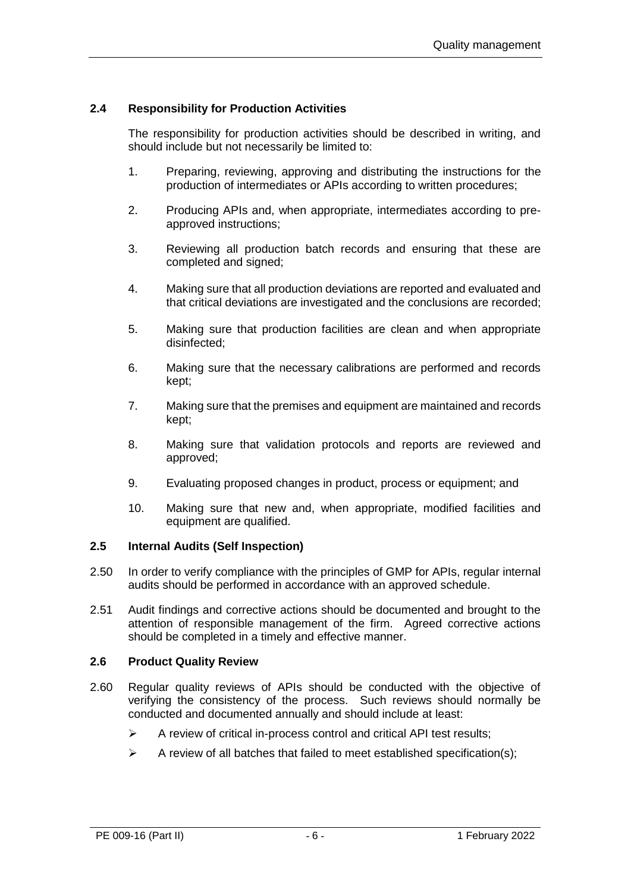### 2.4 Responsibility for Production Activities

The responsibility for production activities should be described in writing, and should include but not necessarily be limited to:

1. Preparing, reviewing, approving and distributing the instructions for the production of intermediates or APIs according to written procedures;
2. Producing APIs and, when appropriate, intermediates according to pre-approved instructions;
3. Reviewing all production batch records and ensuring that these are completed and signed;
4. Making sure that all production deviations are reported and evaluated and that critical deviations are investigated and the conclusions are recorded;
5. Making sure that production facilities are clean and when appropriate disinfected;
6. Making sure that the necessary calibrations are performed and records kept;
7. Making sure that the premises and equipment are maintained and records kept;
8. Making sure that validation protocols and reports are reviewed and approved;
9. Evaluating proposed changes in product, process or equipment; and
10. Making sure that new and, when appropriate, modified facilities and equipment are qualified.

### 2.5 Internal Audits (Self Inspection)

2.50 In order to verify compliance with the principles of GMP for APIs, regular internal audits should be performed in accordance with an approved schedule.

2.51 Audit findings and corrective actions should be documented and brought to the attention of responsible management of the firm. Agreed corrective actions should be completed in a timely and effective manner.

### 2.6 Product Quality Review

2.60 Regular quality reviews of APIs should be conducted with the objective of verifying the consistency of the process. Such reviews should normally be conducted and documented annually and should include at least:

- A review of critical in-process control and critical API test results;
- A review of all batches that failed to meet established specification(s);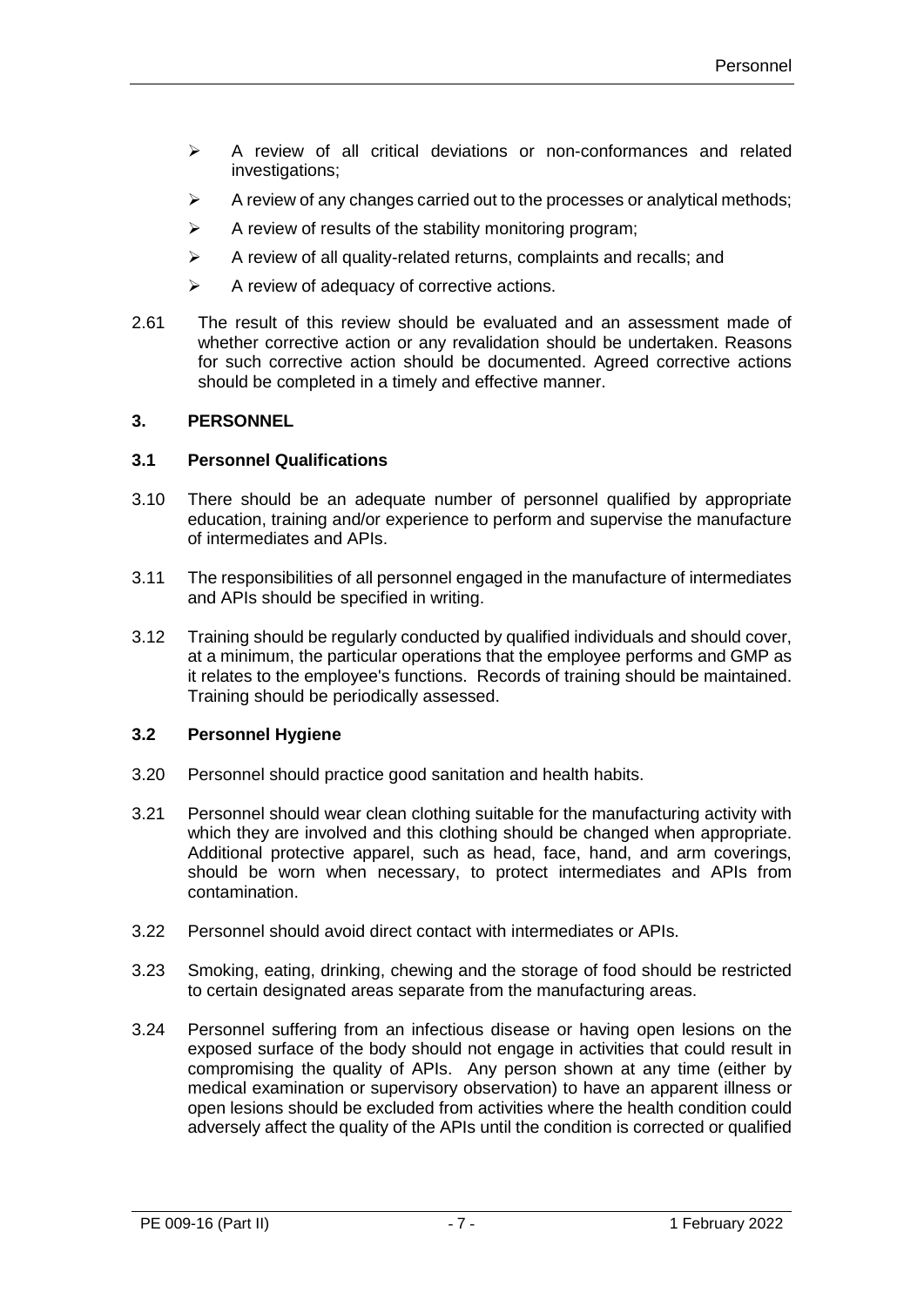- A review of all critical deviations or non-conformances and related investigations;
- A review of any changes carried out to the processes or analytical methods;
- A review of results of the stability monitoring program;
- A review of all quality-related returns, complaints and recalls; and
- A review of adequacy of corrective actions.

2.61 The result of this review should be evaluated and an assessment made of whether corrective action or any revalidation should be undertaken. Reasons for such corrective action should be documented. Agreed corrective actions should be completed in a timely and effective manner.

## 3. PERSONNEL

### 3.1 Personnel Qualifications

3.10 There should be an adequate number of personnel qualified by appropriate education, training and/or experience to perform and supervise the manufacture of intermediates and APIs.

3.11 The responsibilities of all personnel engaged in the manufacture of intermediates and APIs should be specified in writing.

3.12 Training should be regularly conducted by qualified individuals and should cover, at a minimum, the particular operations that the employee performs and GMP as it relates to the employee's functions. Records of training should be maintained. Training should be periodically assessed.

### 3.2 Personnel Hygiene

3.20 Personnel should practice good sanitation and health habits.

3.21 Personnel should wear clean clothing suitable for the manufacturing activity with which they are involved and this clothing should be changed when appropriate. Additional protective apparel, such as head, face, hand, and arm coverings, should be worn when necessary, to protect intermediates and APIs from contamination.

3.22 Personnel should avoid direct contact with intermediates or APIs.

3.23 Smoking, eating, drinking, chewing and the storage of food should be restricted to certain designated areas separate from the manufacturing areas.

3.24 Personnel suffering from an infectious disease or having open lesions on the exposed surface of the body should not engage in activities that could result in compromising the quality of APIs. Any person shown at any time (either by medical examination or supervisory observation) to have an apparent illness or open lesions should be excluded from activities where the health condition could adversely affect the quality of the APIs until the condition is corrected or qualified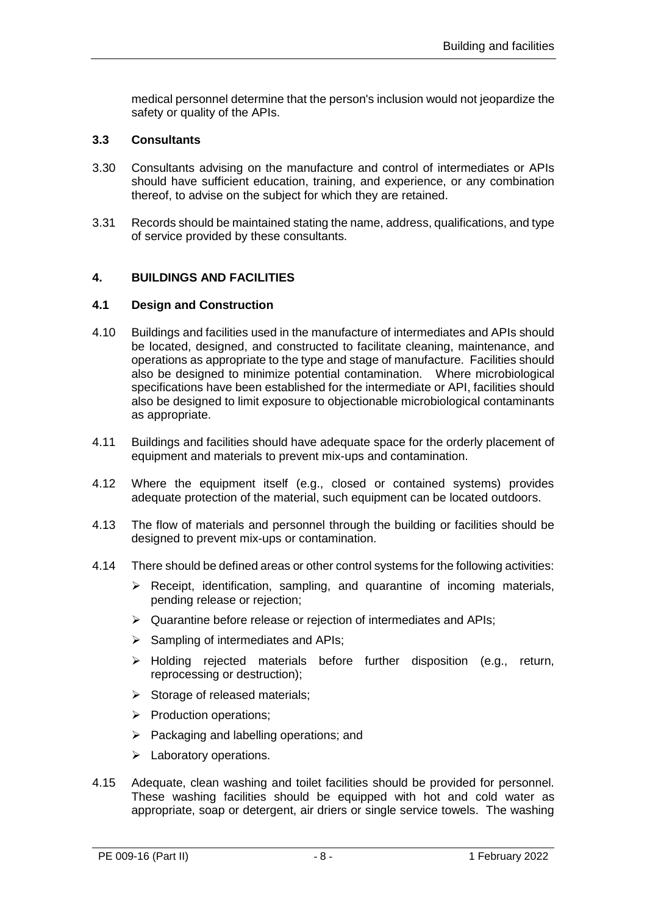medical personnel determine that the person's inclusion would not jeopardize the safety or quality of the APIs.

### 3.3 Consultants

3.30 Consultants advising on the manufacture and control of intermediates or APIs should have sufficient education, training, and experience, or any combination thereof, to advise on the subject for which they are retained.

3.31 Records should be maintained stating the name, address, qualifications, and type of service provided by these consultants.

## 4. BUILDINGS AND FACILITIES

### 4.1 Design and Construction

4.10 Buildings and facilities used in the manufacture of intermediates and APIs should be located, designed, and constructed to facilitate cleaning, maintenance, and operations as appropriate to the type and stage of manufacture. Facilities should also be designed to minimize potential contamination. Where microbiological specifications have been established for the intermediate or API, facilities should also be designed to limit exposure to objectionable microbiological contaminants as appropriate.

4.11 Buildings and facilities should have adequate space for the orderly placement of equipment and materials to prevent mix-ups and contamination.

4.12 Where the equipment itself (e.g., closed or contained systems) provides adequate protection of the material, such equipment can be located outdoors.

4.13 The flow of materials and personnel through the building or facilities should be designed to prevent mix-ups or contamination.

4.14 There should be defined areas or other control systems for the following activities:

- Receipt, identification, sampling, and quarantine of incoming materials, pending release or rejection;
- Quarantine before release or rejection of intermediates and APIs;
- Sampling of intermediates and APIs;
- Holding rejected materials before further disposition (e.g., return, reprocessing or destruction);
- Storage of released materials;
- Production operations;
- Packaging and labelling operations; and
- Laboratory operations.

4.15 Adequate, clean washing and toilet facilities should be provided for personnel. These washing facilities should be equipped with hot and cold water as appropriate, soap or detergent, air driers or single service towels. The washing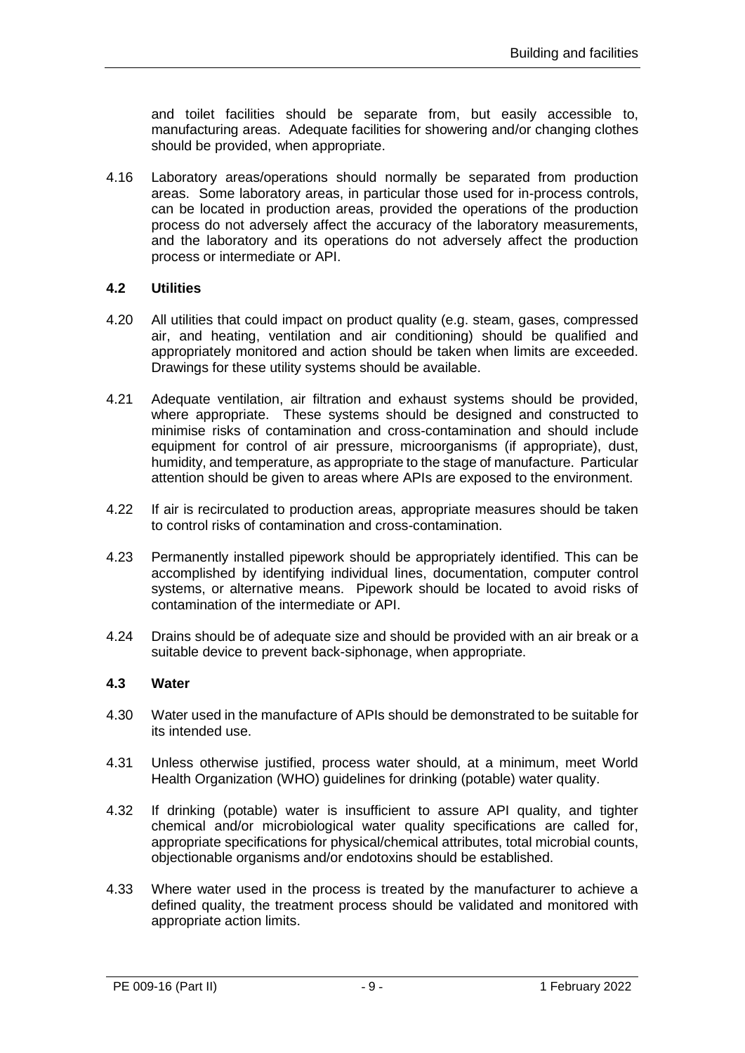and toilet facilities should be separate from, but easily accessible to, manufacturing areas. Adequate facilities for showering and/or changing clothes should be provided, when appropriate.

4.16 Laboratory areas/operations should normally be separated from production areas. Some laboratory areas, in particular those used for in-process controls, can be located in production areas, provided the operations of the production process do not adversely affect the accuracy of the laboratory measurements, and the laboratory and its operations do not adversely affect the production process or intermediate or API.

### 4.2 Utilities

4.20 All utilities that could impact on product quality (e.g. steam, gases, compressed air, and heating, ventilation and air conditioning) should be qualified and appropriately monitored and action should be taken when limits are exceeded. Drawings for these utility systems should be available.

4.21 Adequate ventilation, air filtration and exhaust systems should be provided, where appropriate. These systems should be designed and constructed to minimise risks of contamination and cross-contamination and should include equipment for control of air pressure, microorganisms (if appropriate), dust, humidity, and temperature, as appropriate to the stage of manufacture. Particular attention should be given to areas where APIs are exposed to the environment.

4.22 If air is recirculated to production areas, appropriate measures should be taken to control risks of contamination and cross-contamination.

4.23 Permanently installed pipework should be appropriately identified. This can be accomplished by identifying individual lines, documentation, computer control systems, or alternative means. Pipework should be located to avoid risks of contamination of the intermediate or API.

4.24 Drains should be of adequate size and should be provided with an air break or a suitable device to prevent back-siphonage, when appropriate.

### 4.3 Water

4.30 Water used in the manufacture of APIs should be demonstrated to be suitable for its intended use.

4.31 Unless otherwise justified, process water should, at a minimum, meet World Health Organization (WHO) guidelines for drinking (potable) water quality.

4.32 If drinking (potable) water is insufficient to assure API quality, and tighter chemical and/or microbiological water quality specifications are called for, appropriate specifications for physical/chemical attributes, total microbial counts, objectionable organisms and/or endotoxins should be established.

4.33 Where water used in the process is treated by the manufacturer to achieve a defined quality, the treatment process should be validated and monitored with appropriate action limits.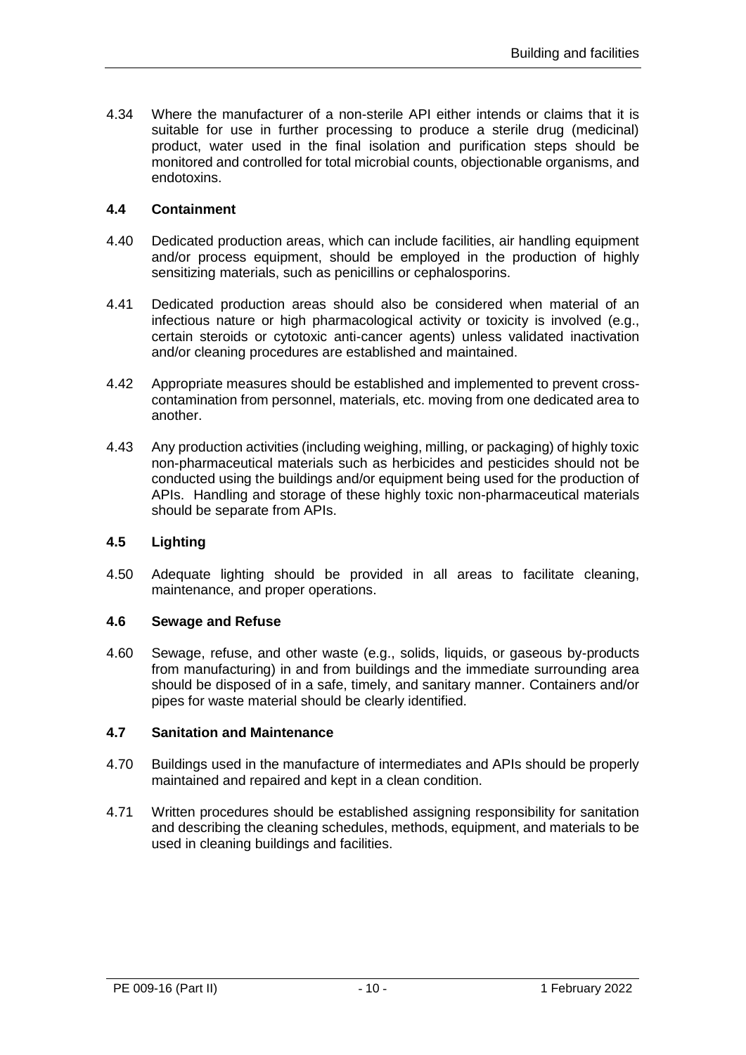4.34 Where the manufacturer of a non-sterile API either intends or claims that it is suitable for use in further processing to produce a sterile drug (medicinal) product, water used in the final isolation and purification steps should be monitored and controlled for total microbial counts, objectionable organisms, and endotoxins.

### 4.4 Containment

4.40 Dedicated production areas, which can include facilities, air handling equipment and/or process equipment, should be employed in the production of highly sensitizing materials, such as penicillins or cephalosporins.

4.41 Dedicated production areas should also be considered when material of an infectious nature or high pharmacological activity or toxicity is involved (e.g., certain steroids or cytotoxic anti-cancer agents) unless validated inactivation and/or cleaning procedures are established and maintained.

4.42 Appropriate measures should be established and implemented to prevent cross-contamination from personnel, materials, etc. moving from one dedicated area to another.

4.43 Any production activities (including weighing, milling, or packaging) of highly toxic non-pharmaceutical materials such as herbicides and pesticides should not be conducted using the buildings and/or equipment being used for the production of APIs. Handling and storage of these highly toxic non-pharmaceutical materials should be separate from APIs.

### 4.5 Lighting

4.50 Adequate lighting should be provided in all areas to facilitate cleaning, maintenance, and proper operations.

### 4.6 Sewage and Refuse

4.60 Sewage, refuse, and other waste (e.g., solids, liquids, or gaseous by-products from manufacturing) in and from buildings and the immediate surrounding area should be disposed of in a safe, timely, and sanitary manner. Containers and/or pipes for waste material should be clearly identified.

### 4.7 Sanitation and Maintenance

4.70 Buildings used in the manufacture of intermediates and APIs should be properly maintained and repaired and kept in a clean condition.

4.71 Written procedures should be established assigning responsibility for sanitation and describing the cleaning schedules, methods, equipment, and materials to be used in cleaning buildings and facilities.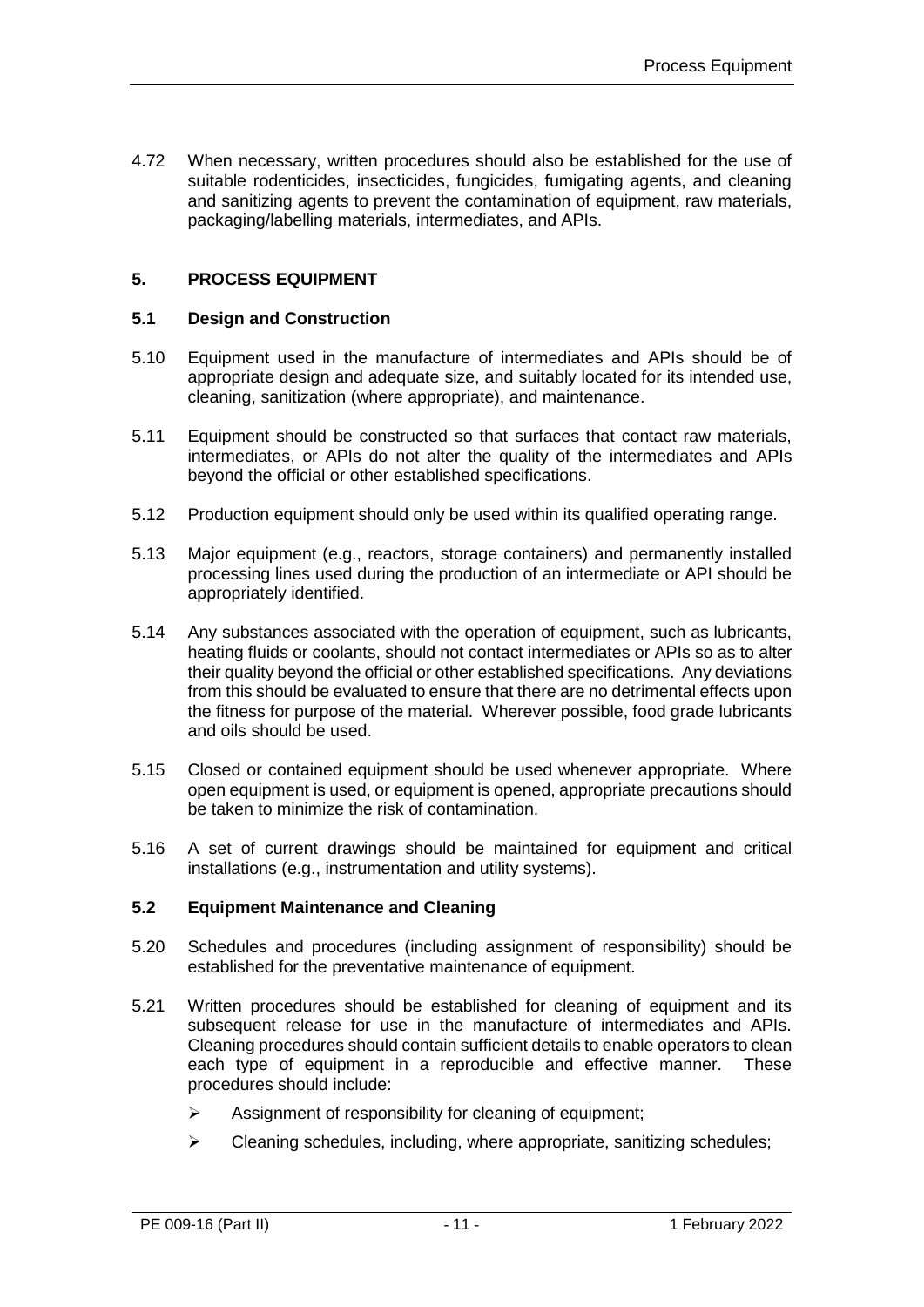4.72 When necessary, written procedures should also be established for the use of suitable rodenticides, insecticides, fungicides, fumigating agents, and cleaning and sanitizing agents to prevent the contamination of equipment, raw materials, packaging/labelling materials, intermediates, and APIs.

## 5. PROCESS EQUIPMENT

### 5.1 Design and Construction

5.10 Equipment used in the manufacture of intermediates and APIs should be of appropriate design and adequate size, and suitably located for its intended use, cleaning, sanitization (where appropriate), and maintenance.

5.11 Equipment should be constructed so that surfaces that contact raw materials, intermediates, or APIs do not alter the quality of the intermediates and APIs beyond the official or other established specifications.

5.12 Production equipment should only be used within its qualified operating range.

5.13 Major equipment (e.g., reactors, storage containers) and permanently installed processing lines used during the production of an intermediate or API should be appropriately identified.

5.14 Any substances associated with the operation of equipment, such as lubricants, heating fluids or coolants, should not contact intermediates or APIs so as to alter their quality beyond the official or other established specifications. Any deviations from this should be evaluated to ensure that there are no detrimental effects upon the fitness for purpose of the material. Wherever possible, food grade lubricants and oils should be used.

5.15 Closed or contained equipment should be used whenever appropriate. Where open equipment is used, or equipment is opened, appropriate precautions should be taken to minimize the risk of contamination.

5.16 A set of current drawings should be maintained for equipment and critical installations (e.g., instrumentation and utility systems).

### 5.2 Equipment Maintenance and Cleaning

5.20 Schedules and procedures (including assignment of responsibility) should be established for the preventative maintenance of equipment.

5.21 Written procedures should be established for cleaning of equipment and its subsequent release for use in the manufacture of intermediates and APIs. Cleaning procedures should contain sufficient details to enable operators to clean each type of equipment in a reproducible and effective manner. These procedures should include:

- Assignment of responsibility for cleaning of equipment;
- Cleaning schedules, including, where appropriate, sanitizing schedules;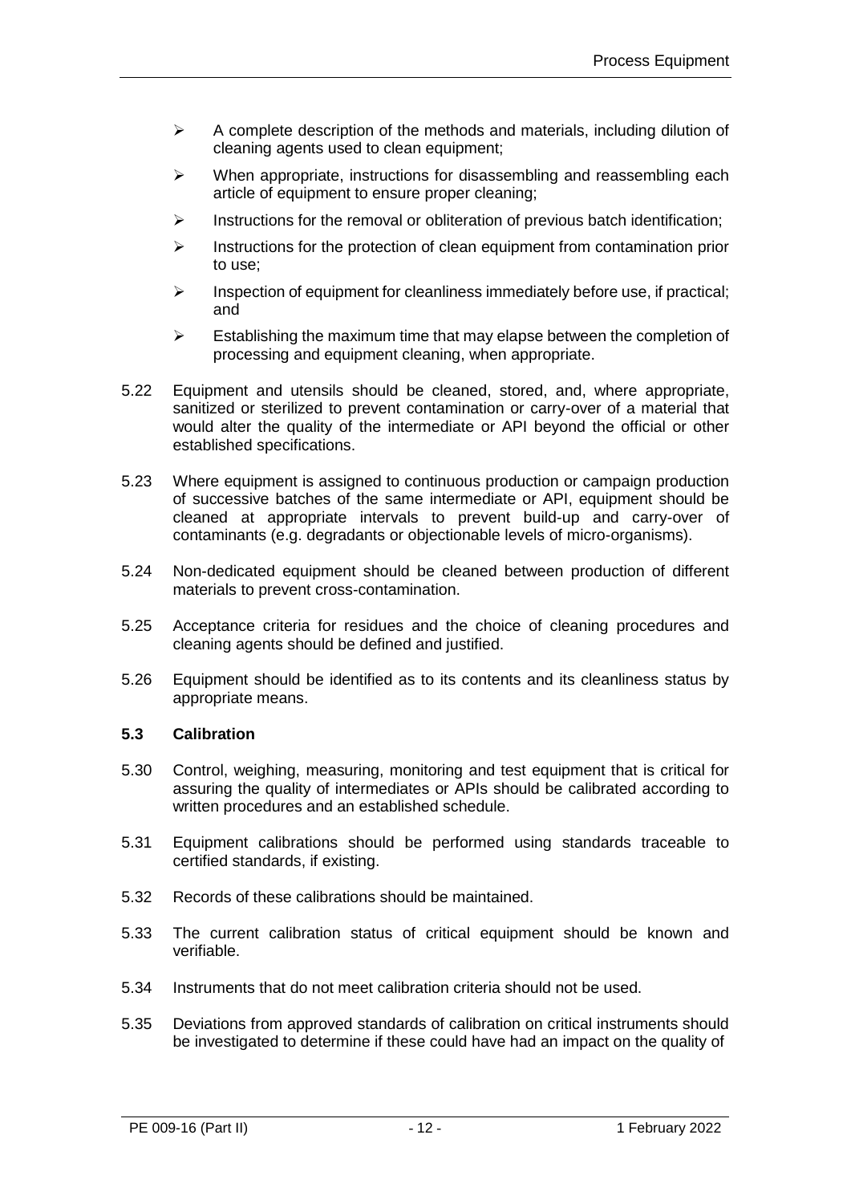- A complete description of the methods and materials, including dilution of cleaning agents used to clean equipment;
- When appropriate, instructions for disassembling and reassembling each article of equipment to ensure proper cleaning;
- Instructions for the removal or obliteration of previous batch identification;
- Instructions for the protection of clean equipment from contamination prior to use;
- Inspection of equipment for cleanliness immediately before use, if practical; and
- Establishing the maximum time that may elapse between the completion of processing and equipment cleaning, when appropriate.

5.22 Equipment and utensils should be cleaned, stored, and, where appropriate, sanitized or sterilized to prevent contamination or carry-over of a material that would alter the quality of the intermediate or API beyond the official or other established specifications.

5.23 Where equipment is assigned to continuous production or campaign production of successive batches of the same intermediate or API, equipment should be cleaned at appropriate intervals to prevent build-up and carry-over of contaminants (e.g. degradants or objectionable levels of micro-organisms).

5.24 Non-dedicated equipment should be cleaned between production of different materials to prevent cross-contamination.

5.25 Acceptance criteria for residues and the choice of cleaning procedures and cleaning agents should be defined and justified.

5.26 Equipment should be identified as to its contents and its cleanliness status by appropriate means.

### 5.3 Calibration

5.30 Control, weighing, measuring, monitoring and test equipment that is critical for assuring the quality of intermediates or APIs should be calibrated according to written procedures and an established schedule.

5.31 Equipment calibrations should be performed using standards traceable to certified standards, if existing.

5.32 Records of these calibrations should be maintained.

5.33 The current calibration status of critical equipment should be known and verifiable.

5.34 Instruments that do not meet calibration criteria should not be used.

5.35 Deviations from approved standards of calibration on critical instruments should be investigated to determine if these could have had an impact on the quality of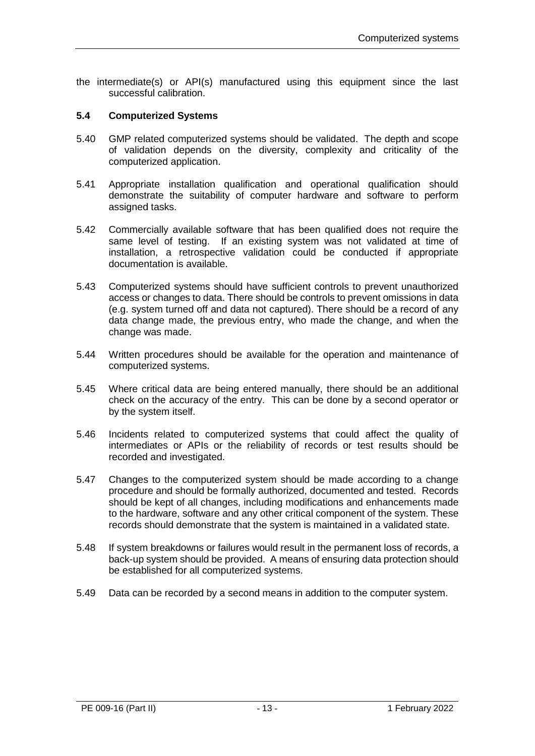the intermediate(s) or API(s) manufactured using this equipment since the last successful calibration.

### 5.4 Computerized Systems

5.40 GMP related computerized systems should be validated. The depth and scope of validation depends on the diversity, complexity and criticality of the computerized application.

5.41 Appropriate installation qualification and operational qualification should demonstrate the suitability of computer hardware and software to perform assigned tasks.

5.42 Commercially available software that has been qualified does not require the same level of testing. If an existing system was not validated at time of installation, a retrospective validation could be conducted if appropriate documentation is available.

5.43 Computerized systems should have sufficient controls to prevent unauthorized access or changes to data. There should be controls to prevent omissions in data (e.g. system turned off and data not captured). There should be a record of any data change made, the previous entry, who made the change, and when the change was made.

5.44 Written procedures should be available for the operation and maintenance of computerized systems.

5.45 Where critical data are being entered manually, there should be an additional check on the accuracy of the entry. This can be done by a second operator or by the system itself.

5.46 Incidents related to computerized systems that could affect the quality of intermediates or APIs or the reliability of records or test results should be recorded and investigated.

5.47 Changes to the computerized system should be made according to a change procedure and should be formally authorized, documented and tested. Records should be kept of all changes, including modifications and enhancements made to the hardware, software and any other critical component of the system. These records should demonstrate that the system is maintained in a validated state.

5.48 If system breakdowns or failures would result in the permanent loss of records, a back-up system should be provided. A means of ensuring data protection should be established for all computerized systems.

5.49 Data can be recorded by a second means in addition to the computer system.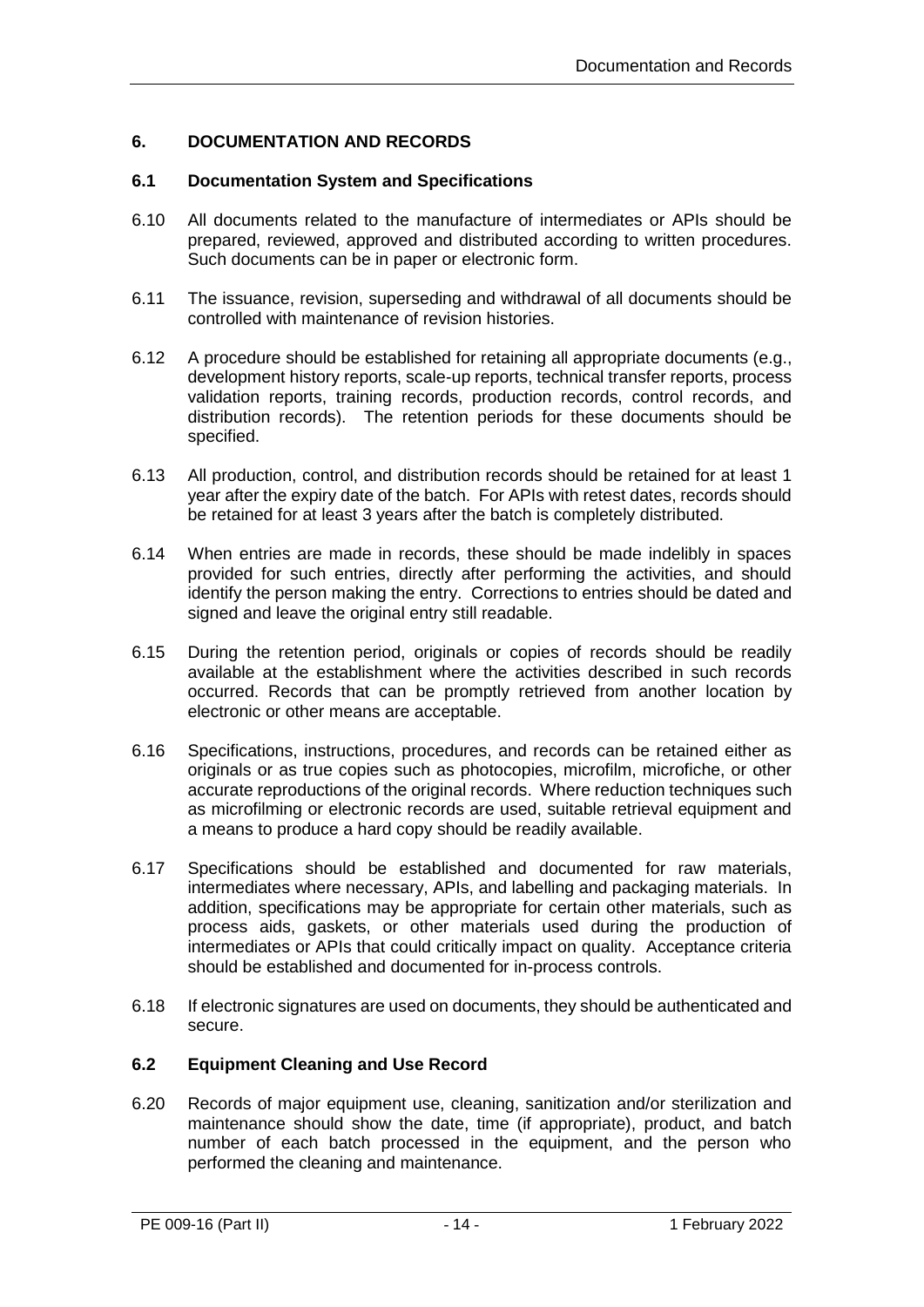## 6. DOCUMENTATION AND RECORDS

### 6.1 Documentation System and Specifications

6.10 All documents related to the manufacture of intermediates or APIs should be prepared, reviewed, approved and distributed according to written procedures. Such documents can be in paper or electronic form.

6.11 The issuance, revision, superseding and withdrawal of all documents should be controlled with maintenance of revision histories.

6.12 A procedure should be established for retaining all appropriate documents (e.g., development history reports, scale-up reports, technical transfer reports, process validation reports, training records, production records, control records, and distribution records). The retention periods for these documents should be specified.

6.13 All production, control, and distribution records should be retained for at least 1 year after the expiry date of the batch. For APIs with retest dates, records should be retained for at least 3 years after the batch is completely distributed.

6.14 When entries are made in records, these should be made indelibly in spaces provided for such entries, directly after performing the activities, and should identify the person making the entry. Corrections to entries should be dated and signed and leave the original entry still readable.

6.15 During the retention period, originals or copies of records should be readily available at the establishment where the activities described in such records occurred. Records that can be promptly retrieved from another location by electronic or other means are acceptable.

6.16 Specifications, instructions, procedures, and records can be retained either as originals or as true copies such as photocopies, microfilm, microfiche, or other accurate reproductions of the original records. Where reduction techniques such as microfilming or electronic records are used, suitable retrieval equipment and a means to produce a hard copy should be readily available.

6.17 Specifications should be established and documented for raw materials, intermediates where necessary, APIs, and labelling and packaging materials. In addition, specifications may be appropriate for certain other materials, such as process aids, gaskets, or other materials used during the production of intermediates or APIs that could critically impact on quality. Acceptance criteria should be established and documented for in-process controls.

6.18 If electronic signatures are used on documents, they should be authenticated and secure.

### 6.2 Equipment Cleaning and Use Record

6.20 Records of major equipment use, cleaning, sanitization and/or sterilization and maintenance should show the date, time (if appropriate), product, and batch number of each batch processed in the equipment, and the person who performed the cleaning and maintenance.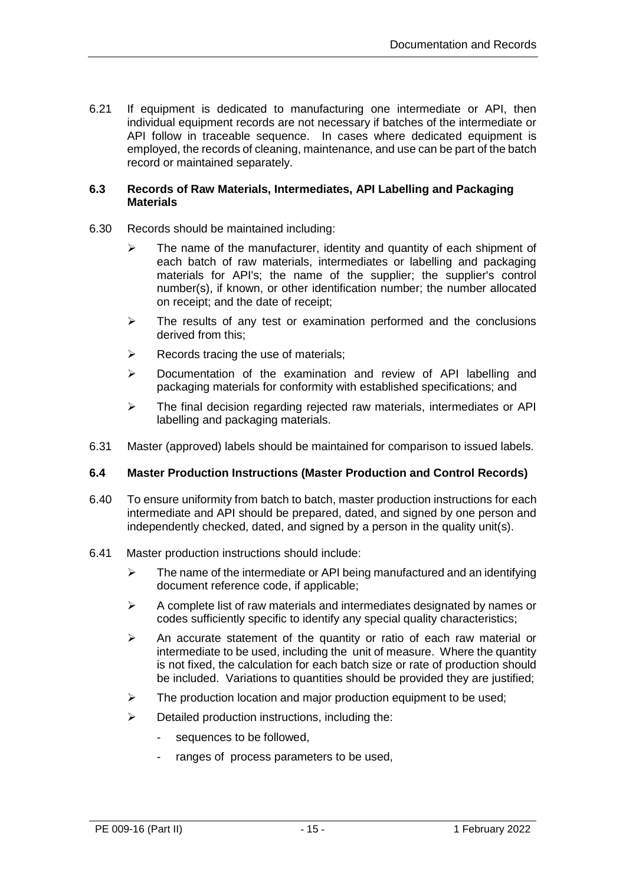6.21 If equipment is dedicated to manufacturing one intermediate or API, then individual equipment records are not necessary if batches of the intermediate or API follow in traceable sequence. In cases where dedicated equipment is employed, the records of cleaning, maintenance, and use can be part of the batch record or maintained separately.

### 6.3 Records of Raw Materials, Intermediates, API Labelling and Packaging Materials

6.30 Records should be maintained including:

- The name of the manufacturer, identity and quantity of each shipment of each batch of raw materials, intermediates or labelling and packaging materials for API's; the name of the supplier; the supplier's control number(s), if known, or other identification number; the number allocated on receipt; and the date of receipt;
- The results of any test or examination performed and the conclusions derived from this;
- Records tracing the use of materials;
- Documentation of the examination and review of API labelling and packaging materials for conformity with established specifications; and
- The final decision regarding rejected raw materials, intermediates or API labelling and packaging materials.

6.31 Master (approved) labels should be maintained for comparison to issued labels.

### 6.4 Master Production Instructions (Master Production and Control Records)

6.40 To ensure uniformity from batch to batch, master production instructions for each intermediate and API should be prepared, dated, and signed by one person and independently checked, dated, and signed by a person in the quality unit(s).

6.41 Master production instructions should include:

- The name of the intermediate or API being manufactured and an identifying document reference code, if applicable;
- A complete list of raw materials and intermediates designated by names or codes sufficiently specific to identify any special quality characteristics;
- An accurate statement of the quantity or ratio of each raw material or intermediate to be used, including the unit of measure. Where the quantity is not fixed, the calculation for each batch size or rate of production should be included. Variations to quantities should be provided they are justified;
- The production location and major production equipment to be used;
- Detailed production instructions, including the:
  - sequences to be followed,
  - ranges of process parameters to be used,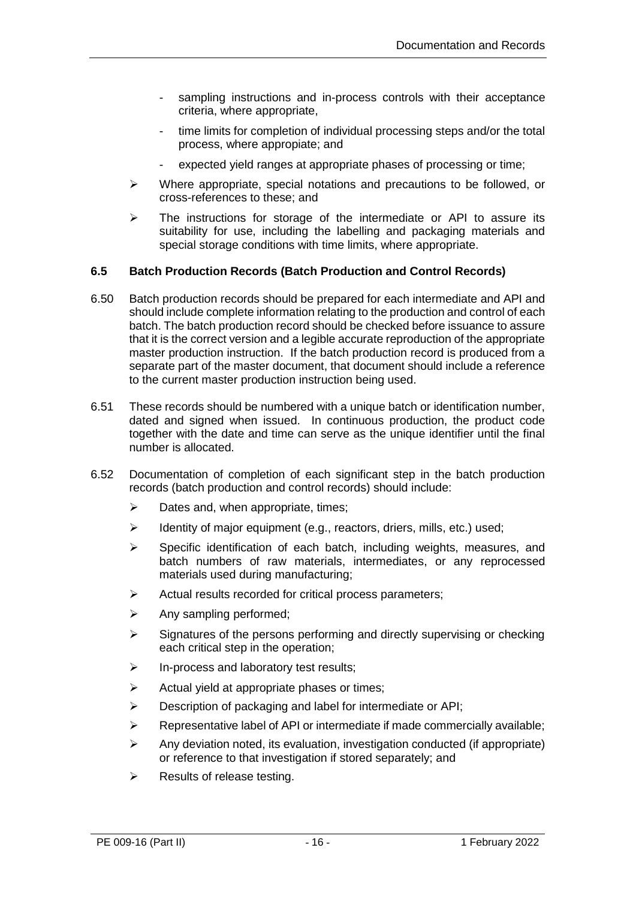- sampling instructions and in-process controls with their acceptance criteria, where appropriate,
- time limits for completion of individual processing steps and/or the total process, where appropiate; and
- expected yield ranges at appropriate phases of processing or time;

- Where appropriate, special notations and precautions to be followed, or cross-references to these; and
- The instructions for storage of the intermediate or API to assure its suitability for use, including the labelling and packaging materials and special storage conditions with time limits, where appropriate.

### 6.5 Batch Production Records (Batch Production and Control Records)

6.50 Batch production records should be prepared for each intermediate and API and should include complete information relating to the production and control of each batch. The batch production record should be checked before issuance to assure that it is the correct version and a legible accurate reproduction of the appropriate master production instruction. If the batch production record is produced from a separate part of the master document, that document should include a reference to the current master production instruction being used.

6.51 These records should be numbered with a unique batch or identification number, dated and signed when issued. In continuous production, the product code together with the date and time can serve as the unique identifier until the final number is allocated.

6.52 Documentation of completion of each significant step in the batch production records (batch production and control records) should include:

- Dates and, when appropriate, times;
- Identity of major equipment (e.g., reactors, driers, mills, etc.) used;
- Specific identification of each batch, including weights, measures, and batch numbers of raw materials, intermediates, or any reprocessed materials used during manufacturing;
- Actual results recorded for critical process parameters;
- Any sampling performed;
- Signatures of the persons performing and directly supervising or checking each critical step in the operation;
- In-process and laboratory test results;
- Actual yield at appropriate phases or times;
- Description of packaging and label for intermediate or API;
- Representative label of API or intermediate if made commercially available;
- Any deviation noted, its evaluation, investigation conducted (if appropriate) or reference to that investigation if stored separately; and
- Results of release testing.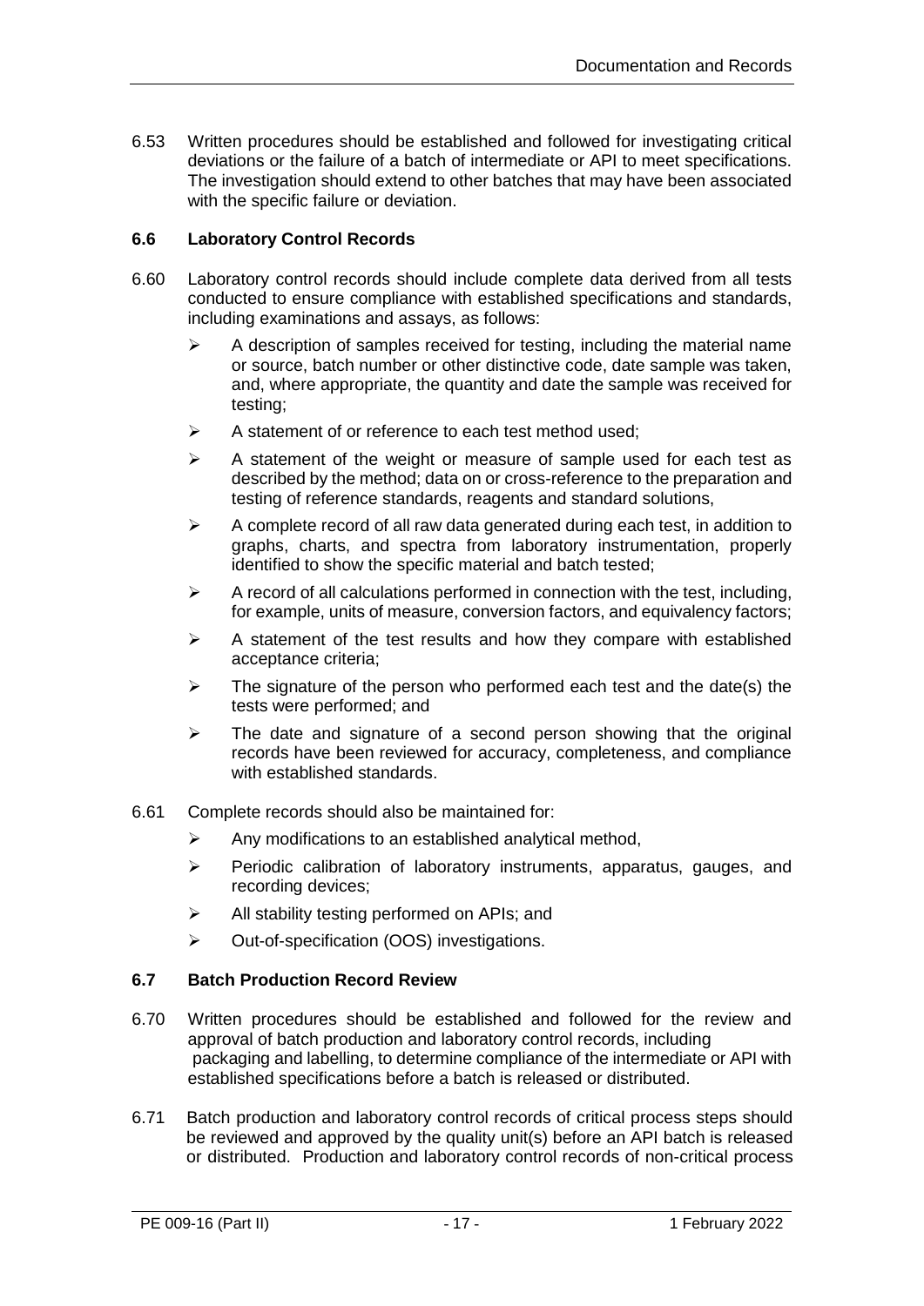6.53 Written procedures should be established and followed for investigating critical deviations or the failure of a batch of intermediate or API to meet specifications. The investigation should extend to other batches that may have been associated with the specific failure or deviation.

### 6.6 Laboratory Control Records

6.60 Laboratory control records should include complete data derived from all tests conducted to ensure compliance with established specifications and standards, including examinations and assays, as follows:

- A description of samples received for testing, including the material name or source, batch number or other distinctive code, date sample was taken, and, where appropriate, the quantity and date the sample was received for testing;
- A statement of or reference to each test method used;
- A statement of the weight or measure of sample used for each test as described by the method; data on or cross-reference to the preparation and testing of reference standards, reagents and standard solutions,
- A complete record of all raw data generated during each test, in addition to graphs, charts, and spectra from laboratory instrumentation, properly identified to show the specific material and batch tested;
- A record of all calculations performed in connection with the test, including, for example, units of measure, conversion factors, and equivalency factors;
- A statement of the test results and how they compare with established acceptance criteria;
- The signature of the person who performed each test and the date(s) the tests were performed; and
- The date and signature of a second person showing that the original records have been reviewed for accuracy, completeness, and compliance with established standards.

6.61 Complete records should also be maintained for:

- Any modifications to an established analytical method,
- Periodic calibration of laboratory instruments, apparatus, gauges, and recording devices;
- All stability testing performed on APIs; and
- Out-of-specification (OOS) investigations.

### 6.7 Batch Production Record Review

6.70 Written procedures should be established and followed for the review and approval of batch production and laboratory control records, including packaging and labelling, to determine compliance of the intermediate or API with established specifications before a batch is released or distributed.

6.71 Batch production and laboratory control records of critical process steps should be reviewed and approved by the quality unit(s) before an API batch is released or distributed. Production and laboratory control records of non-critical process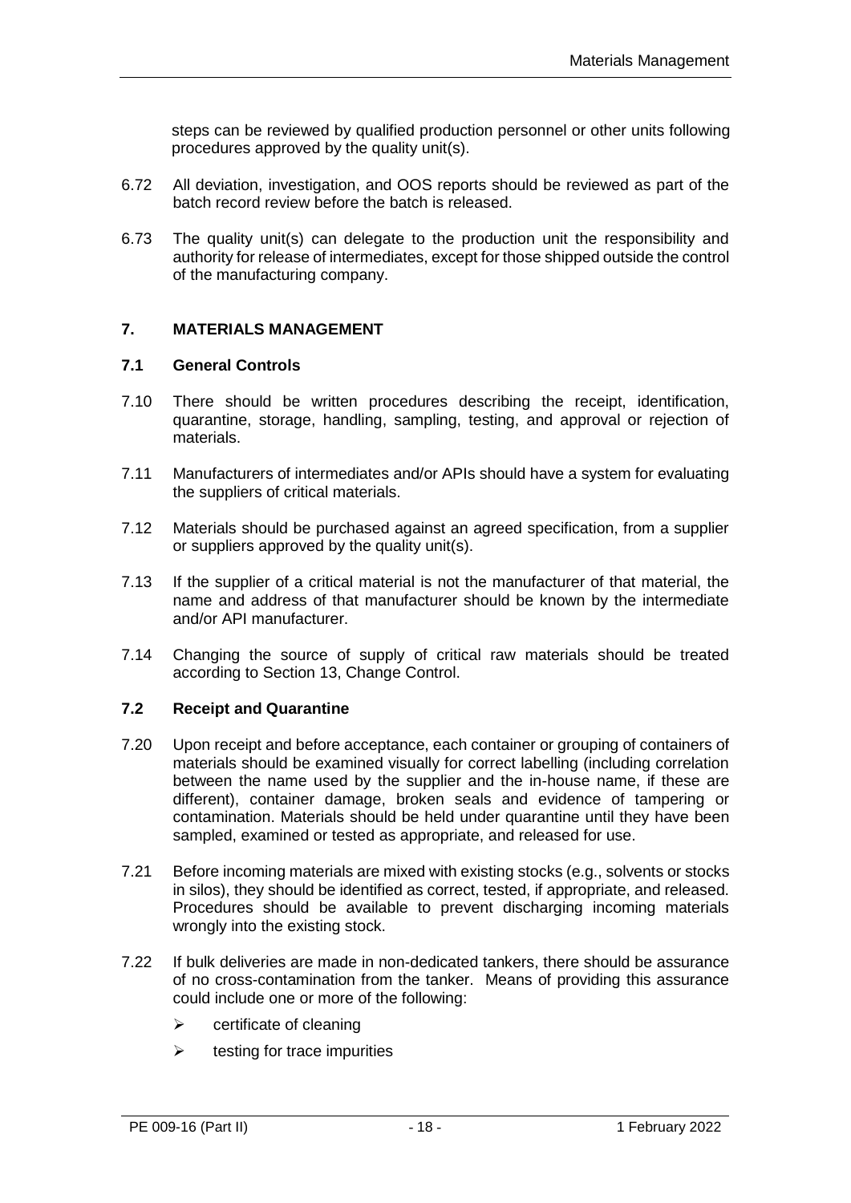steps can be reviewed by qualified production personnel or other units following procedures approved by the quality unit(s).

6.72 All deviation, investigation, and OOS reports should be reviewed as part of the batch record review before the batch is released.

6.73 The quality unit(s) can delegate to the production unit the responsibility and authority for release of intermediates, except for those shipped outside the control of the manufacturing company.

## 7. MATERIALS MANAGEMENT

### 7.1 General Controls

7.10 There should be written procedures describing the receipt, identification, quarantine, storage, handling, sampling, testing, and approval or rejection of materials.

7.11 Manufacturers of intermediates and/or APIs should have a system for evaluating the suppliers of critical materials.

7.12 Materials should be purchased against an agreed specification, from a supplier or suppliers approved by the quality unit(s).

7.13 If the supplier of a critical material is not the manufacturer of that material, the name and address of that manufacturer should be known by the intermediate and/or API manufacturer.

7.14 Changing the source of supply of critical raw materials should be treated according to Section 13, Change Control.

### 7.2 Receipt and Quarantine

7.20 Upon receipt and before acceptance, each container or grouping of containers of materials should be examined visually for correct labelling (including correlation between the name used by the supplier and the in-house name, if these are different), container damage, broken seals and evidence of tampering or contamination. Materials should be held under quarantine until they have been sampled, examined or tested as appropriate, and released for use.

7.21 Before incoming materials are mixed with existing stocks (e.g., solvents or stocks in silos), they should be identified as correct, tested, if appropriate, and released. Procedures should be available to prevent discharging incoming materials wrongly into the existing stock.

7.22 If bulk deliveries are made in non-dedicated tankers, there should be assurance of no cross-contamination from the tanker. Means of providing this assurance could include one or more of the following:

- certificate of cleaning
- testing for trace impurities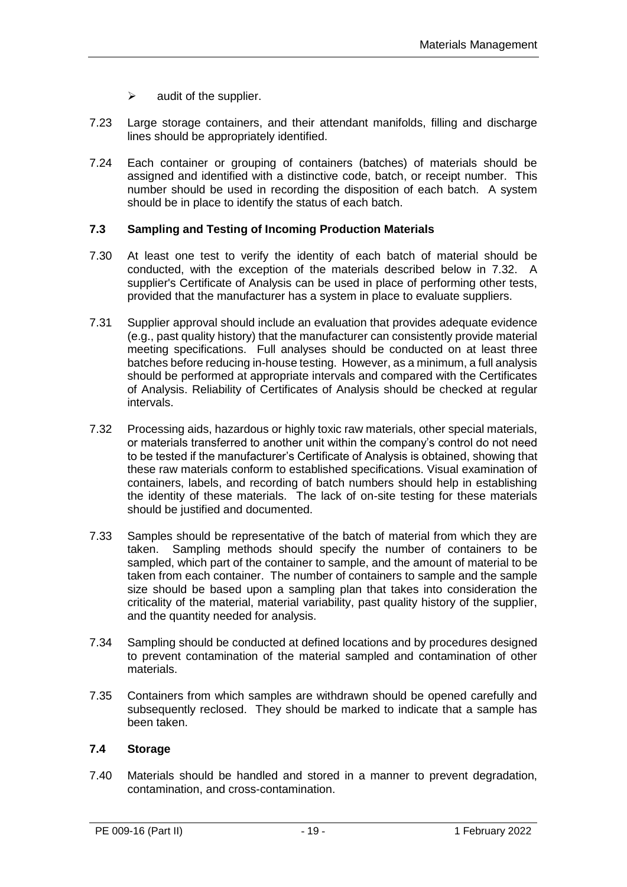- audit of the supplier.

7.23 Large storage containers, and their attendant manifolds, filling and discharge lines should be appropriately identified.

7.24 Each container or grouping of containers (batches) of materials should be assigned and identified with a distinctive code, batch, or receipt number. This number should be used in recording the disposition of each batch. A system should be in place to identify the status of each batch.

### 7.3 Sampling and Testing of Incoming Production Materials

7.30 At least one test to verify the identity of each batch of material should be conducted, with the exception of the materials described below in 7.32. A supplier's Certificate of Analysis can be used in place of performing other tests, provided that the manufacturer has a system in place to evaluate suppliers.

7.31 Supplier approval should include an evaluation that provides adequate evidence (e.g., past quality history) that the manufacturer can consistently provide material meeting specifications. Full analyses should be conducted on at least three batches before reducing in-house testing. However, as a minimum, a full analysis should be performed at appropriate intervals and compared with the Certificates of Analysis. Reliability of Certificates of Analysis should be checked at regular intervals.

7.32 Processing aids, hazardous or highly toxic raw materials, other special materials, or materials transferred to another unit within the company's control do not need to be tested if the manufacturer's Certificate of Analysis is obtained, showing that these raw materials conform to established specifications. Visual examination of containers, labels, and recording of batch numbers should help in establishing the identity of these materials. The lack of on-site testing for these materials should be justified and documented.

7.33 Samples should be representative of the batch of material from which they are taken. Sampling methods should specify the number of containers to be sampled, which part of the container to sample, and the amount of material to be taken from each container. The number of containers to sample and the sample size should be based upon a sampling plan that takes into consideration the criticality of the material, material variability, past quality history of the supplier, and the quantity needed for analysis.

7.34 Sampling should be conducted at defined locations and by procedures designed to prevent contamination of the material sampled and contamination of other materials.

7.35 Containers from which samples are withdrawn should be opened carefully and subsequently reclosed. They should be marked to indicate that a sample has been taken.

### 7.4 Storage

7.40 Materials should be handled and stored in a manner to prevent degradation, contamination, and cross-contamination.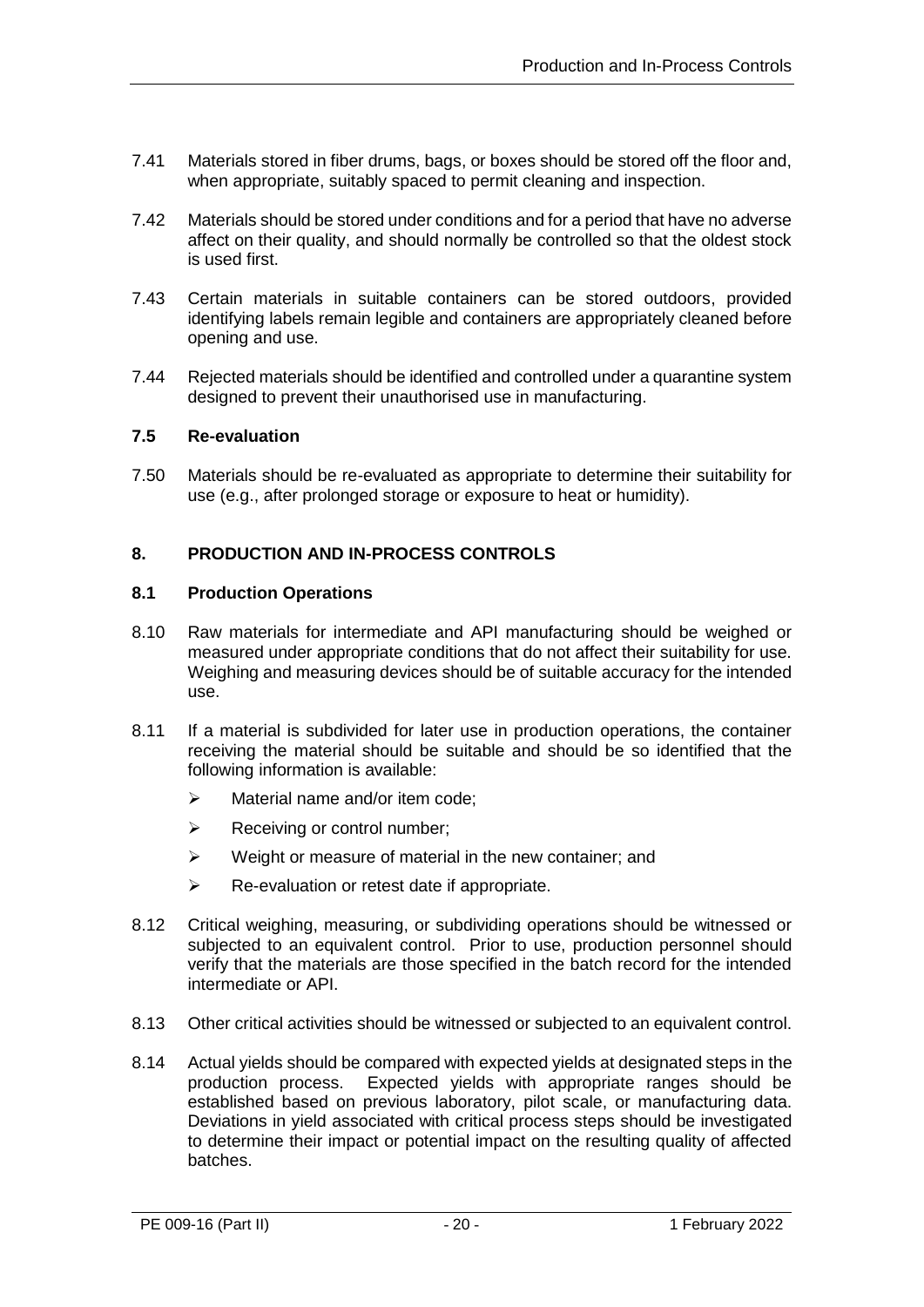7.41 Materials stored in fiber drums, bags, or boxes should be stored off the floor and, when appropriate, suitably spaced to permit cleaning and inspection.

7.42 Materials should be stored under conditions and for a period that have no adverse affect on their quality, and should normally be controlled so that the oldest stock is used first.

7.43 Certain materials in suitable containers can be stored outdoors, provided identifying labels remain legible and containers are appropriately cleaned before opening and use.

7.44 Rejected materials should be identified and controlled under a quarantine system designed to prevent their unauthorised use in manufacturing.

### 7.5 Re-evaluation

7.50 Materials should be re-evaluated as appropriate to determine their suitability for use (e.g., after prolonged storage or exposure to heat or humidity).

## 8. PRODUCTION AND IN-PROCESS CONTROLS

### 8.1 Production Operations

8.10 Raw materials for intermediate and API manufacturing should be weighed or measured under appropriate conditions that do not affect their suitability for use. Weighing and measuring devices should be of suitable accuracy for the intended use.

8.11 If a material is subdivided for later use in production operations, the container receiving the material should be suitable and should be so identified that the following information is available:

- Material name and/or item code;
- Receiving or control number;
- Weight or measure of material in the new container; and
- Re-evaluation or retest date if appropriate.

8.12 Critical weighing, measuring, or subdividing operations should be witnessed or subjected to an equivalent control. Prior to use, production personnel should verify that the materials are those specified in the batch record for the intended intermediate or API.

8.13 Other critical activities should be witnessed or subjected to an equivalent control.

8.14 Actual yields should be compared with expected yields at designated steps in the production process. Expected yields with appropriate ranges should be established based on previous laboratory, pilot scale, or manufacturing data. Deviations in yield associated with critical process steps should be investigated to determine their impact or potential impact on the resulting quality of affected batches.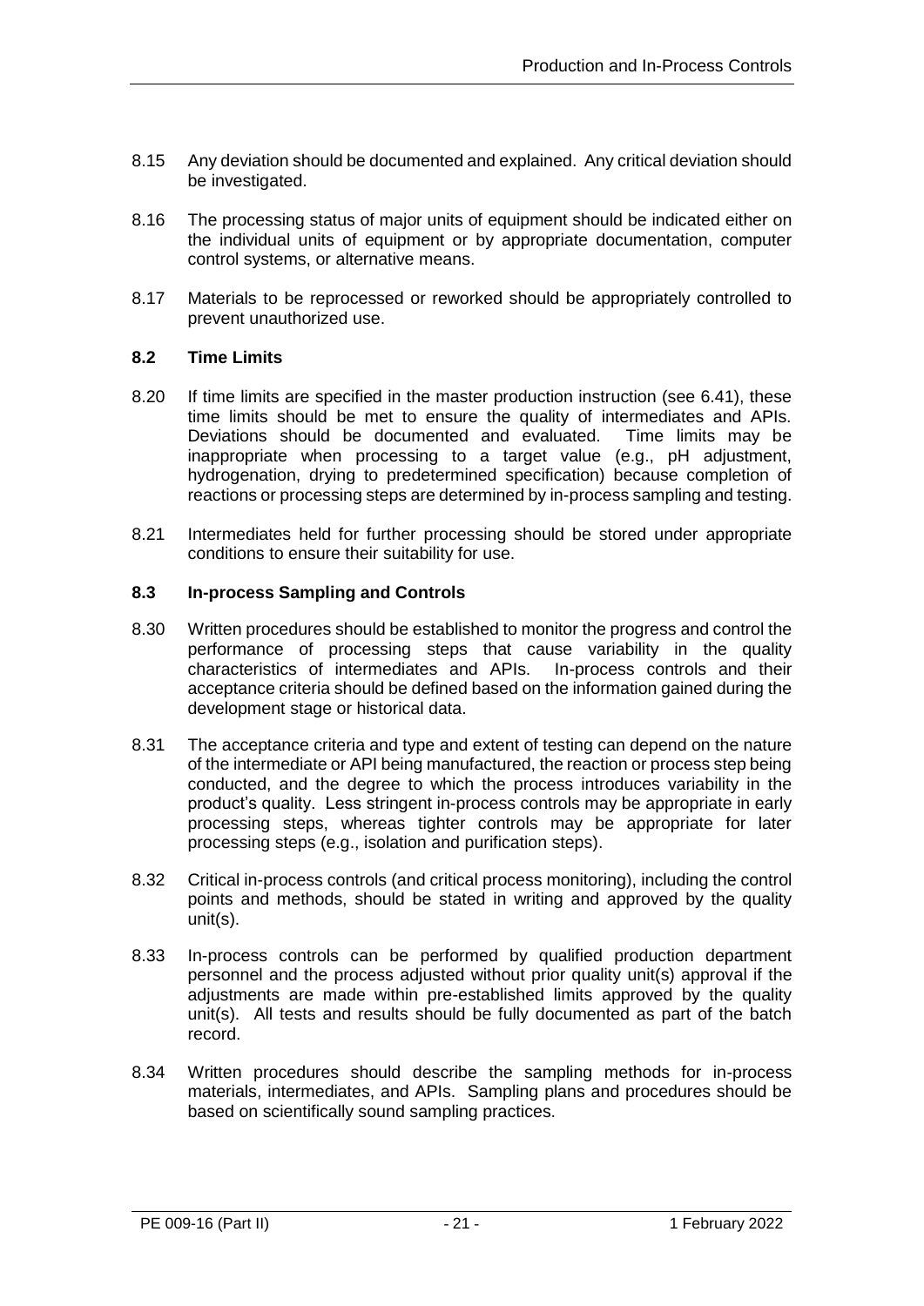8.15 Any deviation should be documented and explained. Any critical deviation should be investigated.

8.16 The processing status of major units of equipment should be indicated either on the individual units of equipment or by appropriate documentation, computer control systems, or alternative means.

8.17 Materials to be reprocessed or reworked should be appropriately controlled to prevent unauthorized use.

### 8.2 Time Limits

8.20 If time limits are specified in the master production instruction (see 6.41), these time limits should be met to ensure the quality of intermediates and APIs. Deviations should be documented and evaluated. Time limits may be inappropriate when processing to a target value (e.g., pH adjustment, hydrogenation, drying to predetermined specification) because completion of reactions or processing steps are determined by in-process sampling and testing.

8.21 Intermediates held for further processing should be stored under appropriate conditions to ensure their suitability for use.

### 8.3 In-process Sampling and Controls

8.30 Written procedures should be established to monitor the progress and control the performance of processing steps that cause variability in the quality characteristics of intermediates and APIs. In-process controls and their acceptance criteria should be defined based on the information gained during the development stage or historical data.

8.31 The acceptance criteria and type and extent of testing can depend on the nature of the intermediate or API being manufactured, the reaction or process step being conducted, and the degree to which the process introduces variability in the product's quality. Less stringent in-process controls may be appropriate in early processing steps, whereas tighter controls may be appropriate for later processing steps (e.g., isolation and purification steps).

8.32 Critical in-process controls (and critical process monitoring), including the control points and methods, should be stated in writing and approved by the quality unit(s).

8.33 In-process controls can be performed by qualified production department personnel and the process adjusted without prior quality unit(s) approval if the adjustments are made within pre-established limits approved by the quality unit(s). All tests and results should be fully documented as part of the batch record.

8.34 Written procedures should describe the sampling methods for in-process materials, intermediates, and APIs. Sampling plans and procedures should be based on scientifically sound sampling practices.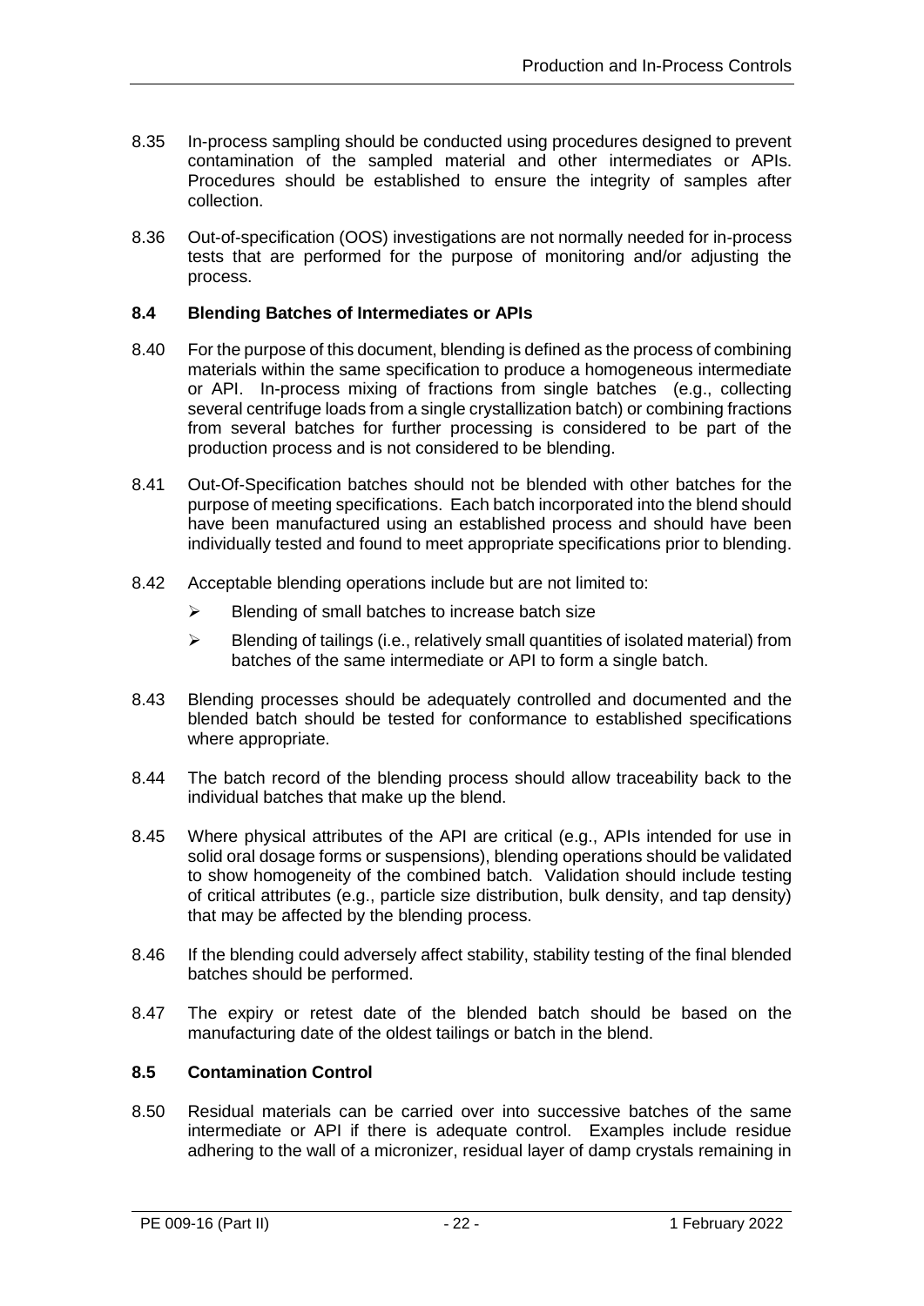8.35 In-process sampling should be conducted using procedures designed to prevent contamination of the sampled material and other intermediates or APIs. Procedures should be established to ensure the integrity of samples after collection.

8.36 Out-of-specification (OOS) investigations are not normally needed for in-process tests that are performed for the purpose of monitoring and/or adjusting the process.

### 8.4 Blending Batches of Intermediates or APIs

8.40 For the purpose of this document, blending is defined as the process of combining materials within the same specification to produce a homogeneous intermediate or API. In-process mixing of fractions from single batches (e.g., collecting several centrifuge loads from a single crystallization batch) or combining fractions from several batches for further processing is considered to be part of the production process and is not considered to be blending.

8.41 Out-Of-Specification batches should not be blended with other batches for the purpose of meeting specifications. Each batch incorporated into the blend should have been manufactured using an established process and should have been individually tested and found to meet appropriate specifications prior to blending.

8.42 Acceptable blending operations include but are not limited to:

- Blending of small batches to increase batch size
- Blending of tailings (i.e., relatively small quantities of isolated material) from batches of the same intermediate or API to form a single batch.

8.43 Blending processes should be adequately controlled and documented and the blended batch should be tested for conformance to established specifications where appropriate.

8.44 The batch record of the blending process should allow traceability back to the individual batches that make up the blend.

8.45 Where physical attributes of the API are critical (e.g., APIs intended for use in solid oral dosage forms or suspensions), blending operations should be validated to show homogeneity of the combined batch. Validation should include testing of critical attributes (e.g., particle size distribution, bulk density, and tap density) that may be affected by the blending process.

8.46 If the blending could adversely affect stability, stability testing of the final blended batches should be performed.

8.47 The expiry or retest date of the blended batch should be based on the manufacturing date of the oldest tailings or batch in the blend.

### 8.5 Contamination Control

8.50 Residual materials can be carried over into successive batches of the same intermediate or API if there is adequate control. Examples include residue adhering to the wall of a micronizer, residual layer of damp crystals remaining in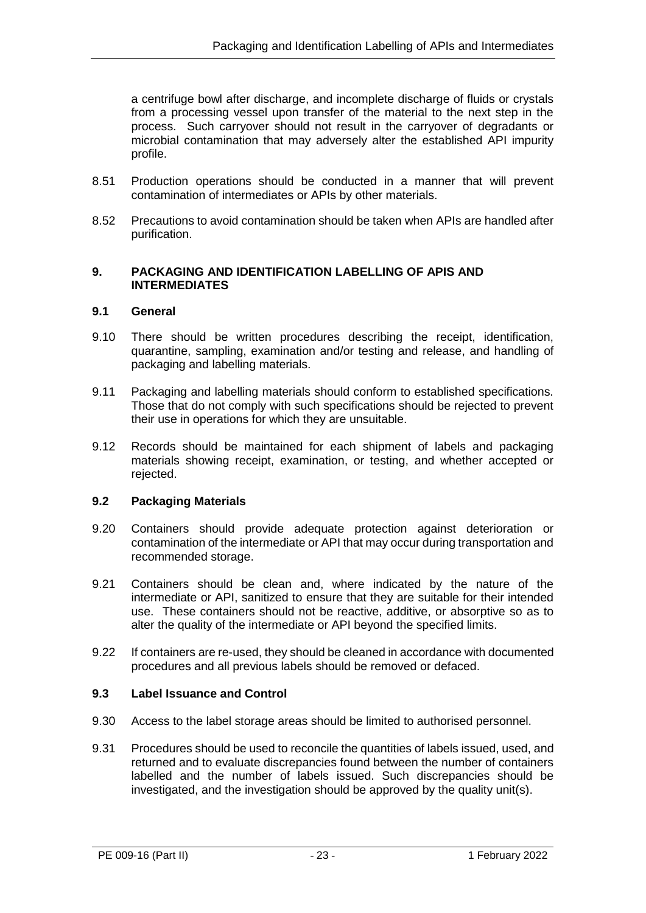a centrifuge bowl after discharge, and incomplete discharge of fluids or crystals from a processing vessel upon transfer of the material to the next step in the process. Such carryover should not result in the carryover of degradants or microbial contamination that may adversely alter the established API impurity profile.

8.51 Production operations should be conducted in a manner that will prevent contamination of intermediates or APIs by other materials.

8.52 Precautions to avoid contamination should be taken when APIs are handled after purification.

## 9. PACKAGING AND IDENTIFICATION LABELLING OF APIS AND INTERMEDIATES

### 9.1 General

9.10 There should be written procedures describing the receipt, identification, quarantine, sampling, examination and/or testing and release, and handling of packaging and labelling materials.

9.11 Packaging and labelling materials should conform to established specifications. Those that do not comply with such specifications should be rejected to prevent their use in operations for which they are unsuitable.

9.12 Records should be maintained for each shipment of labels and packaging materials showing receipt, examination, or testing, and whether accepted or rejected.

### 9.2 Packaging Materials

9.20 Containers should provide adequate protection against deterioration or contamination of the intermediate or API that may occur during transportation and recommended storage.

9.21 Containers should be clean and, where indicated by the nature of the intermediate or API, sanitized to ensure that they are suitable for their intended use. These containers should not be reactive, additive, or absorptive so as to alter the quality of the intermediate or API beyond the specified limits.

9.22 If containers are re-used, they should be cleaned in accordance with documented procedures and all previous labels should be removed or defaced.

### 9.3 Label Issuance and Control

9.30 Access to the label storage areas should be limited to authorised personnel.

9.31 Procedures should be used to reconcile the quantities of labels issued, used, and returned and to evaluate discrepancies found between the number of containers labelled and the number of labels issued. Such discrepancies should be investigated, and the investigation should be approved by the quality unit(s).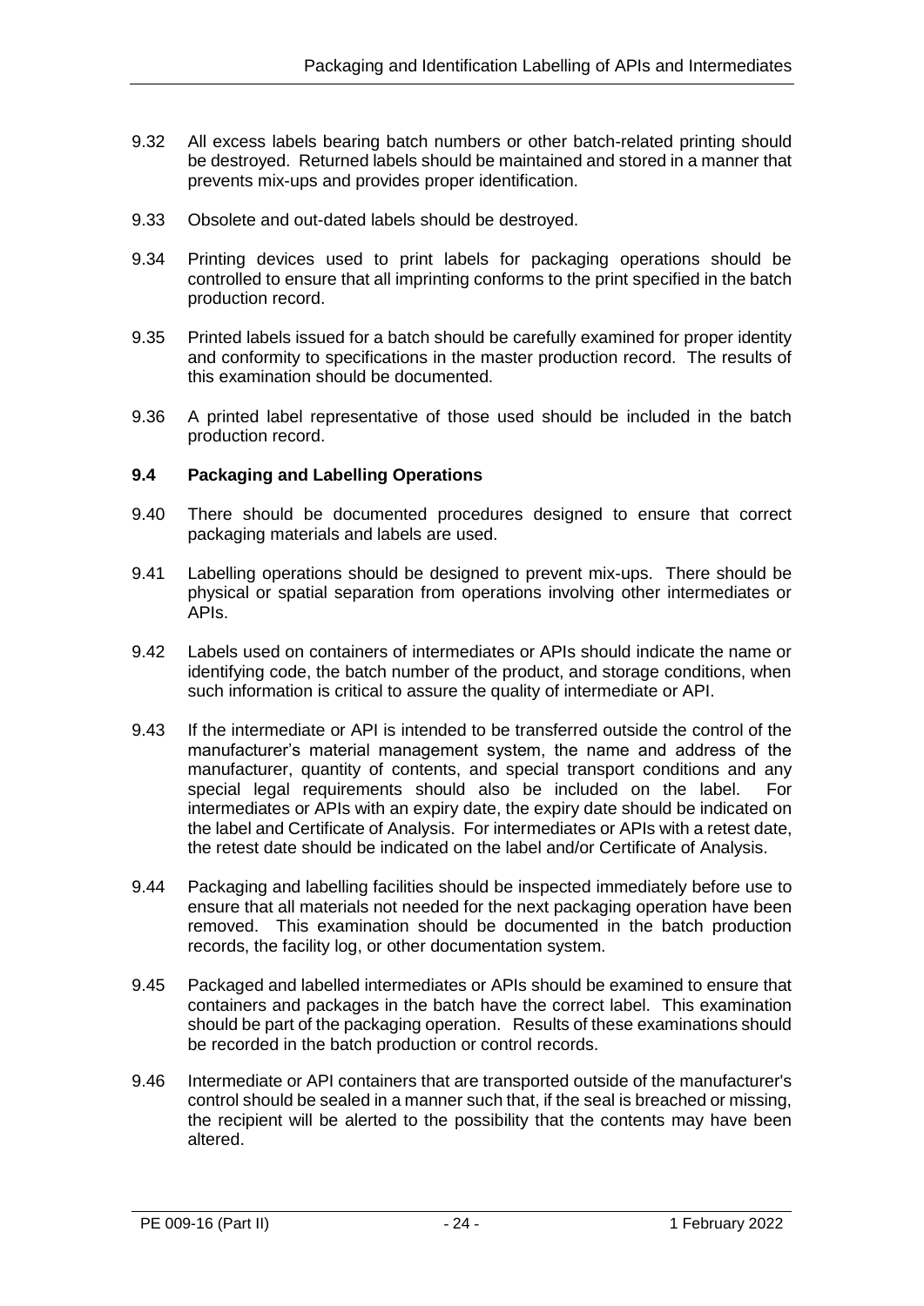9.32 All excess labels bearing batch numbers or other batch-related printing should be destroyed. Returned labels should be maintained and stored in a manner that prevents mix-ups and provides proper identification.

9.33 Obsolete and out-dated labels should be destroyed.

9.34 Printing devices used to print labels for packaging operations should be controlled to ensure that all imprinting conforms to the print specified in the batch production record.

9.35 Printed labels issued for a batch should be carefully examined for proper identity and conformity to specifications in the master production record. The results of this examination should be documented.

9.36 A printed label representative of those used should be included in the batch production record.

### 9.4 Packaging and Labelling Operations

9.40 There should be documented procedures designed to ensure that correct packaging materials and labels are used.

9.41 Labelling operations should be designed to prevent mix-ups. There should be physical or spatial separation from operations involving other intermediates or APIs.

9.42 Labels used on containers of intermediates or APIs should indicate the name or identifying code, the batch number of the product, and storage conditions, when such information is critical to assure the quality of intermediate or API.

9.43 If the intermediate or API is intended to be transferred outside the control of the manufacturer's material management system, the name and address of the manufacturer, quantity of contents, and special transport conditions and any special legal requirements should also be included on the label. For intermediates or APIs with an expiry date, the expiry date should be indicated on the label and Certificate of Analysis. For intermediates or APIs with a retest date, the retest date should be indicated on the label and/or Certificate of Analysis.

9.44 Packaging and labelling facilities should be inspected immediately before use to ensure that all materials not needed for the next packaging operation have been removed. This examination should be documented in the batch production records, the facility log, or other documentation system.

9.45 Packaged and labelled intermediates or APIs should be examined to ensure that containers and packages in the batch have the correct label. This examination should be part of the packaging operation. Results of these examinations should be recorded in the batch production or control records.

9.46 Intermediate or API containers that are transported outside of the manufacturer's control should be sealed in a manner such that, if the seal is breached or missing, the recipient will be alerted to the possibility that the contents may have been altered.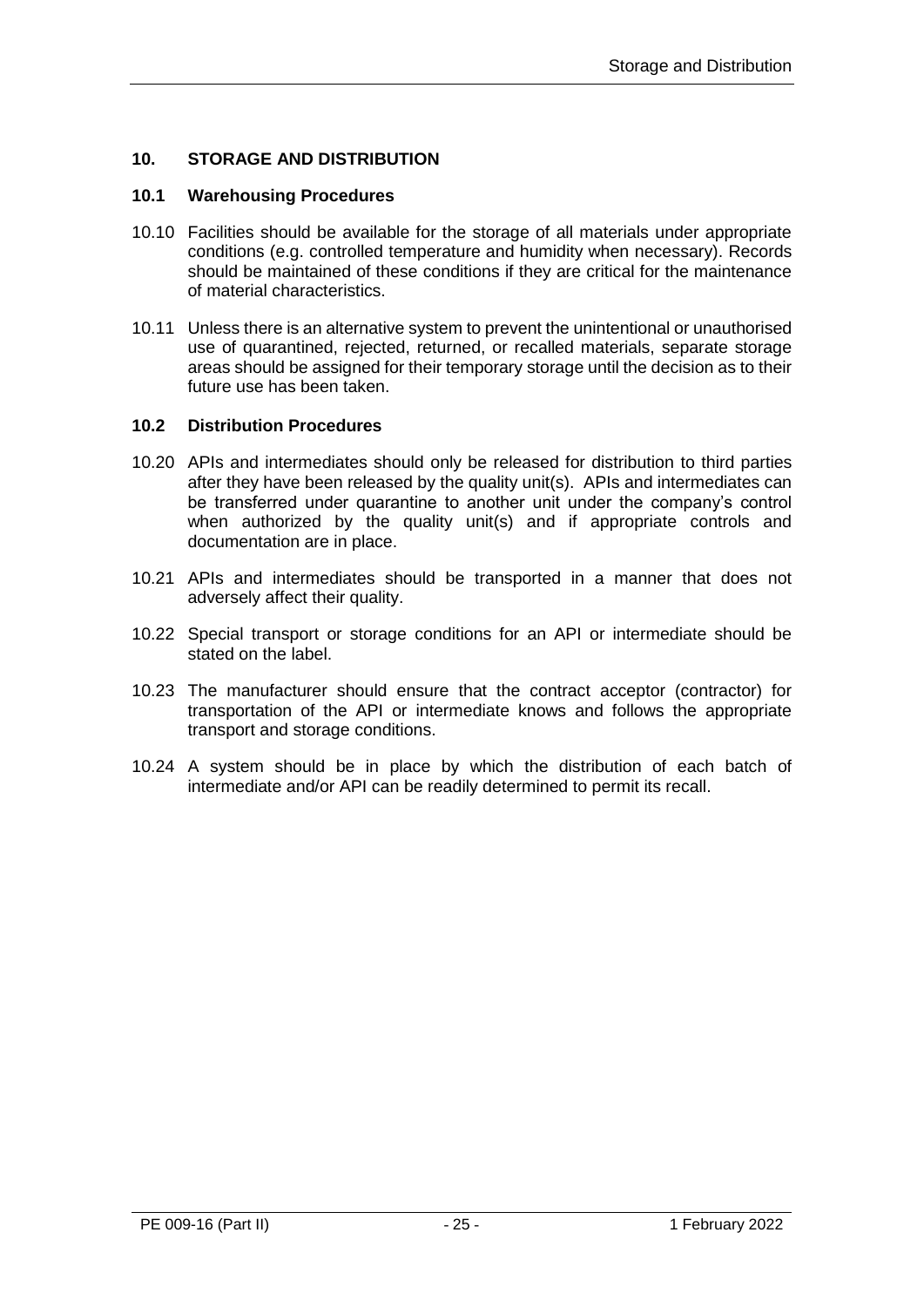## 10. STORAGE AND DISTRIBUTION

### 10.1 Warehousing Procedures

10.10 Facilities should be available for the storage of all materials under appropriate conditions (e.g. controlled temperature and humidity when necessary). Records should be maintained of these conditions if they are critical for the maintenance of material characteristics.

10.11 Unless there is an alternative system to prevent the unintentional or unauthorised use of quarantined, rejected, returned, or recalled materials, separate storage areas should be assigned for their temporary storage until the decision as to their future use has been taken.

### 10.2 Distribution Procedures

10.20 APIs and intermediates should only be released for distribution to third parties after they have been released by the quality unit(s). APIs and intermediates can be transferred under quarantine to another unit under the company's control when authorized by the quality unit(s) and if appropriate controls and documentation are in place.

10.21 APIs and intermediates should be transported in a manner that does not adversely affect their quality.

10.22 Special transport or storage conditions for an API or intermediate should be stated on the label.

10.23 The manufacturer should ensure that the contract acceptor (contractor) for transportation of the API or intermediate knows and follows the appropriate transport and storage conditions.

10.24 A system should be in place by which the distribution of each batch of intermediate and/or API can be readily determined to permit its recall.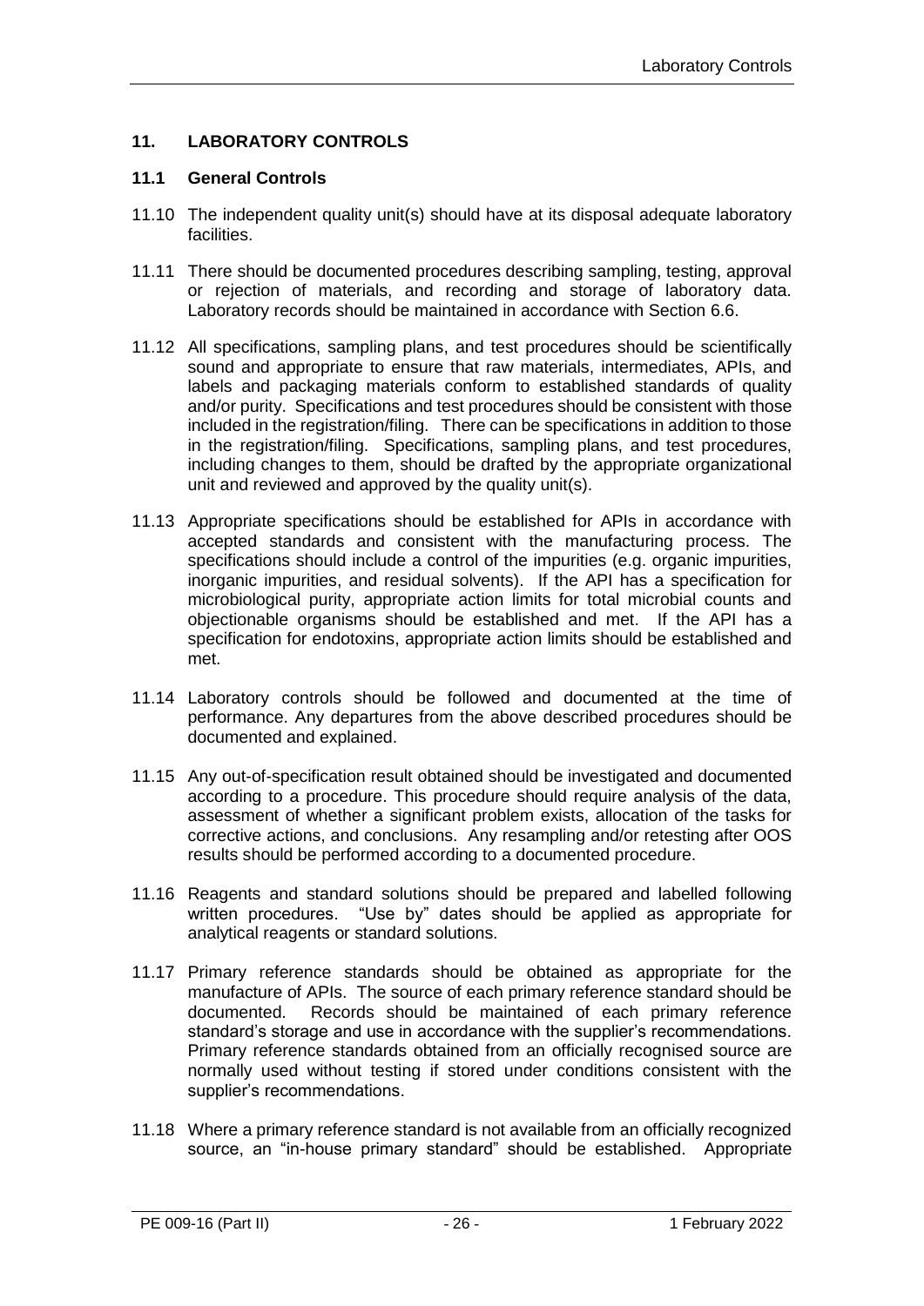## 11. LABORATORY CONTROLS

### 11.1 General Controls

11.10 The independent quality unit(s) should have at its disposal adequate laboratory facilities.

11.11 There should be documented procedures describing sampling, testing, approval or rejection of materials, and recording and storage of laboratory data. Laboratory records should be maintained in accordance with Section 6.6.

11.12 All specifications, sampling plans, and test procedures should be scientifically sound and appropriate to ensure that raw materials, intermediates, APIs, and labels and packaging materials conform to established standards of quality and/or purity. Specifications and test procedures should be consistent with those included in the registration/filing. There can be specifications in addition to those in the registration/filing. Specifications, sampling plans, and test procedures, including changes to them, should be drafted by the appropriate organizational unit and reviewed and approved by the quality unit(s).

11.13 Appropriate specifications should be established for APIs in accordance with accepted standards and consistent with the manufacturing process. The specifications should include a control of the impurities (e.g. organic impurities, inorganic impurities, and residual solvents). If the API has a specification for microbiological purity, appropriate action limits for total microbial counts and objectionable organisms should be established and met. If the API has a specification for endotoxins, appropriate action limits should be established and met.

11.14 Laboratory controls should be followed and documented at the time of performance. Any departures from the above described procedures should be documented and explained.

11.15 Any out-of-specification result obtained should be investigated and documented according to a procedure. This procedure should require analysis of the data, assessment of whether a significant problem exists, allocation of the tasks for corrective actions, and conclusions. Any resampling and/or retesting after OOS results should be performed according to a documented procedure.

11.16 Reagents and standard solutions should be prepared and labelled following written procedures. "Use by" dates should be applied as appropriate for analytical reagents or standard solutions.

11.17 Primary reference standards should be obtained as appropriate for the manufacture of APIs. The source of each primary reference standard should be documented. Records should be maintained of each primary reference standard's storage and use in accordance with the supplier's recommendations. Primary reference standards obtained from an officially recognised source are normally used without testing if stored under conditions consistent with the supplier's recommendations.

11.18 Where a primary reference standard is not available from an officially recognized source, an "in-house primary standard" should be established. Appropriate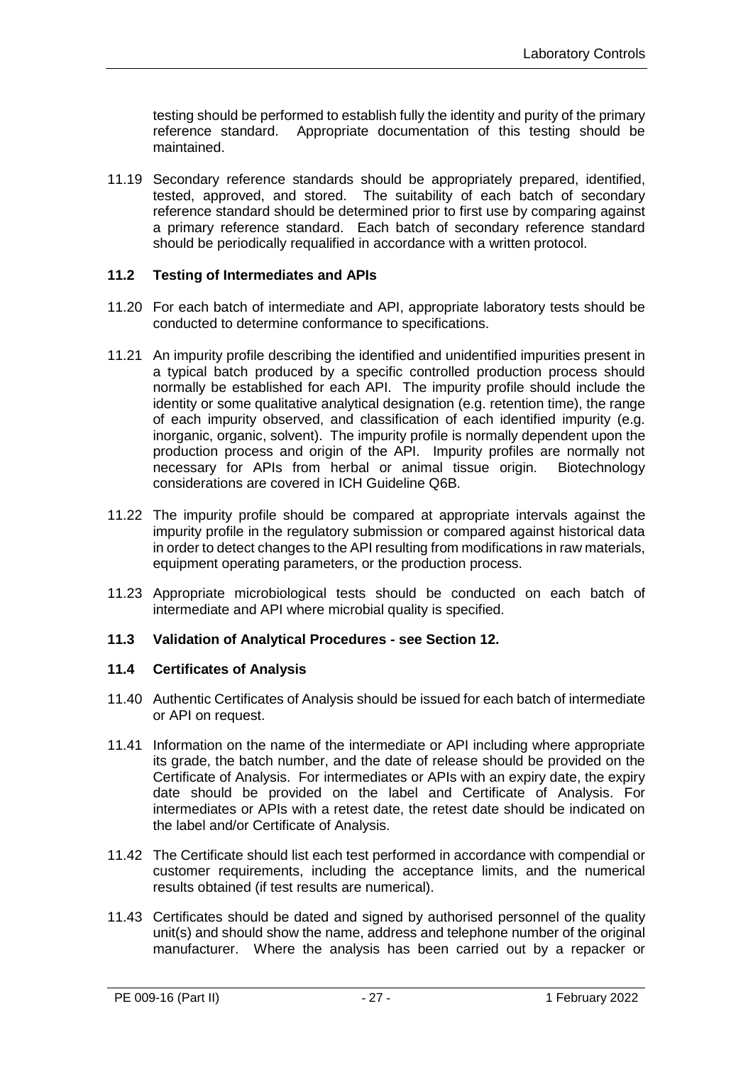testing should be performed to establish fully the identity and purity of the primary reference standard. Appropriate documentation of this testing should be maintained.

11.19 Secondary reference standards should be appropriately prepared, identified, tested, approved, and stored. The suitability of each batch of secondary reference standard should be determined prior to first use by comparing against a primary reference standard. Each batch of secondary reference standard should be periodically requalified in accordance with a written protocol.

### 11.2 Testing of Intermediates and APIs

11.20 For each batch of intermediate and API, appropriate laboratory tests should be conducted to determine conformance to specifications.

11.21 An impurity profile describing the identified and unidentified impurities present in a typical batch produced by a specific controlled production process should normally be established for each API. The impurity profile should include the identity or some qualitative analytical designation (e.g. retention time), the range of each impurity observed, and classification of each identified impurity (e.g. inorganic, organic, solvent). The impurity profile is normally dependent upon the production process and origin of the API. Impurity profiles are normally not necessary for APIs from herbal or animal tissue origin. Biotechnology considerations are covered in ICH Guideline Q6B.

11.22 The impurity profile should be compared at appropriate intervals against the impurity profile in the regulatory submission or compared against historical data in order to detect changes to the API resulting from modifications in raw materials, equipment operating parameters, or the production process.

11.23 Appropriate microbiological tests should be conducted on each batch of intermediate and API where microbial quality is specified.

### 11.3 Validation of Analytical Procedures - see Section 12.

### 11.4 Certificates of Analysis

11.40 Authentic Certificates of Analysis should be issued for each batch of intermediate or API on request.

11.41 Information on the name of the intermediate or API including where appropriate its grade, the batch number, and the date of release should be provided on the Certificate of Analysis. For intermediates or APIs with an expiry date, the expiry date should be provided on the label and Certificate of Analysis. For intermediates or APIs with a retest date, the retest date should be indicated on the label and/or Certificate of Analysis.

11.42 The Certificate should list each test performed in accordance with compendial or customer requirements, including the acceptance limits, and the numerical results obtained (if test results are numerical).

11.43 Certificates should be dated and signed by authorised personnel of the quality unit(s) and should show the name, address and telephone number of the original manufacturer. Where the analysis has been carried out by a repacker or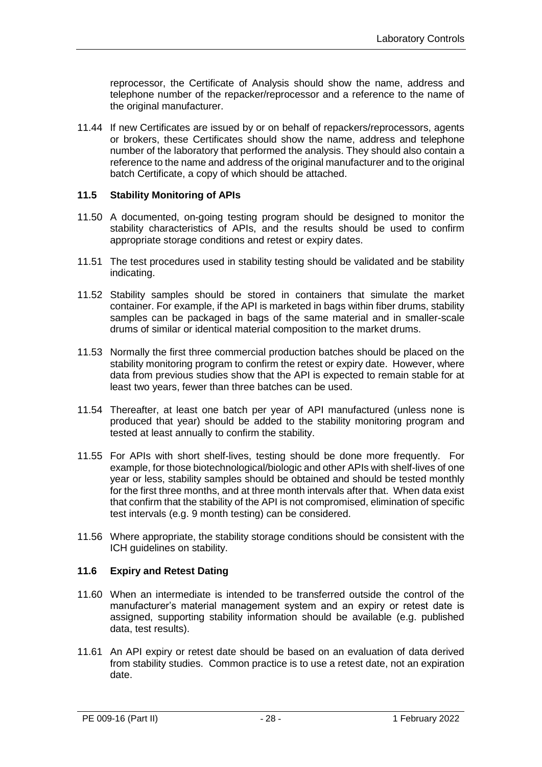reprocessor, the Certificate of Analysis should show the name, address and telephone number of the repacker/reprocessor and a reference to the name of the original manufacturer.

11.44 If new Certificates are issued by or on behalf of repackers/reprocessors, agents or brokers, these Certificates should show the name, address and telephone number of the laboratory that performed the analysis. They should also contain a reference to the name and address of the original manufacturer and to the original batch Certificate, a copy of which should be attached.

### 11.5 Stability Monitoring of APIs

11.50 A documented, on-going testing program should be designed to monitor the stability characteristics of APIs, and the results should be used to confirm appropriate storage conditions and retest or expiry dates.

11.51 The test procedures used in stability testing should be validated and be stability indicating.

11.52 Stability samples should be stored in containers that simulate the market container. For example, if the API is marketed in bags within fiber drums, stability samples can be packaged in bags of the same material and in smaller-scale drums of similar or identical material composition to the market drums.

11.53 Normally the first three commercial production batches should be placed on the stability monitoring program to confirm the retest or expiry date. However, where data from previous studies show that the API is expected to remain stable for at least two years, fewer than three batches can be used.

11.54 Thereafter, at least one batch per year of API manufactured (unless none is produced that year) should be added to the stability monitoring program and tested at least annually to confirm the stability.

11.55 For APIs with short shelf-lives, testing should be done more frequently. For example, for those biotechnological/biologic and other APIs with shelf-lives of one year or less, stability samples should be obtained and should be tested monthly for the first three months, and at three month intervals after that. When data exist that confirm that the stability of the API is not compromised, elimination of specific test intervals (e.g. 9 month testing) can be considered.

11.56 Where appropriate, the stability storage conditions should be consistent with the ICH guidelines on stability.

### 11.6 Expiry and Retest Dating

11.60 When an intermediate is intended to be transferred outside the control of the manufacturer's material management system and an expiry or retest date is assigned, supporting stability information should be available (e.g. published data, test results).

11.61 An API expiry or retest date should be based on an evaluation of data derived from stability studies. Common practice is to use a retest date, not an expiration date.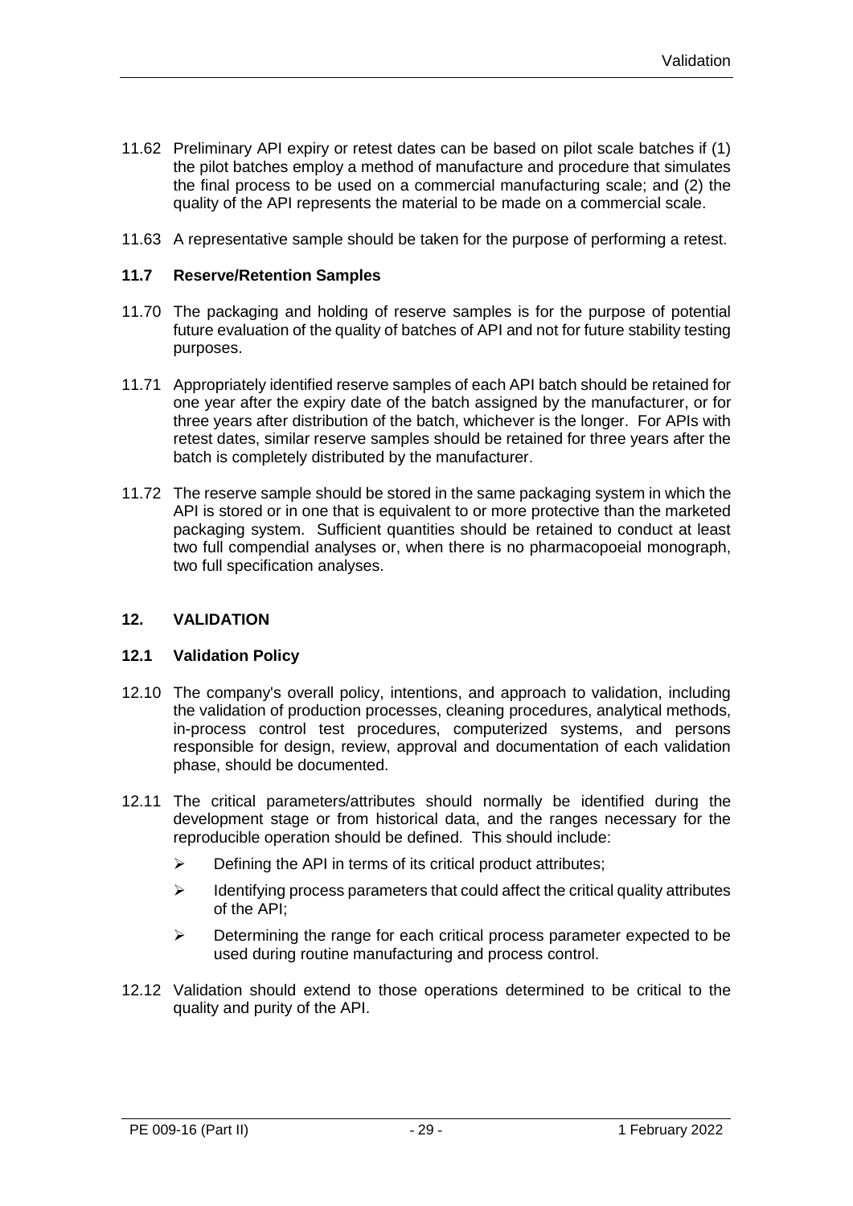11.62 Preliminary API expiry or retest dates can be based on pilot scale batches if (1) the pilot batches employ a method of manufacture and procedure that simulates the final process to be used on a commercial manufacturing scale; and (2) the quality of the API represents the material to be made on a commercial scale.

11.63 A representative sample should be taken for the purpose of performing a retest.

### 11.7 Reserve/Retention Samples

11.70 The packaging and holding of reserve samples is for the purpose of potential future evaluation of the quality of batches of API and not for future stability testing purposes.

11.71 Appropriately identified reserve samples of each API batch should be retained for one year after the expiry date of the batch assigned by the manufacturer, or for three years after distribution of the batch, whichever is the longer. For APIs with retest dates, similar reserve samples should be retained for three years after the batch is completely distributed by the manufacturer.

11.72 The reserve sample should be stored in the same packaging system in which the API is stored or in one that is equivalent to or more protective than the marketed packaging system. Sufficient quantities should be retained to conduct at least two full compendial analyses or, when there is no pharmacopoeial monograph, two full specification analyses.

## 12. VALIDATION

### 12.1 Validation Policy

12.10 The company's overall policy, intentions, and approach to validation, including the validation of production processes, cleaning procedures, analytical methods, in-process control test procedures, computerized systems, and persons responsible for design, review, approval and documentation of each validation phase, should be documented.

12.11 The critical parameters/attributes should normally be identified during the development stage or from historical data, and the ranges necessary for the reproducible operation should be defined. This should include:

- Defining the API in terms of its critical product attributes;
- Identifying process parameters that could affect the critical quality attributes of the API;
- Determining the range for each critical process parameter expected to be used during routine manufacturing and process control.

12.12 Validation should extend to those operations determined to be critical to the quality and purity of the API.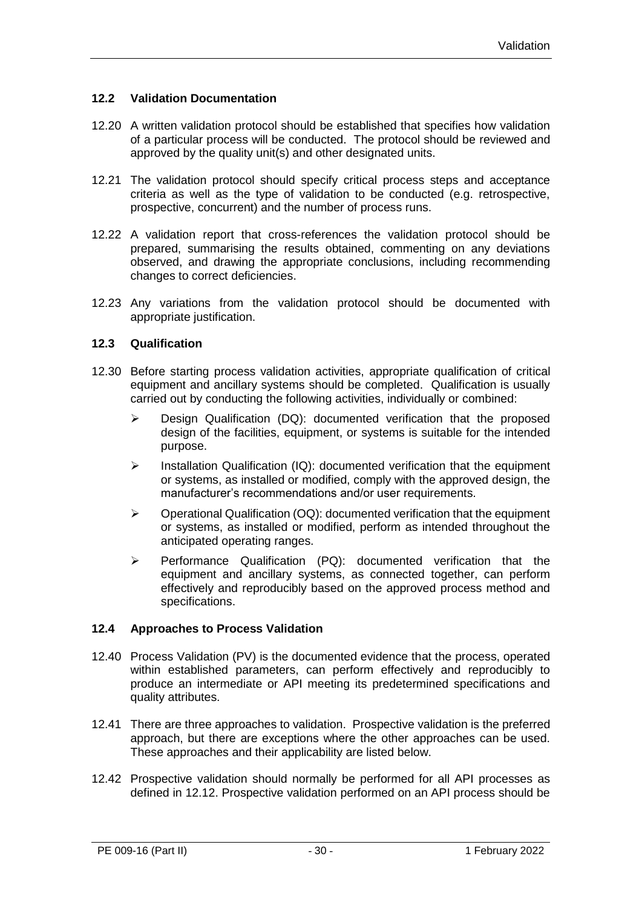## 12.2 Validation Documentation

12.20 A written validation protocol should be established that specifies how validation of a particular process will be conducted. The protocol should be reviewed and approved by the quality unit(s) and other designated units.

12.21 The validation protocol should specify critical process steps and acceptance criteria as well as the type of validation to be conducted (e.g. retrospective, prospective, concurrent) and the number of process runs.

12.22 A validation report that cross-references the validation protocol should be prepared, summarising the results obtained, commenting on any deviations observed, and drawing the appropriate conclusions, including recommending changes to correct deficiencies.

12.23 Any variations from the validation protocol should be documented with appropriate justification.

## 12.3 Qualification

12.30 Before starting process validation activities, appropriate qualification of critical equipment and ancillary systems should be completed. Qualification is usually carried out by conducting the following activities, individually or combined:

- Design Qualification (DQ): documented verification that the proposed design of the facilities, equipment, or systems is suitable for the intended purpose.
- Installation Qualification (IQ): documented verification that the equipment or systems, as installed or modified, comply with the approved design, the manufacturer's recommendations and/or user requirements.
- Operational Qualification (OQ): documented verification that the equipment or systems, as installed or modified, perform as intended throughout the anticipated operating ranges.
- Performance Qualification (PQ): documented verification that the equipment and ancillary systems, as connected together, can perform effectively and reproducibly based on the approved process method and specifications.

## 12.4 Approaches to Process Validation

12.40 Process Validation (PV) is the documented evidence that the process, operated within established parameters, can perform effectively and reproducibly to produce an intermediate or API meeting its predetermined specifications and quality attributes.

12.41 There are three approaches to validation. Prospective validation is the preferred approach, but there are exceptions where the other approaches can be used. These approaches and their applicability are listed below.

12.42 Prospective validation should normally be performed for all API processes as defined in 12.12. Prospective validation performed on an API process should be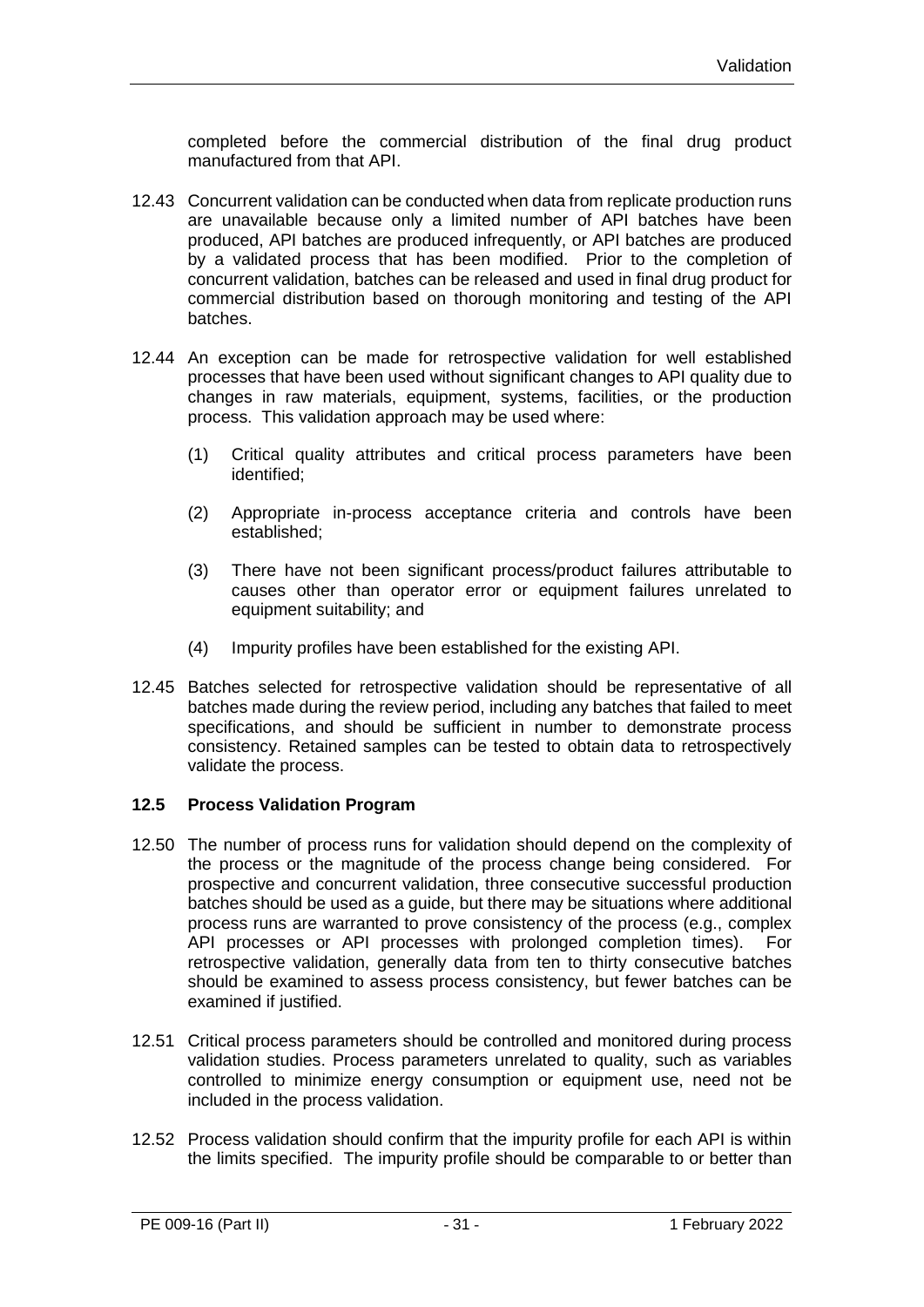completed before the commercial distribution of the final drug product manufactured from that API.

12.43 Concurrent validation can be conducted when data from replicate production runs are unavailable because only a limited number of API batches have been produced, API batches are produced infrequently, or API batches are produced by a validated process that has been modified. Prior to the completion of concurrent validation, batches can be released and used in final drug product for commercial distribution based on thorough monitoring and testing of the API batches.

12.44 An exception can be made for retrospective validation for well established processes that have been used without significant changes to API quality due to changes in raw materials, equipment, systems, facilities, or the production process. This validation approach may be used where:

(1) Critical quality attributes and critical process parameters have been identified;

(2) Appropriate in-process acceptance criteria and controls have been established;

(3) There have not been significant process/product failures attributable to causes other than operator error or equipment failures unrelated to equipment suitability; and

(4) Impurity profiles have been established for the existing API.

12.45 Batches selected for retrospective validation should be representative of all batches made during the review period, including any batches that failed to meet specifications, and should be sufficient in number to demonstrate process consistency. Retained samples can be tested to obtain data to retrospectively validate the process.

### 12.5 Process Validation Program

12.50 The number of process runs for validation should depend on the complexity of the process or the magnitude of the process change being considered. For prospective and concurrent validation, three consecutive successful production batches should be used as a guide, but there may be situations where additional process runs are warranted to prove consistency of the process (e.g., complex API processes or API processes with prolonged completion times). For retrospective validation, generally data from ten to thirty consecutive batches should be examined to assess process consistency, but fewer batches can be examined if justified.

12.51 Critical process parameters should be controlled and monitored during process validation studies. Process parameters unrelated to quality, such as variables controlled to minimize energy consumption or equipment use, need not be included in the process validation.

12.52 Process validation should confirm that the impurity profile for each API is within the limits specified. The impurity profile should be comparable to or better than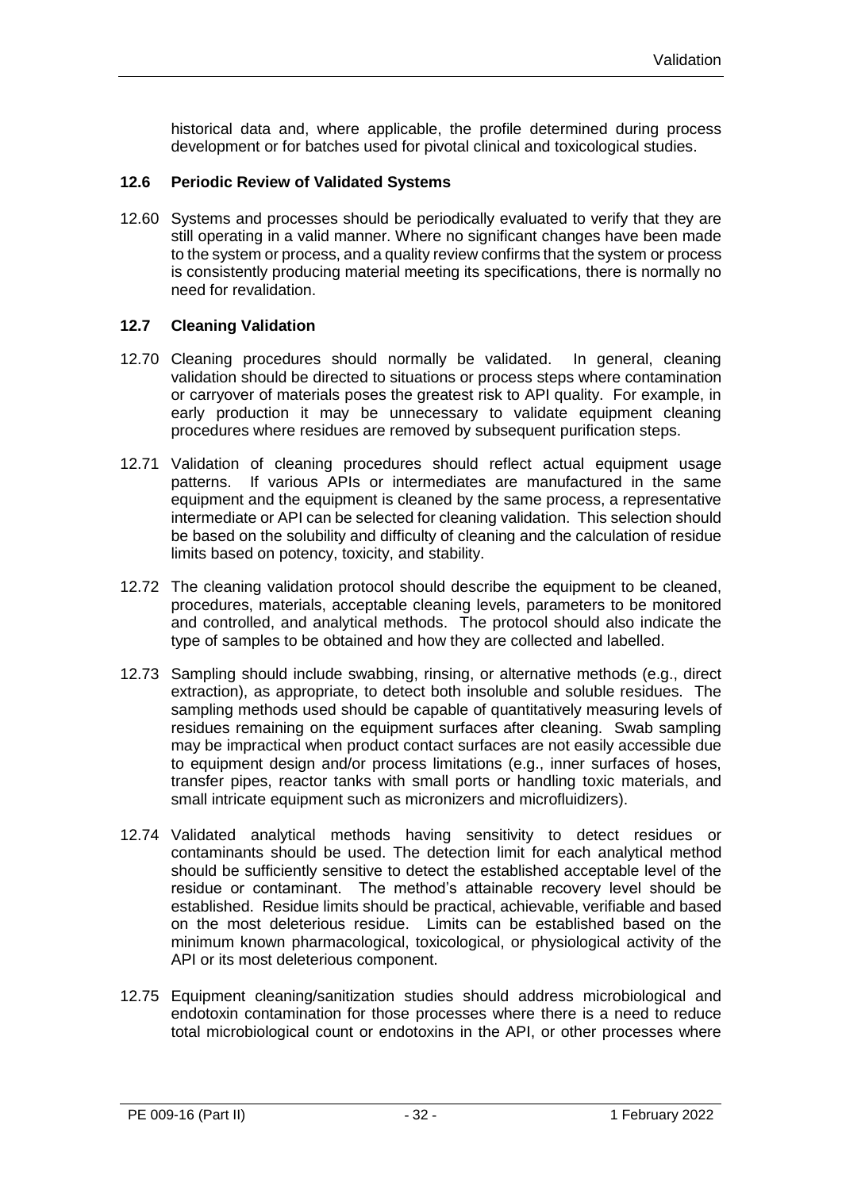historical data and, where applicable, the profile determined during process development or for batches used for pivotal clinical and toxicological studies.

### 12.6 Periodic Review of Validated Systems

12.60 Systems and processes should be periodically evaluated to verify that they are still operating in a valid manner. Where no significant changes have been made to the system or process, and a quality review confirms that the system or process is consistently producing material meeting its specifications, there is normally no need for revalidation.

### 12.7 Cleaning Validation

12.70 Cleaning procedures should normally be validated. In general, cleaning validation should be directed to situations or process steps where contamination or carryover of materials poses the greatest risk to API quality. For example, in early production it may be unnecessary to validate equipment cleaning procedures where residues are removed by subsequent purification steps.

12.71 Validation of cleaning procedures should reflect actual equipment usage patterns. If various APIs or intermediates are manufactured in the same equipment and the equipment is cleaned by the same process, a representative intermediate or API can be selected for cleaning validation. This selection should be based on the solubility and difficulty of cleaning and the calculation of residue limits based on potency, toxicity, and stability.

12.72 The cleaning validation protocol should describe the equipment to be cleaned, procedures, materials, acceptable cleaning levels, parameters to be monitored and controlled, and analytical methods. The protocol should also indicate the type of samples to be obtained and how they are collected and labelled.

12.73 Sampling should include swabbing, rinsing, or alternative methods (e.g., direct extraction), as appropriate, to detect both insoluble and soluble residues. The sampling methods used should be capable of quantitatively measuring levels of residues remaining on the equipment surfaces after cleaning. Swab sampling may be impractical when product contact surfaces are not easily accessible due to equipment design and/or process limitations (e.g., inner surfaces of hoses, transfer pipes, reactor tanks with small ports or handling toxic materials, and small intricate equipment such as micronizers and microfluidizers).

12.74 Validated analytical methods having sensitivity to detect residues or contaminants should be used. The detection limit for each analytical method should be sufficiently sensitive to detect the established acceptable level of the residue or contaminant. The method's attainable recovery level should be established. Residue limits should be practical, achievable, verifiable and based on the most deleterious residue. Limits can be established based on the minimum known pharmacological, toxicological, or physiological activity of the API or its most deleterious component.

12.75 Equipment cleaning/sanitization studies should address microbiological and endotoxin contamination for those processes where there is a need to reduce total microbiological count or endotoxins in the API, or other processes where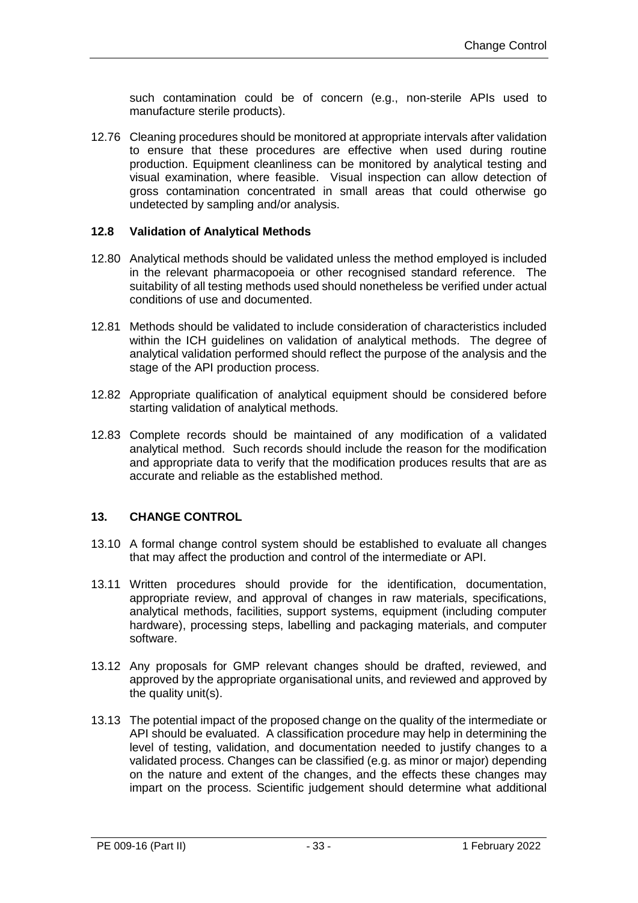such contamination could be of concern (e.g., non-sterile APIs used to manufacture sterile products).

12.76 Cleaning procedures should be monitored at appropriate intervals after validation to ensure that these procedures are effective when used during routine production. Equipment cleanliness can be monitored by analytical testing and visual examination, where feasible. Visual inspection can allow detection of gross contamination concentrated in small areas that could otherwise go undetected by sampling and/or analysis.

### 12.8 Validation of Analytical Methods

12.80 Analytical methods should be validated unless the method employed is included in the relevant pharmacopoeia or other recognised standard reference. The suitability of all testing methods used should nonetheless be verified under actual conditions of use and documented.

12.81 Methods should be validated to include consideration of characteristics included within the ICH guidelines on validation of analytical methods. The degree of analytical validation performed should reflect the purpose of the analysis and the stage of the API production process.

12.82 Appropriate qualification of analytical equipment should be considered before starting validation of analytical methods.

12.83 Complete records should be maintained of any modification of a validated analytical method. Such records should include the reason for the modification and appropriate data to verify that the modification produces results that are as accurate and reliable as the established method.

## 13. CHANGE CONTROL

13.10 A formal change control system should be established to evaluate all changes that may affect the production and control of the intermediate or API.

13.11 Written procedures should provide for the identification, documentation, appropriate review, and approval of changes in raw materials, specifications, analytical methods, facilities, support systems, equipment (including computer hardware), processing steps, labelling and packaging materials, and computer software.

13.12 Any proposals for GMP relevant changes should be drafted, reviewed, and approved by the appropriate organisational units, and reviewed and approved by the quality unit(s).

13.13 The potential impact of the proposed change on the quality of the intermediate or API should be evaluated. A classification procedure may help in determining the level of testing, validation, and documentation needed to justify changes to a validated process. Changes can be classified (e.g. as minor or major) depending on the nature and extent of the changes, and the effects these changes may impart on the process. Scientific judgement should determine what additional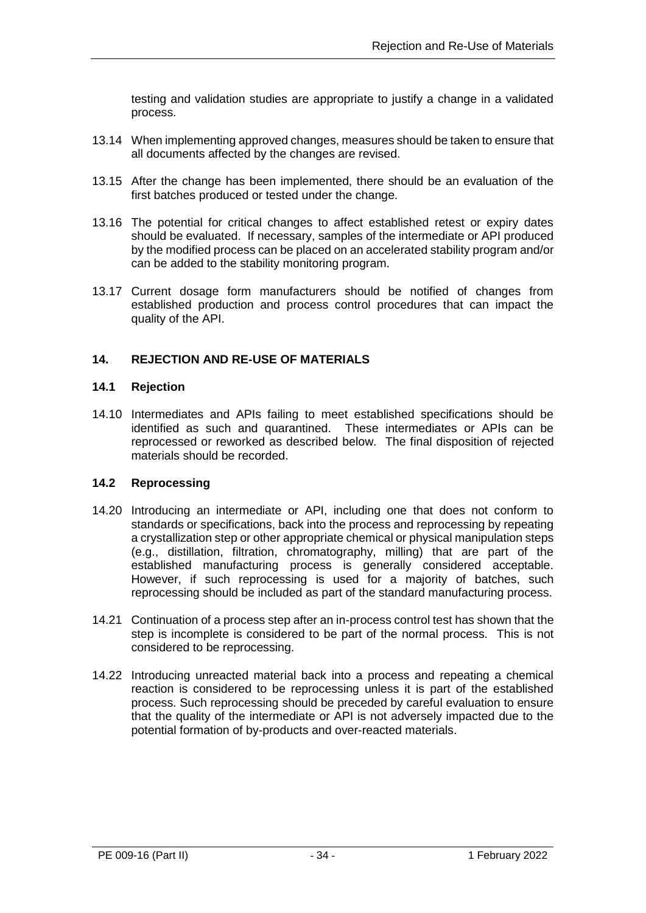testing and validation studies are appropriate to justify a change in a validated process.

13.14 When implementing approved changes, measures should be taken to ensure that all documents affected by the changes are revised.

13.15 After the change has been implemented, there should be an evaluation of the first batches produced or tested under the change.

13.16 The potential for critical changes to affect established retest or expiry dates should be evaluated. If necessary, samples of the intermediate or API produced by the modified process can be placed on an accelerated stability program and/or can be added to the stability monitoring program.

13.17 Current dosage form manufacturers should be notified of changes from established production and process control procedures that can impact the quality of the API.

## 14. REJECTION AND RE-USE OF MATERIALS

### 14.1 Rejection

14.10 Intermediates and APIs failing to meet established specifications should be identified as such and quarantined. These intermediates or APIs can be reprocessed or reworked as described below. The final disposition of rejected materials should be recorded.

### 14.2 Reprocessing

14.20 Introducing an intermediate or API, including one that does not conform to standards or specifications, back into the process and reprocessing by repeating a crystallization step or other appropriate chemical or physical manipulation steps (e.g., distillation, filtration, chromatography, milling) that are part of the established manufacturing process is generally considered acceptable. However, if such reprocessing is used for a majority of batches, such reprocessing should be included as part of the standard manufacturing process.

14.21 Continuation of a process step after an in-process control test has shown that the step is incomplete is considered to be part of the normal process. This is not considered to be reprocessing.

14.22 Introducing unreacted material back into a process and repeating a chemical reaction is considered to be reprocessing unless it is part of the established process. Such reprocessing should be preceded by careful evaluation to ensure that the quality of the intermediate or API is not adversely impacted due to the potential formation of by-products and over-reacted materials.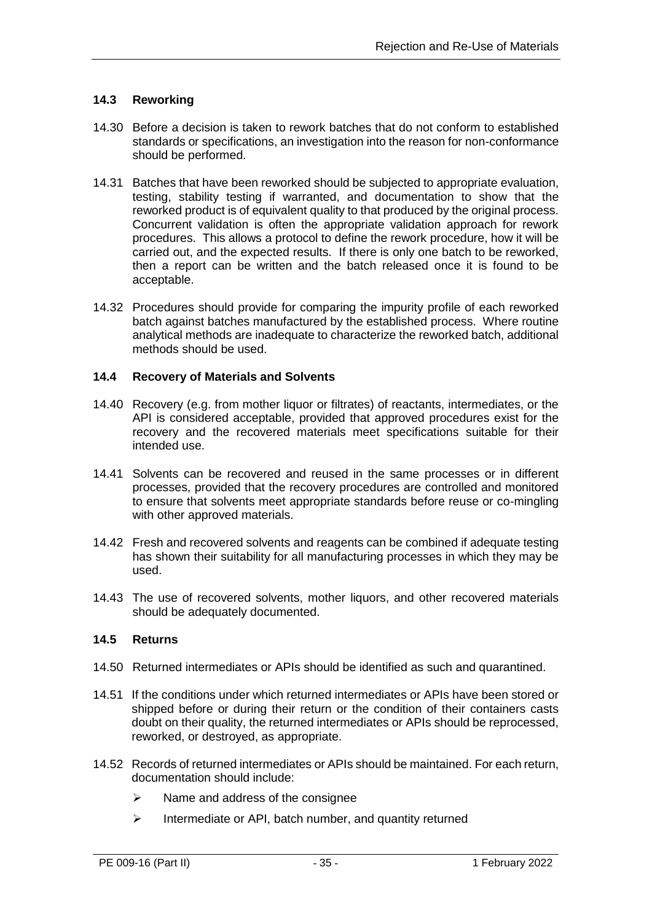### 14.3 Reworking

14.30 Before a decision is taken to rework batches that do not conform to established standards or specifications, an investigation into the reason for non-conformance should be performed.

14.31 Batches that have been reworked should be subjected to appropriate evaluation, testing, stability testing if warranted, and documentation to show that the reworked product is of equivalent quality to that produced by the original process. Concurrent validation is often the appropriate validation approach for rework procedures. This allows a protocol to define the rework procedure, how it will be carried out, and the expected results. If there is only one batch to be reworked, then a report can be written and the batch released once it is found to be acceptable.

14.32 Procedures should provide for comparing the impurity profile of each reworked batch against batches manufactured by the established process. Where routine analytical methods are inadequate to characterize the reworked batch, additional methods should be used.

### 14.4 Recovery of Materials and Solvents

14.40 Recovery (e.g. from mother liquor or filtrates) of reactants, intermediates, or the API is considered acceptable, provided that approved procedures exist for the recovery and the recovered materials meet specifications suitable for their intended use.

14.41 Solvents can be recovered and reused in the same processes or in different processes, provided that the recovery procedures are controlled and monitored to ensure that solvents meet appropriate standards before reuse or co-mingling with other approved materials.

14.42 Fresh and recovered solvents and reagents can be combined if adequate testing has shown their suitability for all manufacturing processes in which they may be used.

14.43 The use of recovered solvents, mother liquors, and other recovered materials should be adequately documented.

### 14.5 Returns

14.50 Returned intermediates or APIs should be identified as such and quarantined.

14.51 If the conditions under which returned intermediates or APIs have been stored or shipped before or during their return or the condition of their containers casts doubt on their quality, the returned intermediates or APIs should be reprocessed, reworked, or destroyed, as appropriate.

14.52 Records of returned intermediates or APIs should be maintained. For each return, documentation should include:

- Name and address of the consignee
- Intermediate or API, batch number, and quantity returned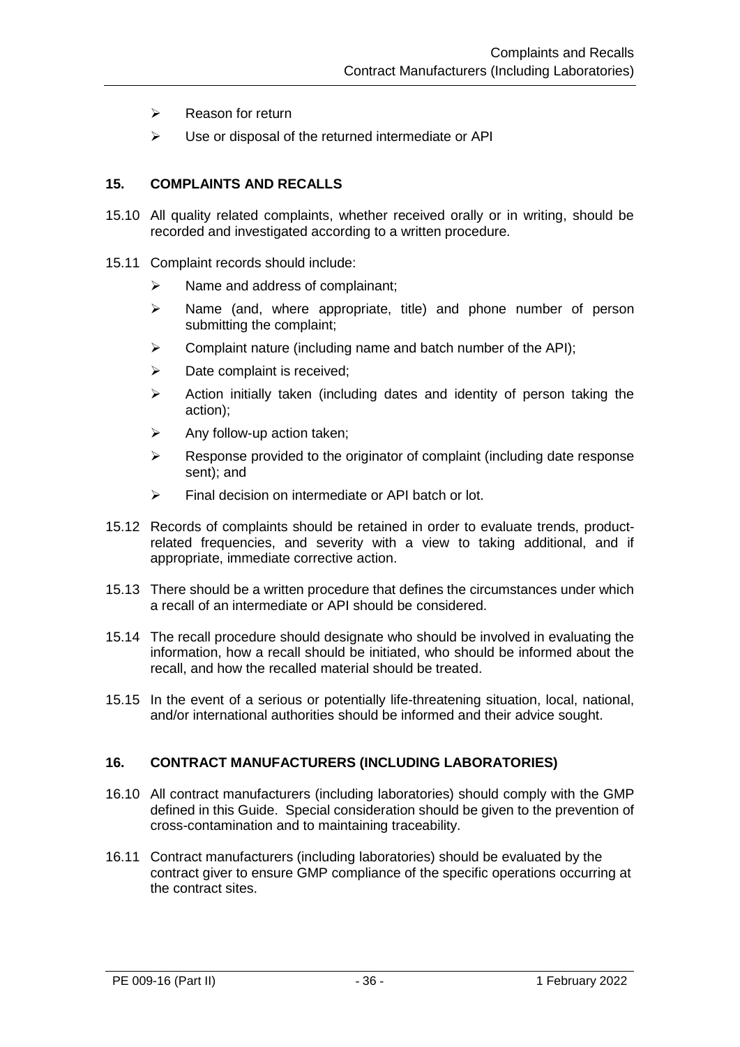- Reason for return
- Use or disposal of the returned intermediate or API

## 15. COMPLAINTS AND RECALLS

15.10 All quality related complaints, whether received orally or in writing, should be recorded and investigated according to a written procedure.

15.11 Complaint records should include:

- Name and address of complainant;
- Name (and, where appropriate, title) and phone number of person submitting the complaint;
- Complaint nature (including name and batch number of the API);
- Date complaint is received;
- Action initially taken (including dates and identity of person taking the action);
- Any follow-up action taken;
- Response provided to the originator of complaint (including date response sent); and
- Final decision on intermediate or API batch or lot.

15.12 Records of complaints should be retained in order to evaluate trends, product-related frequencies, and severity with a view to taking additional, and if appropriate, immediate corrective action.

15.13 There should be a written procedure that defines the circumstances under which a recall of an intermediate or API should be considered.

15.14 The recall procedure should designate who should be involved in evaluating the information, how a recall should be initiated, who should be informed about the recall, and how the recalled material should be treated.

15.15 In the event of a serious or potentially life-threatening situation, local, national, and/or international authorities should be informed and their advice sought.

## 16. CONTRACT MANUFACTURERS (INCLUDING LABORATORIES)

16.10 All contract manufacturers (including laboratories) should comply with the GMP defined in this Guide. Special consideration should be given to the prevention of cross-contamination and to maintaining traceability.

16.11 Contract manufacturers (including laboratories) should be evaluated by the contract giver to ensure GMP compliance of the specific operations occurring at the contract sites.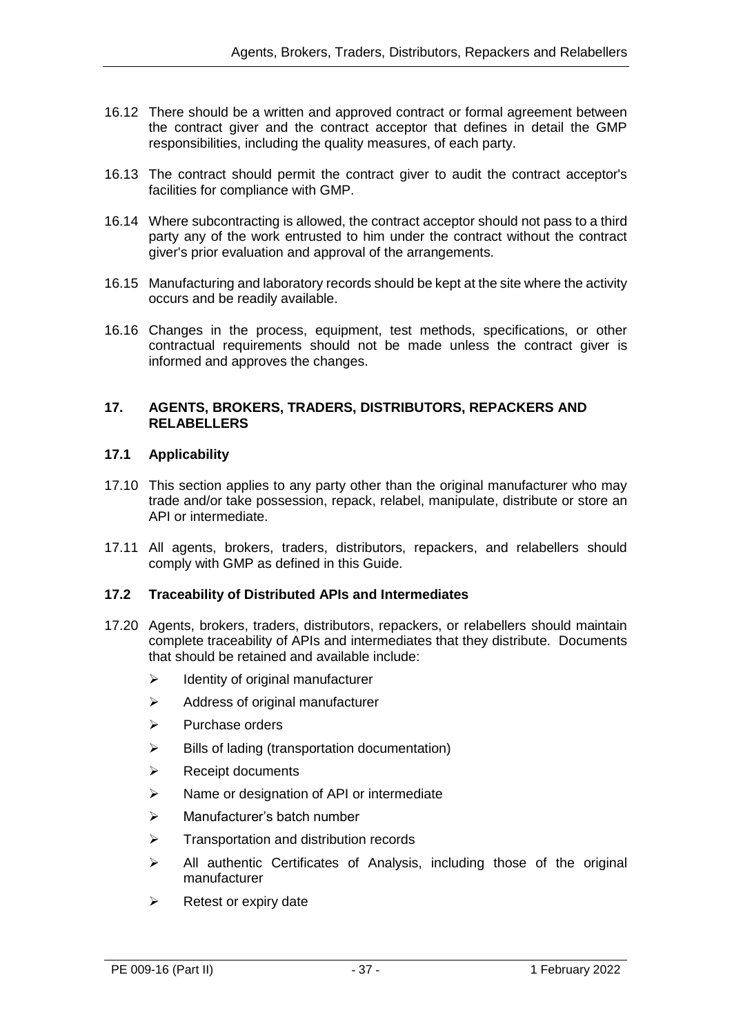16.12 There should be a written and approved contract or formal agreement between the contract giver and the contract acceptor that defines in detail the GMP responsibilities, including the quality measures, of each party.

16.13 The contract should permit the contract giver to audit the contract acceptor's facilities for compliance with GMP.

16.14 Where subcontracting is allowed, the contract acceptor should not pass to a third party any of the work entrusted to him under the contract without the contract giver's prior evaluation and approval of the arrangements.

16.15 Manufacturing and laboratory records should be kept at the site where the activity occurs and be readily available.

16.16 Changes in the process, equipment, test methods, specifications, or other contractual requirements should not be made unless the contract giver is informed and approves the changes.

## 17. AGENTS, BROKERS, TRADERS, DISTRIBUTORS, REPACKERS AND RELABELLERS

### 17.1 Applicability

17.10 This section applies to any party other than the original manufacturer who may trade and/or take possession, repack, relabel, manipulate, distribute or store an API or intermediate.

17.11 All agents, brokers, traders, distributors, repackers, and relabellers should comply with GMP as defined in this Guide.

### 17.2 Traceability of Distributed APIs and Intermediates

17.20 Agents, brokers, traders, distributors, repackers, or relabellers should maintain complete traceability of APIs and intermediates that they distribute. Documents that should be retained and available include:

- Identity of original manufacturer
- Address of original manufacturer
- Purchase orders
- Bills of lading (transportation documentation)
- Receipt documents
- Name or designation of API or intermediate
- Manufacturer's batch number
- Transportation and distribution records
- All authentic Certificates of Analysis, including those of the original manufacturer
- Retest or expiry date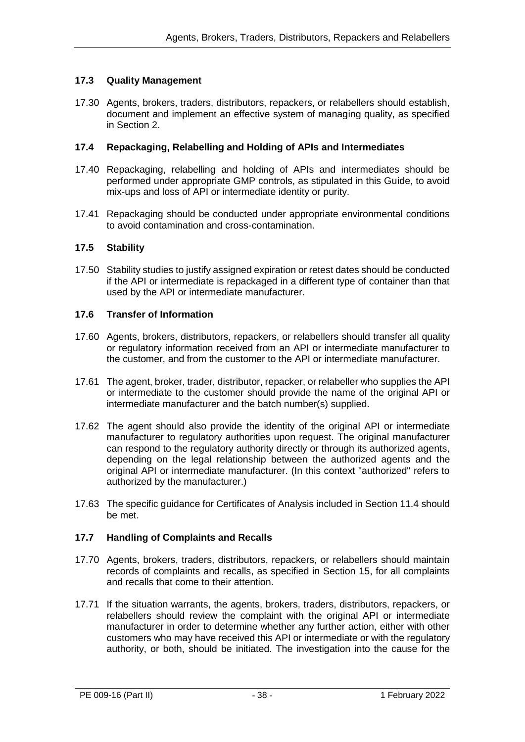### 17.3 Quality Management

17.30 Agents, brokers, traders, distributors, repackers, or relabellers should establish, document and implement an effective system of managing quality, as specified in Section 2.

### 17.4 Repackaging, Relabelling and Holding of APIs and Intermediates

17.40 Repackaging, relabelling and holding of APIs and intermediates should be performed under appropriate GMP controls, as stipulated in this Guide, to avoid mix-ups and loss of API or intermediate identity or purity.

17.41 Repackaging should be conducted under appropriate environmental conditions to avoid contamination and cross-contamination.

### 17.5 Stability

17.50 Stability studies to justify assigned expiration or retest dates should be conducted if the API or intermediate is repackaged in a different type of container than that used by the API or intermediate manufacturer.

### 17.6 Transfer of Information

17.60 Agents, brokers, distributors, repackers, or relabellers should transfer all quality or regulatory information received from an API or intermediate manufacturer to the customer, and from the customer to the API or intermediate manufacturer.

17.61 The agent, broker, trader, distributor, repacker, or relabeller who supplies the API or intermediate to the customer should provide the name of the original API or intermediate manufacturer and the batch number(s) supplied.

17.62 The agent should also provide the identity of the original API or intermediate manufacturer to regulatory authorities upon request. The original manufacturer can respond to the regulatory authority directly or through its authorized agents, depending on the legal relationship between the authorized agents and the original API or intermediate manufacturer. (In this context "authorized" refers to authorized by the manufacturer.)

17.63 The specific guidance for Certificates of Analysis included in Section 11.4 should be met.

### 17.7 Handling of Complaints and Recalls

17.70 Agents, brokers, traders, distributors, repackers, or relabellers should maintain records of complaints and recalls, as specified in Section 15, for all complaints and recalls that come to their attention.

17.71 If the situation warrants, the agents, brokers, traders, distributors, repackers, or relabellers should review the complaint with the original API or intermediate manufacturer in order to determine whether any further action, either with other customers who may have received this API or intermediate or with the regulatory authority, or both, should be initiated. The investigation into the cause for the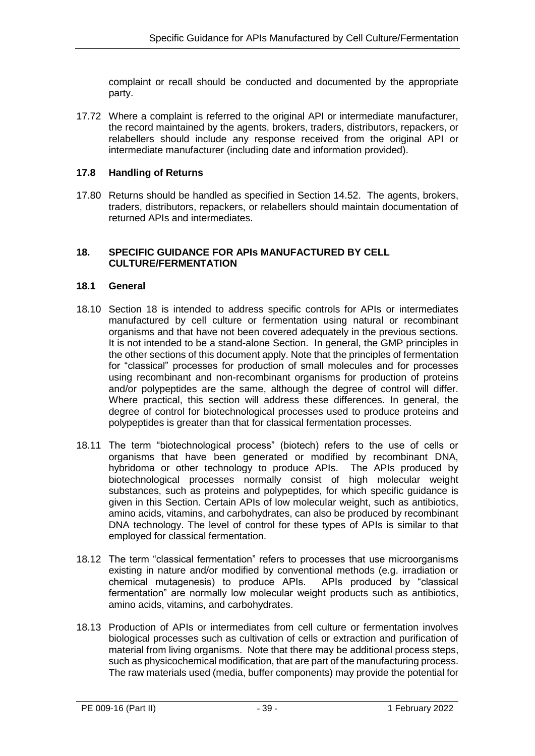complaint or recall should be conducted and documented by the appropriate party.

17.72 Where a complaint is referred to the original API or intermediate manufacturer, the record maintained by the agents, brokers, traders, distributors, repackers, or relabellers should include any response received from the original API or intermediate manufacturer (including date and information provided).

### 17.8 Handling of Returns

17.80 Returns should be handled as specified in Section 14.52. The agents, brokers, traders, distributors, repackers, or relabellers should maintain documentation of returned APIs and intermediates.

## 18. SPECIFIC GUIDANCE FOR APIs MANUFACTURED BY CELL CULTURE/FERMENTATION

### 18.1 General

18.10 Section 18 is intended to address specific controls for APIs or intermediates manufactured by cell culture or fermentation using natural or recombinant organisms and that have not been covered adequately in the previous sections. It is not intended to be a stand-alone Section. In general, the GMP principles in the other sections of this document apply. Note that the principles of fermentation for "classical" processes for production of small molecules and for processes using recombinant and non-recombinant organisms for production of proteins and/or polypeptides are the same, although the degree of control will differ. Where practical, this section will address these differences. In general, the degree of control for biotechnological processes used to produce proteins and polypeptides is greater than that for classical fermentation processes.

18.11 The term "biotechnological process" (biotech) refers to the use of cells or organisms that have been generated or modified by recombinant DNA, hybridoma or other technology to produce APIs. The APIs produced by biotechnological processes normally consist of high molecular weight substances, such as proteins and polypeptides, for which specific guidance is given in this Section. Certain APIs of low molecular weight, such as antibiotics, amino acids, vitamins, and carbohydrates, can also be produced by recombinant DNA technology. The level of control for these types of APIs is similar to that employed for classical fermentation.

18.12 The term "classical fermentation" refers to processes that use microorganisms existing in nature and/or modified by conventional methods (e.g. irradiation or chemical mutagenesis) to produce APIs. APIs produced by "classical fermentation" are normally low molecular weight products such as antibiotics, amino acids, vitamins, and carbohydrates.

18.13 Production of APIs or intermediates from cell culture or fermentation involves biological processes such as cultivation of cells or extraction and purification of material from living organisms. Note that there may be additional process steps, such as physicochemical modification, that are part of the manufacturing process. The raw materials used (media, buffer components) may provide the potential for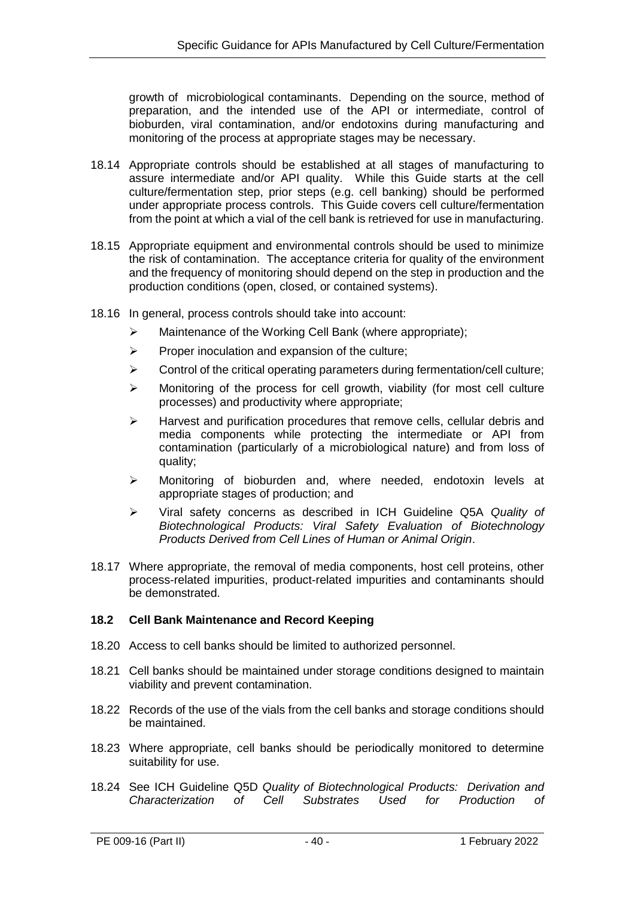growth of microbiological contaminants. Depending on the source, method of preparation, and the intended use of the API or intermediate, control of bioburden, viral contamination, and/or endotoxins during manufacturing and monitoring of the process at appropriate stages may be necessary.

18.14 Appropriate controls should be established at all stages of manufacturing to assure intermediate and/or API quality. While this Guide starts at the cell culture/fermentation step, prior steps (e.g. cell banking) should be performed under appropriate process controls. This Guide covers cell culture/fermentation from the point at which a vial of the cell bank is retrieved for use in manufacturing.

18.15 Appropriate equipment and environmental controls should be used to minimize the risk of contamination. The acceptance criteria for quality of the environment and the frequency of monitoring should depend on the step in production and the production conditions (open, closed, or contained systems).

18.16 In general, process controls should take into account:

- Maintenance of the Working Cell Bank (where appropriate);
- Proper inoculation and expansion of the culture;
- Control of the critical operating parameters during fermentation/cell culture;
- Monitoring of the process for cell growth, viability (for most cell culture processes) and productivity where appropriate;
- Harvest and purification procedures that remove cells, cellular debris and media components while protecting the intermediate or API from contamination (particularly of a microbiological nature) and from loss of quality;
- Monitoring of bioburden and, where needed, endotoxin levels at appropriate stages of production; and
- Viral safety concerns as described in ICH Guideline Q5A *Quality of Biotechnological Products: Viral Safety Evaluation of Biotechnology Products Derived from Cell Lines of Human or Animal Origin*.

18.17 Where appropriate, the removal of media components, host cell proteins, other process-related impurities, product-related impurities and contaminants should be demonstrated.

## 18.2 Cell Bank Maintenance and Record Keeping

18.20 Access to cell banks should be limited to authorized personnel.

18.21 Cell banks should be maintained under storage conditions designed to maintain viability and prevent contamination.

18.22 Records of the use of the vials from the cell banks and storage conditions should be maintained.

18.23 Where appropriate, cell banks should be periodically monitored to determine suitability for use.

18.24 See ICH Guideline Q5D *Quality of Biotechnological Products: Derivation and Characterization of Cell Substrates Used for Production of*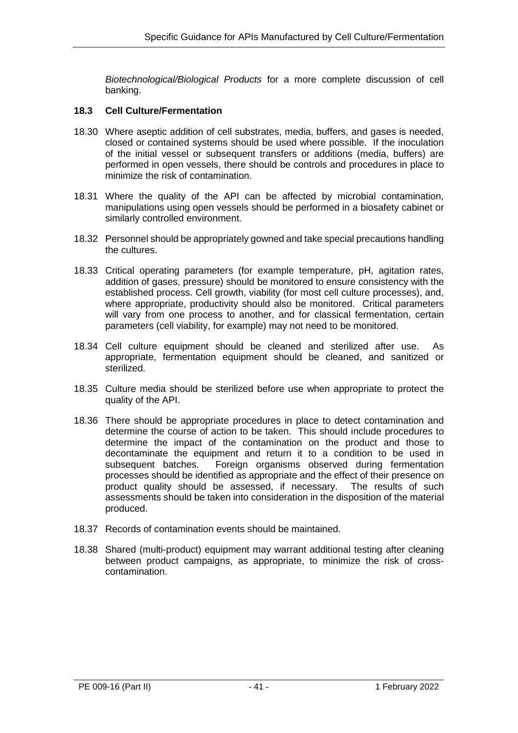*Biotechnological/Biological Products* for a more complete discussion of cell banking.

### 18.3 Cell Culture/Fermentation

18.30 Where aseptic addition of cell substrates, media, buffers, and gases is needed, closed or contained systems should be used where possible. If the inoculation of the initial vessel or subsequent transfers or additions (media, buffers) are performed in open vessels, there should be controls and procedures in place to minimize the risk of contamination.

18.31 Where the quality of the API can be affected by microbial contamination, manipulations using open vessels should be performed in a biosafety cabinet or similarly controlled environment.

18.32 Personnel should be appropriately gowned and take special precautions handling the cultures.

18.33 Critical operating parameters (for example temperature, pH, agitation rates, addition of gases, pressure) should be monitored to ensure consistency with the established process. Cell growth, viability (for most cell culture processes), and, where appropriate, productivity should also be monitored. Critical parameters will vary from one process to another, and for classical fermentation, certain parameters (cell viability, for example) may not need to be monitored.

18.34 Cell culture equipment should be cleaned and sterilized after use. As appropriate, fermentation equipment should be cleaned, and sanitized or sterilized.

18.35 Culture media should be sterilized before use when appropriate to protect the quality of the API.

18.36 There should be appropriate procedures in place to detect contamination and determine the course of action to be taken. This should include procedures to determine the impact of the contamination on the product and those to decontaminate the equipment and return it to a condition to be used in subsequent batches. Foreign organisms observed during fermentation processes should be identified as appropriate and the effect of their presence on product quality should be assessed, if necessary. The results of such assessments should be taken into consideration in the disposition of the material produced.

18.37 Records of contamination events should be maintained.

18.38 Shared (multi-product) equipment may warrant additional testing after cleaning between product campaigns, as appropriate, to minimize the risk of cross-contamination.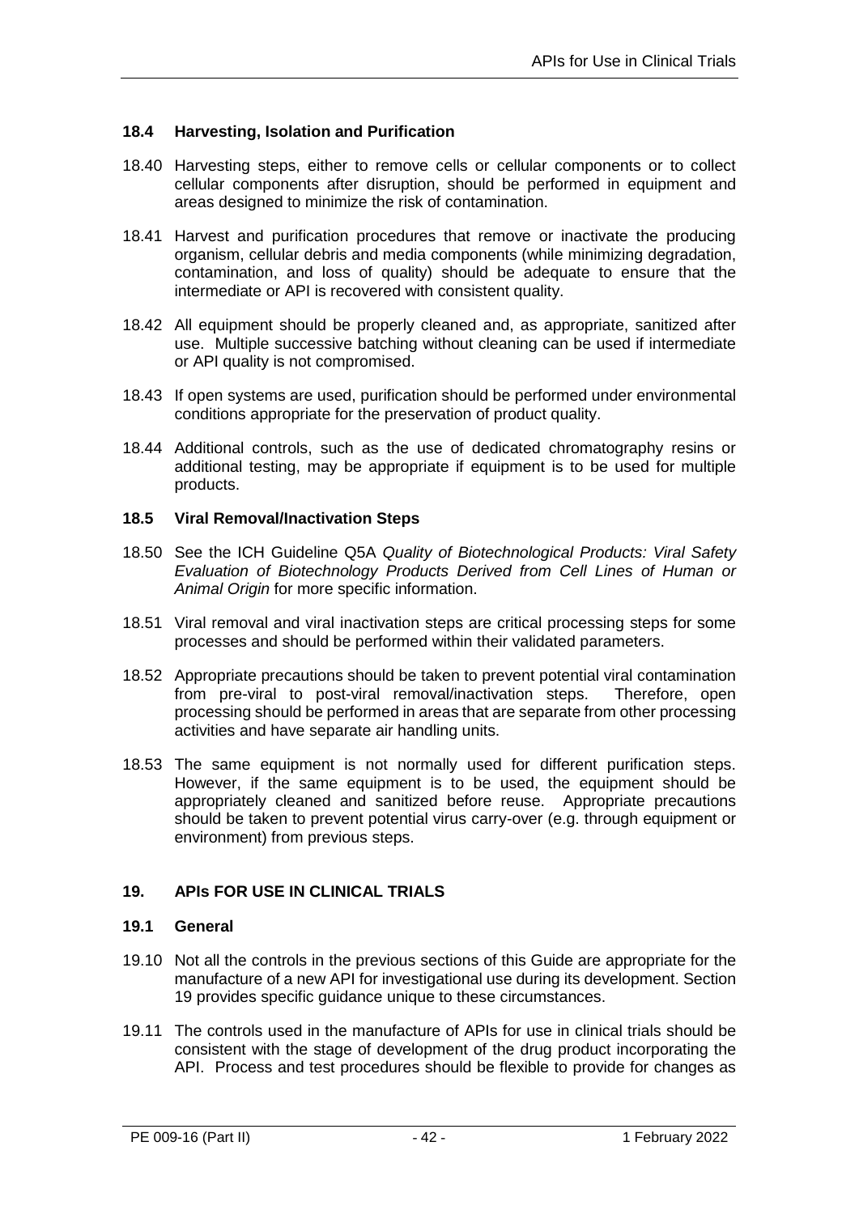### 18.4 Harvesting, Isolation and Purification

18.40 Harvesting steps, either to remove cells or cellular components or to collect cellular components after disruption, should be performed in equipment and areas designed to minimize the risk of contamination.

18.41 Harvest and purification procedures that remove or inactivate the producing organism, cellular debris and media components (while minimizing degradation, contamination, and loss of quality) should be adequate to ensure that the intermediate or API is recovered with consistent quality.

18.42 All equipment should be properly cleaned and, as appropriate, sanitized after use. Multiple successive batching without cleaning can be used if intermediate or API quality is not compromised.

18.43 If open systems are used, purification should be performed under environmental conditions appropriate for the preservation of product quality.

18.44 Additional controls, such as the use of dedicated chromatography resins or additional testing, may be appropriate if equipment is to be used for multiple products.

### 18.5 Viral Removal/Inactivation Steps

18.50 See the ICH Guideline Q5A *Quality of Biotechnological Products: Viral Safety Evaluation of Biotechnology Products Derived from Cell Lines of Human or Animal Origin* for more specific information.

18.51 Viral removal and viral inactivation steps are critical processing steps for some processes and should be performed within their validated parameters.

18.52 Appropriate precautions should be taken to prevent potential viral contamination from pre-viral to post-viral removal/inactivation steps. Therefore, open processing should be performed in areas that are separate from other processing activities and have separate air handling units.

18.53 The same equipment is not normally used for different purification steps. However, if the same equipment is to be used, the equipment should be appropriately cleaned and sanitized before reuse. Appropriate precautions should be taken to prevent potential virus carry-over (e.g. through equipment or environment) from previous steps.

## 19. APIs FOR USE IN CLINICAL TRIALS

### 19.1 General

19.10 Not all the controls in the previous sections of this Guide are appropriate for the manufacture of a new API for investigational use during its development. Section 19 provides specific guidance unique to these circumstances.

19.11 The controls used in the manufacture of APIs for use in clinical trials should be consistent with the stage of development of the drug product incorporating the API. Process and test procedures should be flexible to provide for changes as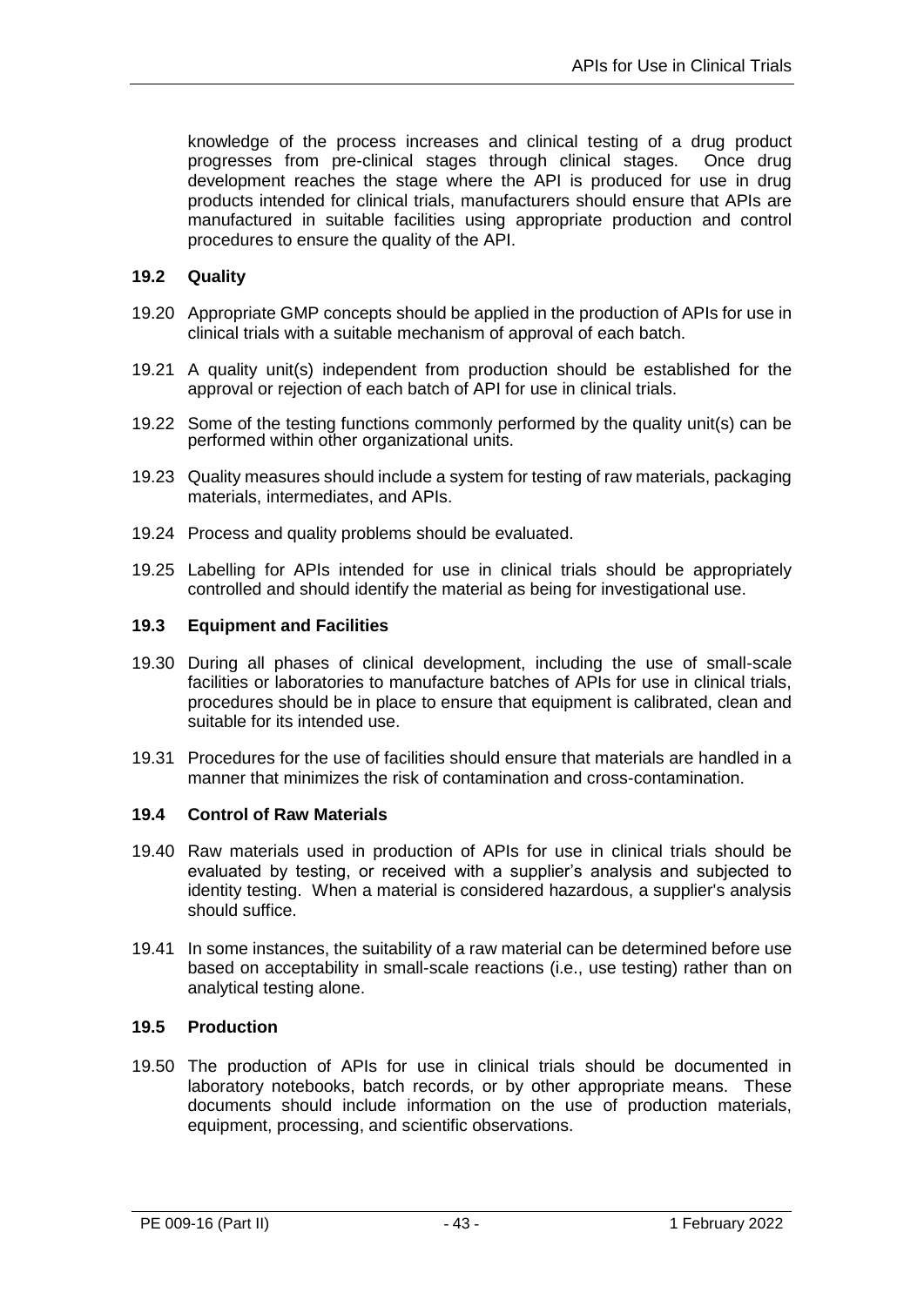knowledge of the process increases and clinical testing of a drug product progresses from pre-clinical stages through clinical stages. Once drug development reaches the stage where the API is produced for use in drug products intended for clinical trials, manufacturers should ensure that APIs are manufactured in suitable facilities using appropriate production and control procedures to ensure the quality of the API.

### 19.2 Quality

19.20 Appropriate GMP concepts should be applied in the production of APIs for use in clinical trials with a suitable mechanism of approval of each batch.

19.21 A quality unit(s) independent from production should be established for the approval or rejection of each batch of API for use in clinical trials.

19.22 Some of the testing functions commonly performed by the quality unit(s) can be performed within other organizational units.

19.23 Quality measures should include a system for testing of raw materials, packaging materials, intermediates, and APIs.

19.24 Process and quality problems should be evaluated.

19.25 Labelling for APIs intended for use in clinical trials should be appropriately controlled and should identify the material as being for investigational use.

### 19.3 Equipment and Facilities

19.30 During all phases of clinical development, including the use of small-scale facilities or laboratories to manufacture batches of APIs for use in clinical trials, procedures should be in place to ensure that equipment is calibrated, clean and suitable for its intended use.

19.31 Procedures for the use of facilities should ensure that materials are handled in a manner that minimizes the risk of contamination and cross-contamination.

### 19.4 Control of Raw Materials

19.40 Raw materials used in production of APIs for use in clinical trials should be evaluated by testing, or received with a supplier's analysis and subjected to identity testing. When a material is considered hazardous, a supplier's analysis should suffice.

19.41 In some instances, the suitability of a raw material can be determined before use based on acceptability in small-scale reactions (i.e., use testing) rather than on analytical testing alone.

### 19.5 Production

19.50 The production of APIs for use in clinical trials should be documented in laboratory notebooks, batch records, or by other appropriate means. These documents should include information on the use of production materials, equipment, processing, and scientific observations.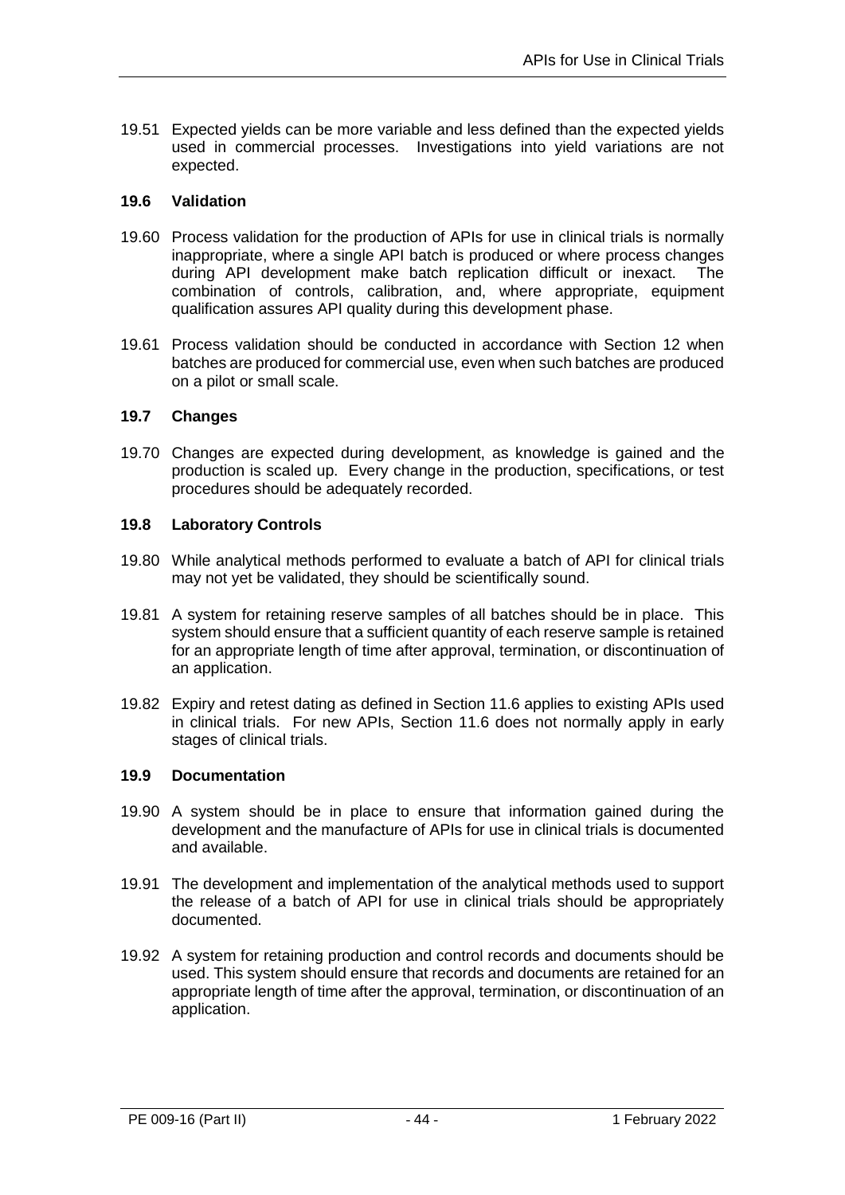19.51 Expected yields can be more variable and less defined than the expected yields used in commercial processes. Investigations into yield variations are not expected.

### 19.6 Validation

19.60 Process validation for the production of APIs for use in clinical trials is normally inappropriate, where a single API batch is produced or where process changes during API development make batch replication difficult or inexact. The combination of controls, calibration, and, where appropriate, equipment qualification assures API quality during this development phase.

19.61 Process validation should be conducted in accordance with Section 12 when batches are produced for commercial use, even when such batches are produced on a pilot or small scale.

### 19.7 Changes

19.70 Changes are expected during development, as knowledge is gained and the production is scaled up. Every change in the production, specifications, or test procedures should be adequately recorded.

### 19.8 Laboratory Controls

19.80 While analytical methods performed to evaluate a batch of API for clinical trials may not yet be validated, they should be scientifically sound.

19.81 A system for retaining reserve samples of all batches should be in place. This system should ensure that a sufficient quantity of each reserve sample is retained for an appropriate length of time after approval, termination, or discontinuation of an application.

19.82 Expiry and retest dating as defined in Section 11.6 applies to existing APIs used in clinical trials. For new APIs, Section 11.6 does not normally apply in early stages of clinical trials.

### 19.9 Documentation

19.90 A system should be in place to ensure that information gained during the development and the manufacture of APIs for use in clinical trials is documented and available.

19.91 The development and implementation of the analytical methods used to support the release of a batch of API for use in clinical trials should be appropriately documented.

19.92 A system for retaining production and control records and documents should be used. This system should ensure that records and documents are retained for an appropriate length of time after the approval, termination, or discontinuation of an application.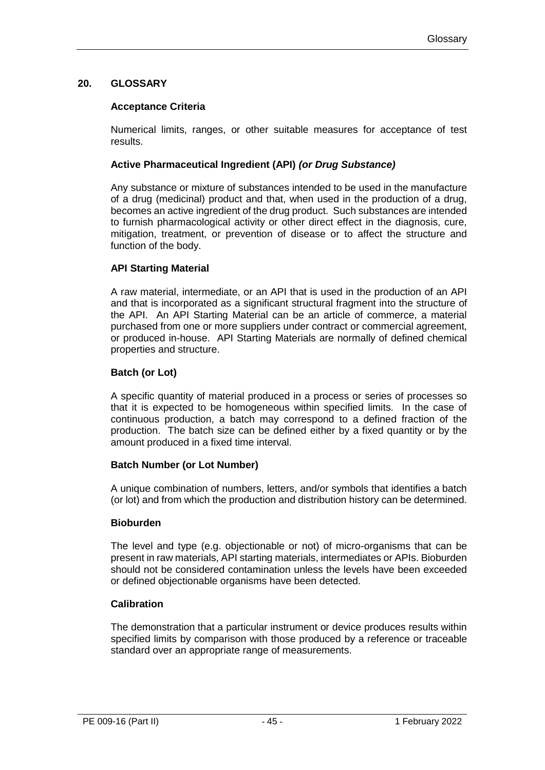## 20. GLOSSARY

### Acceptance Criteria

Numerical limits, ranges, or other suitable measures for acceptance of test results.

### Active Pharmaceutical Ingredient (API) *(or Drug Substance)*

Any substance or mixture of substances intended to be used in the manufacture of a drug (medicinal) product and that, when used in the production of a drug, becomes an active ingredient of the drug product. Such substances are intended to furnish pharmacological activity or other direct effect in the diagnosis, cure, mitigation, treatment, or prevention of disease or to affect the structure and function of the body.

### API Starting Material

A raw material, intermediate, or an API that is used in the production of an API and that is incorporated as a significant structural fragment into the structure of the API. An API Starting Material can be an article of commerce, a material purchased from one or more suppliers under contract or commercial agreement, or produced in-house. API Starting Materials are normally of defined chemical properties and structure.

### Batch (or Lot)

A specific quantity of material produced in a process or series of processes so that it is expected to be homogeneous within specified limits. In the case of continuous production, a batch may correspond to a defined fraction of the production. The batch size can be defined either by a fixed quantity or by the amount produced in a fixed time interval.

### Batch Number (or Lot Number)

A unique combination of numbers, letters, and/or symbols that identifies a batch (or lot) and from which the production and distribution history can be determined.

### Bioburden

The level and type (e.g. objectionable or not) of micro-organisms that can be present in raw materials, API starting materials, intermediates or APIs. Bioburden should not be considered contamination unless the levels have been exceeded or defined objectionable organisms have been detected.

### Calibration

The demonstration that a particular instrument or device produces results within specified limits by comparison with those produced by a reference or traceable standard over an appropriate range of measurements.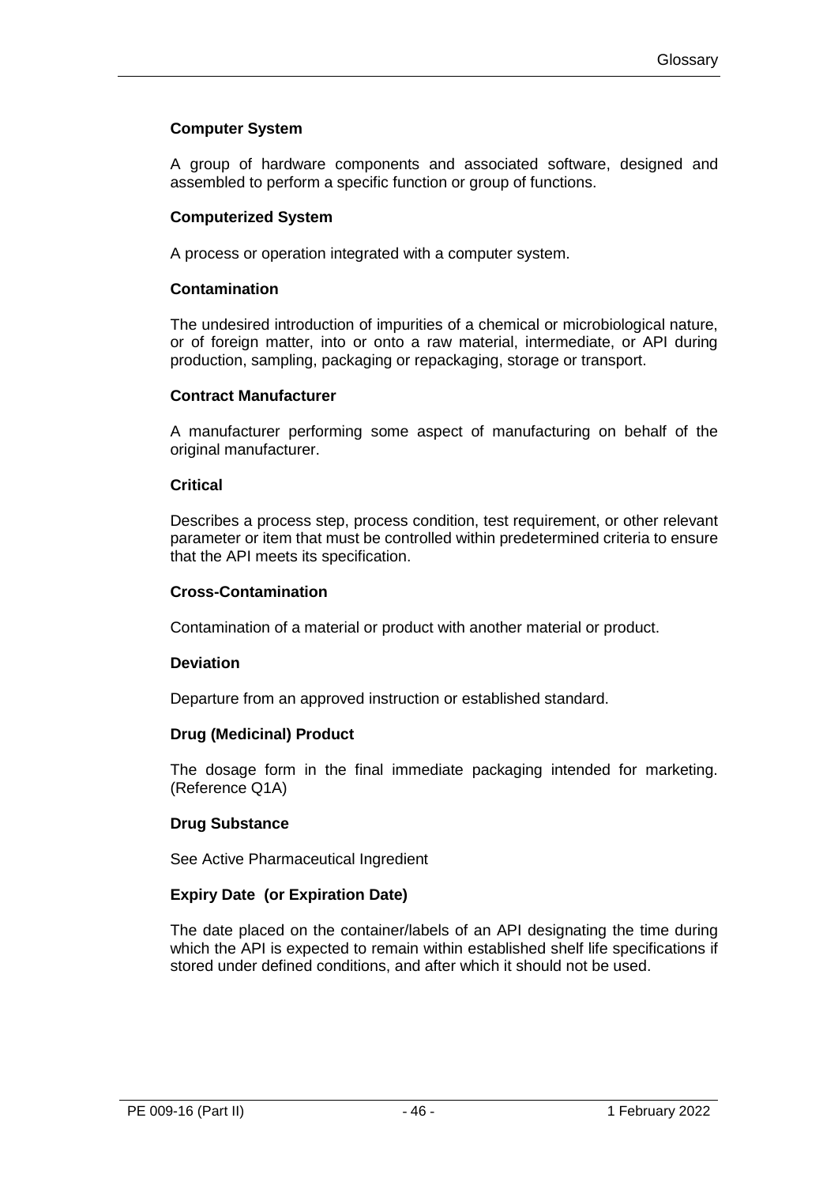**Computer System**

A group of hardware components and associated software, designed and assembled to perform a specific function or group of functions.

**Computerized System**

A process or operation integrated with a computer system.

**Contamination**

The undesired introduction of impurities of a chemical or microbiological nature, or of foreign matter, into or onto a raw material, intermediate, or API during production, sampling, packaging or repackaging, storage or transport.

**Contract Manufacturer**

A manufacturer performing some aspect of manufacturing on behalf of the original manufacturer.

**Critical**

Describes a process step, process condition, test requirement, or other relevant parameter or item that must be controlled within predetermined criteria to ensure that the API meets its specification.

**Cross-Contamination**

Contamination of a material or product with another material or product.

**Deviation**

Departure from an approved instruction or established standard.

**Drug (Medicinal) Product**

The dosage form in the final immediate packaging intended for marketing. (Reference Q1A)

**Drug Substance**

See Active Pharmaceutical Ingredient

**Expiry Date (or Expiration Date)**

The date placed on the container/labels of an API designating the time during which the API is expected to remain within established shelf life specifications if stored under defined conditions, and after which it should not be used.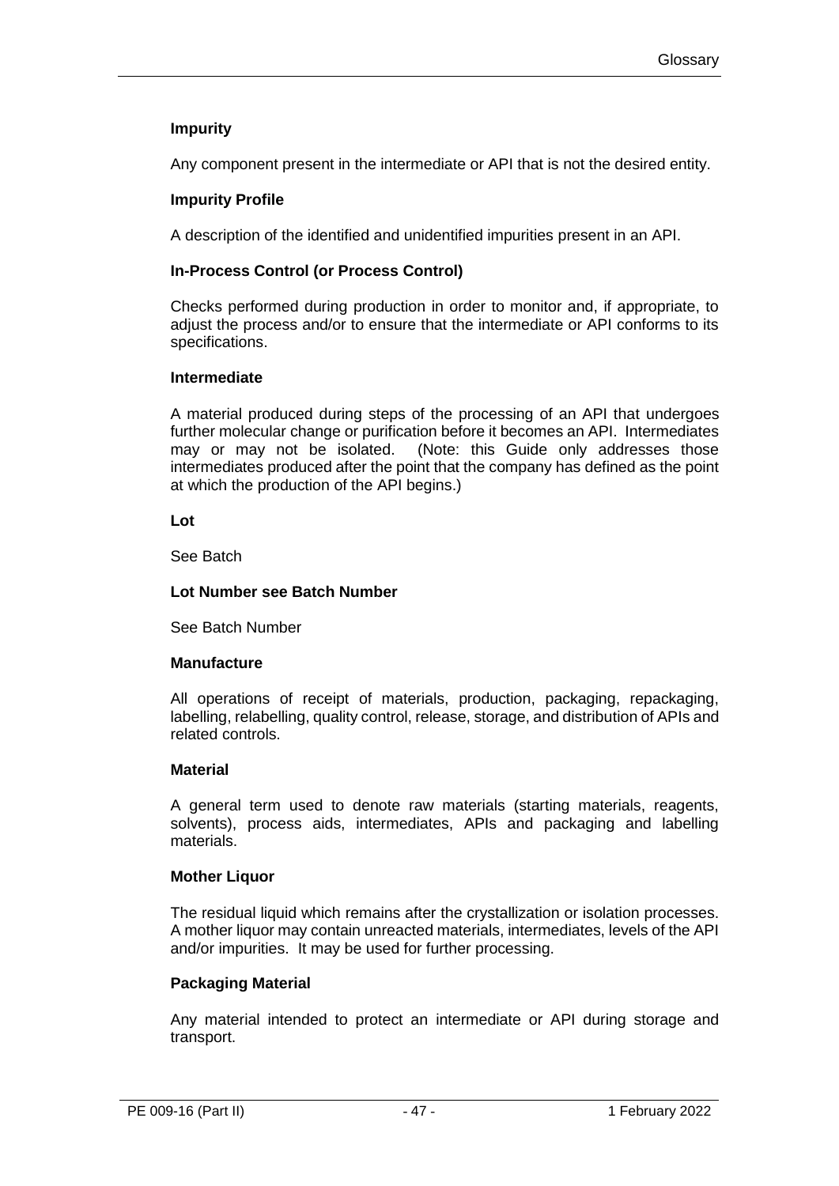**Impurity**

Any component present in the intermediate or API that is not the desired entity.

**Impurity Profile**

A description of the identified and unidentified impurities present in an API.

**In-Process Control (or Process Control)**

Checks performed during production in order to monitor and, if appropriate, to adjust the process and/or to ensure that the intermediate or API conforms to its specifications.

**Intermediate**

A material produced during steps of the processing of an API that undergoes further molecular change or purification before it becomes an API. Intermediates may or may not be isolated. (Note: this Guide only addresses those intermediates produced after the point that the company has defined as the point at which the production of the API begins.)

**Lot**

See Batch

**Lot Number see Batch Number**

See Batch Number

**Manufacture**

All operations of receipt of materials, production, packaging, repackaging, labelling, relabelling, quality control, release, storage, and distribution of APIs and related controls.

**Material**

A general term used to denote raw materials (starting materials, reagents, solvents), process aids, intermediates, APIs and packaging and labelling materials.

**Mother Liquor**

The residual liquid which remains after the crystallization or isolation processes. A mother liquor may contain unreacted materials, intermediates, levels of the API and/or impurities. It may be used for further processing.

**Packaging Material**

Any material intended to protect an intermediate or API during storage and transport.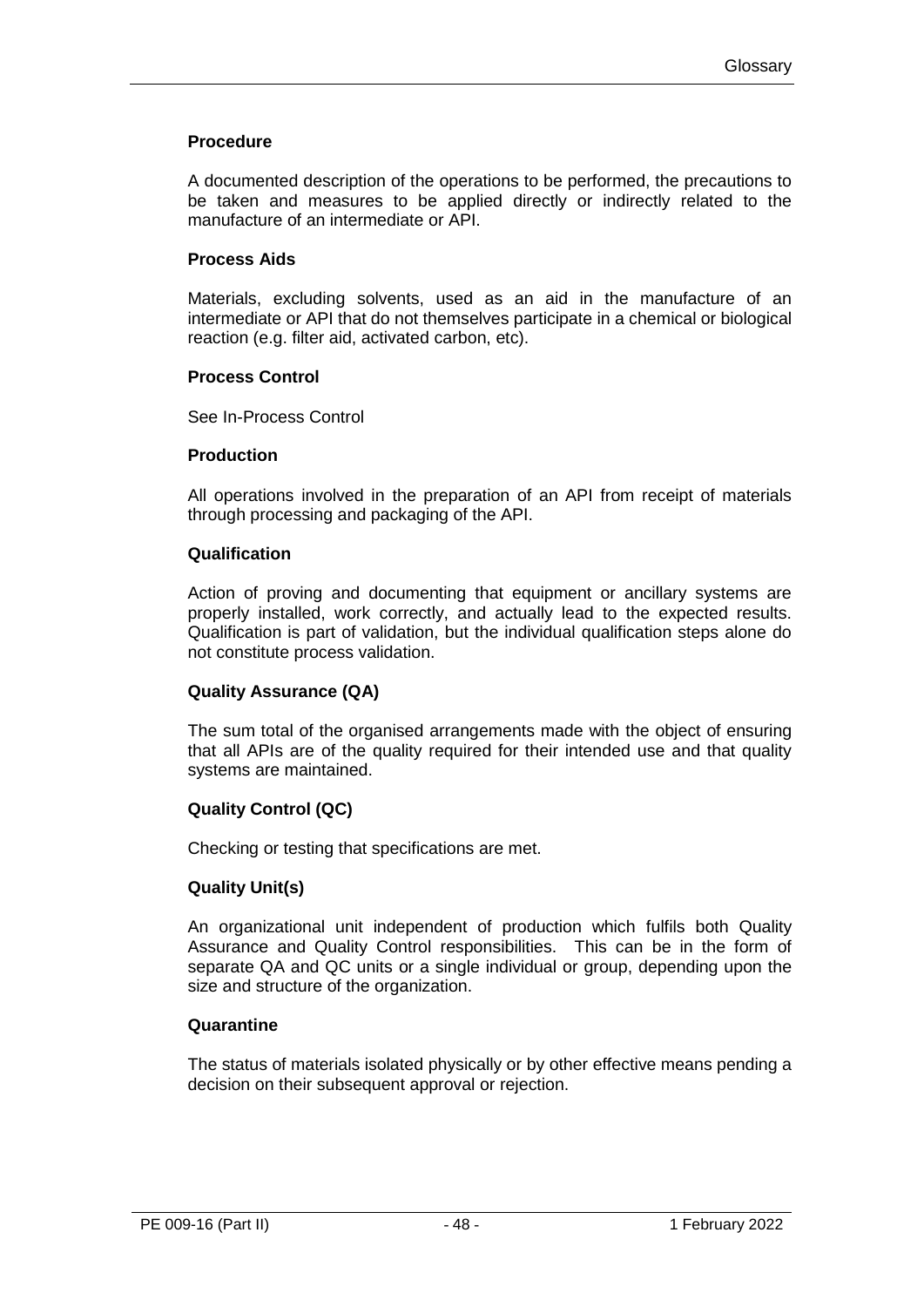**Procedure**

A documented description of the operations to be performed, the precautions to be taken and measures to be applied directly or indirectly related to the manufacture of an intermediate or API.

**Process Aids**

Materials, excluding solvents, used as an aid in the manufacture of an intermediate or API that do not themselves participate in a chemical or biological reaction (e.g. filter aid, activated carbon, etc).

**Process Control**

See In-Process Control

**Production**

All operations involved in the preparation of an API from receipt of materials through processing and packaging of the API.

**Qualification**

Action of proving and documenting that equipment or ancillary systems are properly installed, work correctly, and actually lead to the expected results. Qualification is part of validation, but the individual qualification steps alone do not constitute process validation.

**Quality Assurance (QA)**

The sum total of the organised arrangements made with the object of ensuring that all APIs are of the quality required for their intended use and that quality systems are maintained.

**Quality Control (QC)**

Checking or testing that specifications are met.

**Quality Unit(s)**

An organizational unit independent of production which fulfils both Quality Assurance and Quality Control responsibilities. This can be in the form of separate QA and QC units or a single individual or group, depending upon the size and structure of the organization.

**Quarantine**

The status of materials isolated physically or by other effective means pending a decision on their subsequent approval or rejection.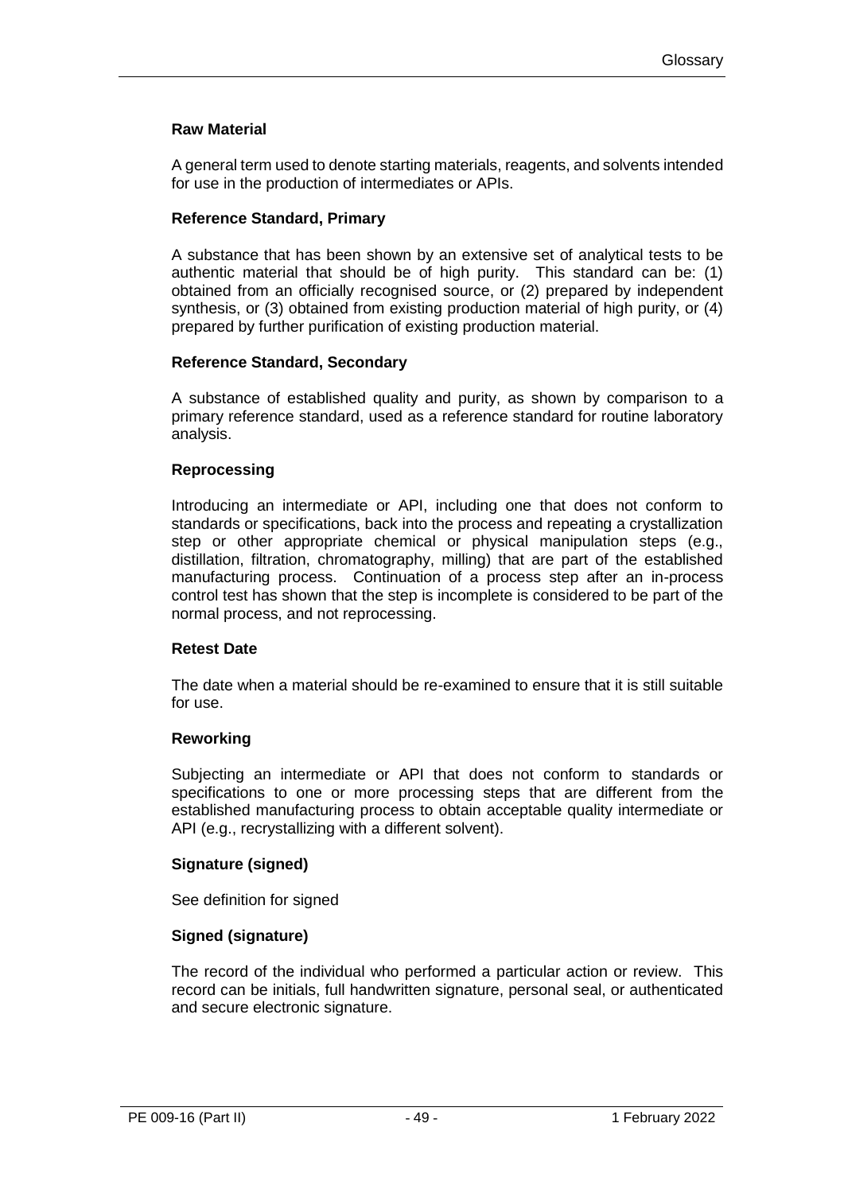**Raw Material**

A general term used to denote starting materials, reagents, and solvents intended for use in the production of intermediates or APIs.

**Reference Standard, Primary**

A substance that has been shown by an extensive set of analytical tests to be authentic material that should be of high purity. This standard can be: (1) obtained from an officially recognised source, or (2) prepared by independent synthesis, or (3) obtained from existing production material of high purity, or (4) prepared by further purification of existing production material.

**Reference Standard, Secondary**

A substance of established quality and purity, as shown by comparison to a primary reference standard, used as a reference standard for routine laboratory analysis.

**Reprocessing**

Introducing an intermediate or API, including one that does not conform to standards or specifications, back into the process and repeating a crystallization step or other appropriate chemical or physical manipulation steps (e.g., distillation, filtration, chromatography, milling) that are part of the established manufacturing process. Continuation of a process step after an in-process control test has shown that the step is incomplete is considered to be part of the normal process, and not reprocessing.

**Retest Date**

The date when a material should be re-examined to ensure that it is still suitable for use.

**Reworking**

Subjecting an intermediate or API that does not conform to standards or specifications to one or more processing steps that are different from the established manufacturing process to obtain acceptable quality intermediate or API (e.g., recrystallizing with a different solvent).

**Signature (signed)**

See definition for signed

**Signed (signature)**

The record of the individual who performed a particular action or review. This record can be initials, full handwritten signature, personal seal, or authenticated and secure electronic signature.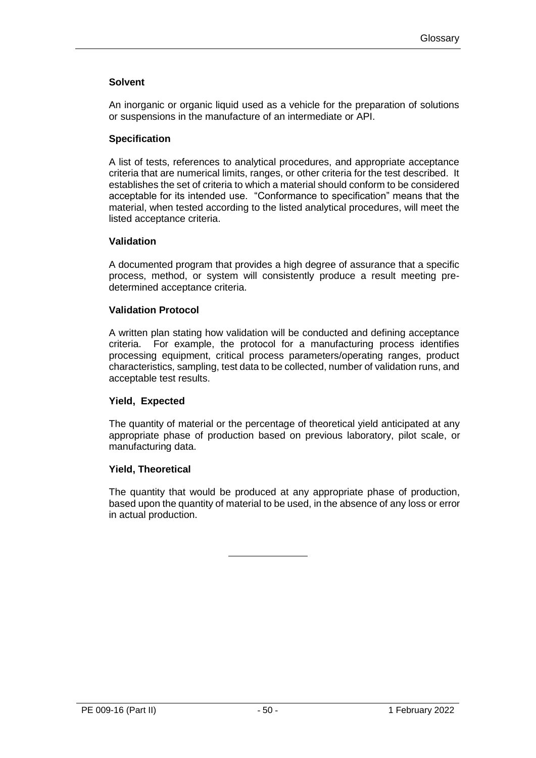**Solvent**

An inorganic or organic liquid used as a vehicle for the preparation of solutions or suspensions in the manufacture of an intermediate or API.

**Specification**

A list of tests, references to analytical procedures, and appropriate acceptance criteria that are numerical limits, ranges, or other criteria for the test described. It establishes the set of criteria to which a material should conform to be considered acceptable for its intended use. "Conformance to specification" means that the material, when tested according to the listed analytical procedures, will meet the listed acceptance criteria.

**Validation**

A documented program that provides a high degree of assurance that a specific process, method, or system will consistently produce a result meeting pre-determined acceptance criteria.

**Validation Protocol**

A written plan stating how validation will be conducted and defining acceptance criteria. For example, the protocol for a manufacturing process identifies processing equipment, critical process parameters/operating ranges, product characteristics, sampling, test data to be collected, number of validation runs, and acceptable test results.

**Yield, Expected**

The quantity of material or the percentage of theoretical yield anticipated at any appropriate phase of production based on previous laboratory, pilot scale, or manufacturing data.

**Yield, Theoretical**

The quantity that would be produced at any appropriate phase of production, based upon the quantity of material to be used, in the absence of any loss or error in actual production.